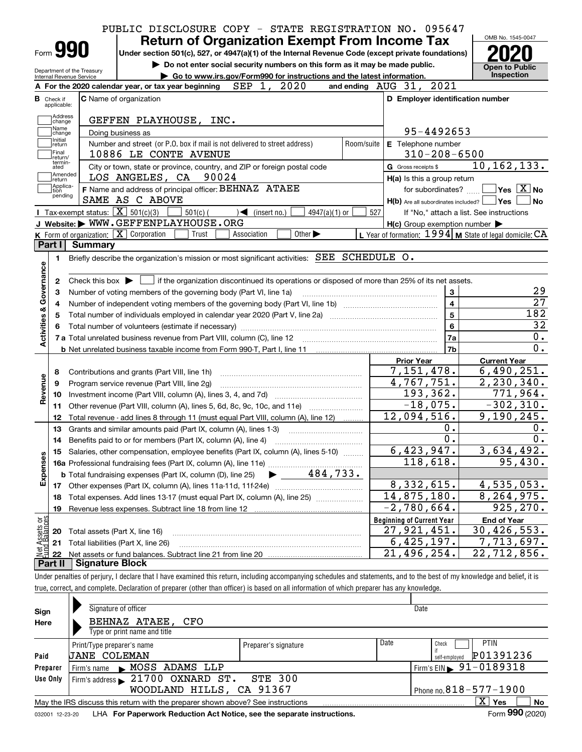PUBLIC DISCLOSURE COPY - STATE REGISTRATION NO. 095647

# Form 990 — Return of Organization Exempt From Income Tax (2020)

Under section 501(c), 527, or 4947(a)(1) of the Internal Revenue Code (except private foundations)

▶ Do not enter social security numbers on this form as it may be made public.

▶ Go to www.irs.gov/Form990 for instructions and the latest information.

Department of the Treasury Internal Revenue Service

OMB No. 1545-0047 | Open to Public Inspection

**A** For the 2020 calendar year, or tax year beginning SEP 1, 2020 and ending AUG 31, 2021

**B** Check if applicable: Address change, Name change, Initial return, Final return/terminated, Amended return, Application pending

**C** Name of organization: GEFFEN PLAYHOUSE, INC.

Doing business as

Number and street (or P.O. box if mail is not delivered to street address): 10886 LE CONTE AVENUE | Room/suite

City or town, state or province, country, and ZIP or foreign postal code: LOS ANGELES, CA 90024

**D** Employer identification number: 95-4492653

**E** Telephone number: 310-208-6500

**G** Gross receipts $ 10,162,133.

**F** Name and address of principal officer: BEHNAZ ATAEE, SAME AS C ABOVE

**H(a)** Is this a group return for subordinates? Yes [ ] No [X]

**H(b)** Are all subordinates included? Yes [ ] No [ ] If "No," attach a list. See instructions

**H(c)** Group exemption number ▶

**I** Tax-exempt status: [X] 501(c)(3) [ ] 501(c) ( ) ◀ (insert no.) [ ] 4947(a)(1) or [ ] 527

**J** Website: ▶ WWW.GEFFENPLAYHOUSE.ORG

**K** Form of organization: [X] Corporation [ ] Trust [ ] Association [ ] Other ▶

**L** Year of formation: 1994 **M** State of legal domicile: CA

## Part I Summary

**Activities & Governance**

1 Briefly describe the organization's mission or most significant activities: SEE SCHEDULE O.

2 Check this box ▶ [ ] if the organization discontinued its operations or disposed of more than 25% of its net assets.

| Line | Description | | Value |
|---|---|---|---|
| 3 | Number of voting members of the governing body (Part VI, line 1a) | 3 | 29 |
| 4 | Number of independent voting members of the governing body (Part VI, line 1b) | 4 | 27 |
| 5 | Total number of individuals employed in calendar year 2020 (Part V, line 2a) | 5 | 182 |
| 6 | Total number of volunteers (estimate if necessary) | 6 | 32 |
| 7a | Total unrelated business revenue from Part VIII, column (C), line 12 | 7a | 0. |
| b | Net unrelated business taxable income from Form 990-T, Part I, line 11 | 7b | 0. |

| Line | Description | Prior Year | Current Year |
|---|---|---|---|
| **Revenue** | | | |
| 8 | Contributions and grants (Part VIII, line 1h) | 7,151,478. | 6,490,251. |
| 9 | Program service revenue (Part VIII, line 2g) | 4,767,751. | 2,230,340. |
| 10 | Investment income (Part VIII, column (A), lines 3, 4, and 7d) | 193,362. | 771,964. |
| 11 | Other revenue (Part VIII, column (A), lines 5, 6d, 8c, 9c, 10c, and 11e) | -18,075. | -302,310. |
| 12 | Total revenue - add lines 8 through 11 (must equal Part VIII, column (A), line 12) | 12,094,516. | 9,190,245. |
| **Expenses** | | | |
| 13 | Grants and similar amounts paid (Part IX, column (A), lines 1-3) | 0. | 0. |
| 14 | Benefits paid to or for members (Part IX, column (A), line 4) | 0. | 0. |
| 15 | Salaries, other compensation, employee benefits (Part IX, column (A), lines 5-10) | 6,423,947. | 3,634,492. |
| 16a | Professional fundraising fees (Part IX, column (A), line 11e) | 118,618. | 95,430. |
| b | Total fundraising expenses (Part IX, column (D), line 25) ▶ 484,733. | | |
| 17 | Other expenses (Part IX, column (A), lines 11a-11d, 11f-24e) | 8,332,615. | 4,535,053. |
| 18 | Total expenses. Add lines 13-17 (must equal Part IX, column (A), line 25) | 14,875,180. | 8,264,975. |
| 19 | Revenue less expenses. Subtract line 18 from line 12 | -2,780,664. | 925,270. |
| **Net Assets or Fund Balances** | | **Beginning of Current Year** | **End of Year** |
| 20 | Total assets (Part X, line 16) | 27,921,451. | 30,426,553. |
| 21 | Total liabilities (Part X, line 26) | 6,425,197. | 7,713,697. |
| 22 | Net assets or fund balances. Subtract line 21 from line 20 | 21,496,254. | 22,712,856. |

## Part II Signature Block

Under penalties of perjury, I declare that I have examined this return, including accompanying schedules and statements, and to the best of my knowledge and belief, it is true, correct, and complete. Declaration of preparer (other than officer) is based on all information of which preparer has any knowledge.

**Sign Here**

Signature of officer | Date

BEHNAZ ATAEE, CFO

Type or print name and title

**Paid Preparer Use Only**

| Print/Type preparer's name | Preparer's signature | Date | Check if self-employed | PTIN |
|---|---|---|---|---|
| JANE COLEMAN | | | [ ] | P01391236 |

Firm's name ▶ MOSS ADAMS LLP | Firm's EIN ▶ 91-0189318

Firm's address ▶ 21700 OXNARD ST. STE 300, WOODLAND HILLS, CA 91367 | Phone no. 818-577-1900

May the IRS discuss this return with the preparer shown above? See instructions [X] Yes [ ] No

032001 12-23-20 LHA For Paperwork Reduction Act Notice, see the separate instructions. Form 990 (2020)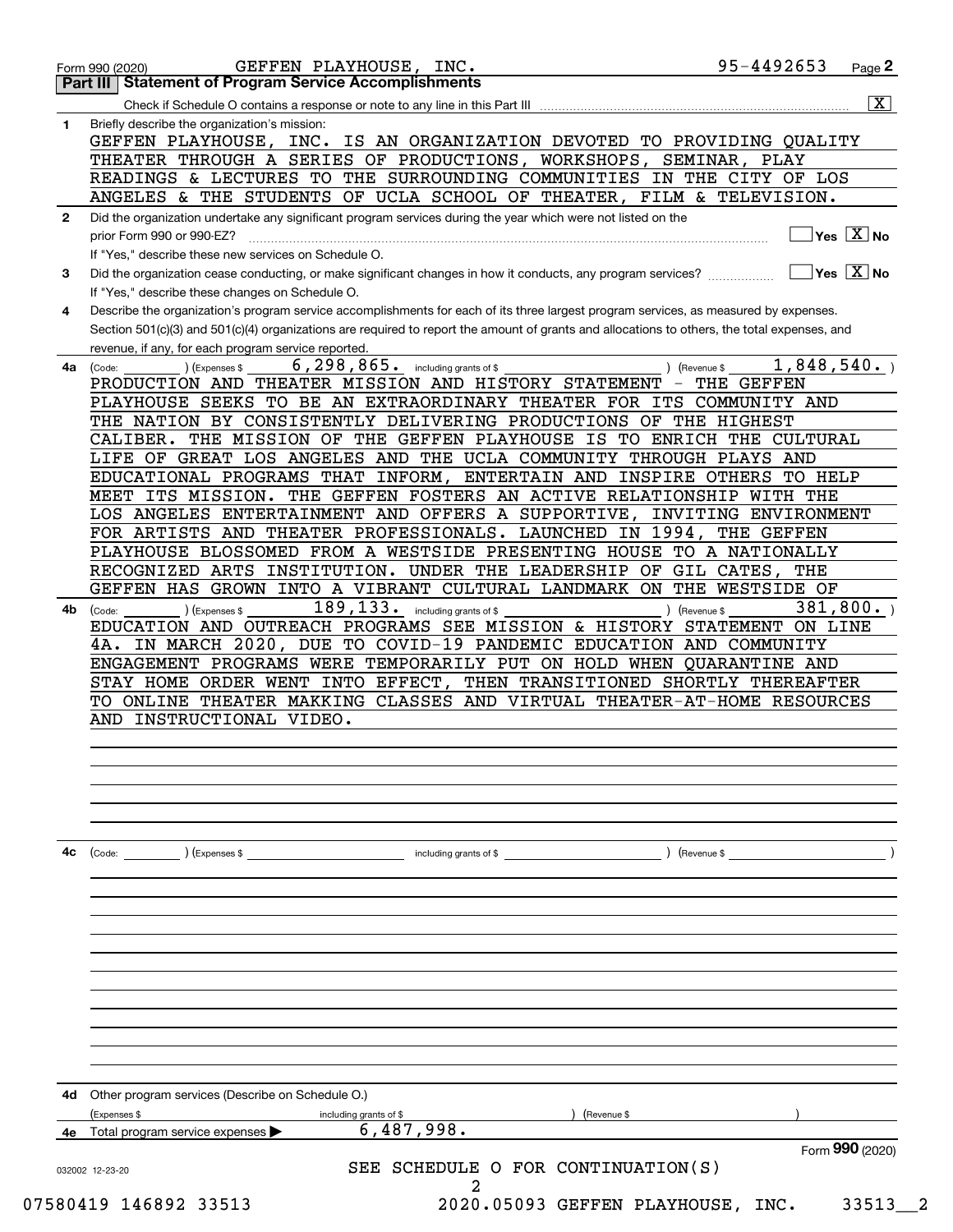Form 990 (2020) GEFFEN PLAYHOUSE, INC. 95-4492653 Page **2**

**Part III | Statement of Program Service Accomplishments**

Check if Schedule O contains a response or note to any line in this Part III .......... [X]

**1** Briefly describe the organization's mission:

GEFFEN PLAYHOUSE, INC. IS AN ORGANIZATION DEVOTED TO PROVIDING QUALITY THEATER THROUGH A SERIES OF PRODUCTIONS, WORKSHOPS, SEMINAR, PLAY READINGS & LECTURES TO THE SURROUNDING COMMUNITIES IN THE CITY OF LOS ANGELES & THE STUDENTS OF UCLA SCHOOL OF THEATER, FILM & TELEVISION.

**2** Did the organization undertake any significant program services during the year which were not listed on the prior Form 990 or 990-EZ? .......... [ ] Yes [X] No

If "Yes," describe these new services on Schedule O.

**3** Did the organization cease conducting, or make significant changes in how it conducts, any program services? .......... [ ] Yes [X] No

If "Yes," describe these changes on Schedule O.

**4** Describe the organization's program service accomplishments for each of its three largest program services, as measured by expenses. Section 501(c)(3) and 501(c)(4) organizations are required to report the amount of grants and allocations to others, the total expenses, and revenue, if any, for each program service reported.

**4a** (Code: ) (Expenses $ 6,298,865. including grants of $ ) (Revenue $ 1,848,540. )

PRODUCTION AND THEATER MISSION AND HISTORY STATEMENT - THE GEFFEN PLAYHOUSE SEEKS TO BE AN EXTRAORDINARY THEATER FOR ITS COMMUNITY AND THE NATION BY CONSISTENTLY DELIVERING PRODUCTIONS OF THE HIGHEST CALIBER. THE MISSION OF THE GEFFEN PLAYHOUSE IS TO ENRICH THE CULTURAL LIFE OF GREAT LOS ANGELES AND THE UCLA COMMUNITY THROUGH PLAYS AND EDUCATIONAL PROGRAMS THAT INFORM, ENTERTAIN AND INSPIRE OTHERS TO HELP MEET ITS MISSION. THE GEFFEN FOSTERS AN ACTIVE RELATIONSHIP WITH THE LOS ANGELES ENTERTAINMENT AND OFFERS A SUPPORTIVE, INVITING ENVIRONMENT FOR ARTISTS AND THEATER PROFESSIONALS. LAUNCHED IN 1994, THE GEFFEN PLAYHOUSE BLOSSOMED FROM A WESTSIDE PRESENTING HOUSE TO A NATIONALLY RECOGNIZED ARTS INSTITUTION. UNDER THE LEADERSHIP OF GIL CATES, THE GEFFEN HAS GROWN INTO A VIBRANT CULTURAL LANDMARK ON THE WESTSIDE OF

**4b** (Code: ) (Expenses $ 189,133. including grants of $ ) (Revenue $ 381,800. )

EDUCATION AND OUTREACH PROGRAMS SEE MISSION & HISTORY STATEMENT ON LINE 4A. IN MARCH 2020, DUE TO COVID-19 PANDEMIC EDUCATION AND COMMUNITY ENGAGEMENT PROGRAMS WERE TEMPORARILY PUT ON HOLD WHEN QUARANTINE AND STAY HOME ORDER WENT INTO EFFECT, THEN TRANSITIONED SHORTLY THEREAFTER TO ONLINE THEATER MAKKING CLASSES AND VIRTUAL THEATER-AT-HOME RESOURCES AND INSTRUCTIONAL VIDEO.

**4c** (Code: ) (Expenses $ including grants of $ ) (Revenue $ )

**4d** Other program services (Describe on Schedule O.)

(Expenses $ including grants of $ ) (Revenue $ )

**4e** Total program service expenses ▶ 6,487,998.

Form **990** (2020)

SEE SCHEDULE O FOR CONTINUATION(S)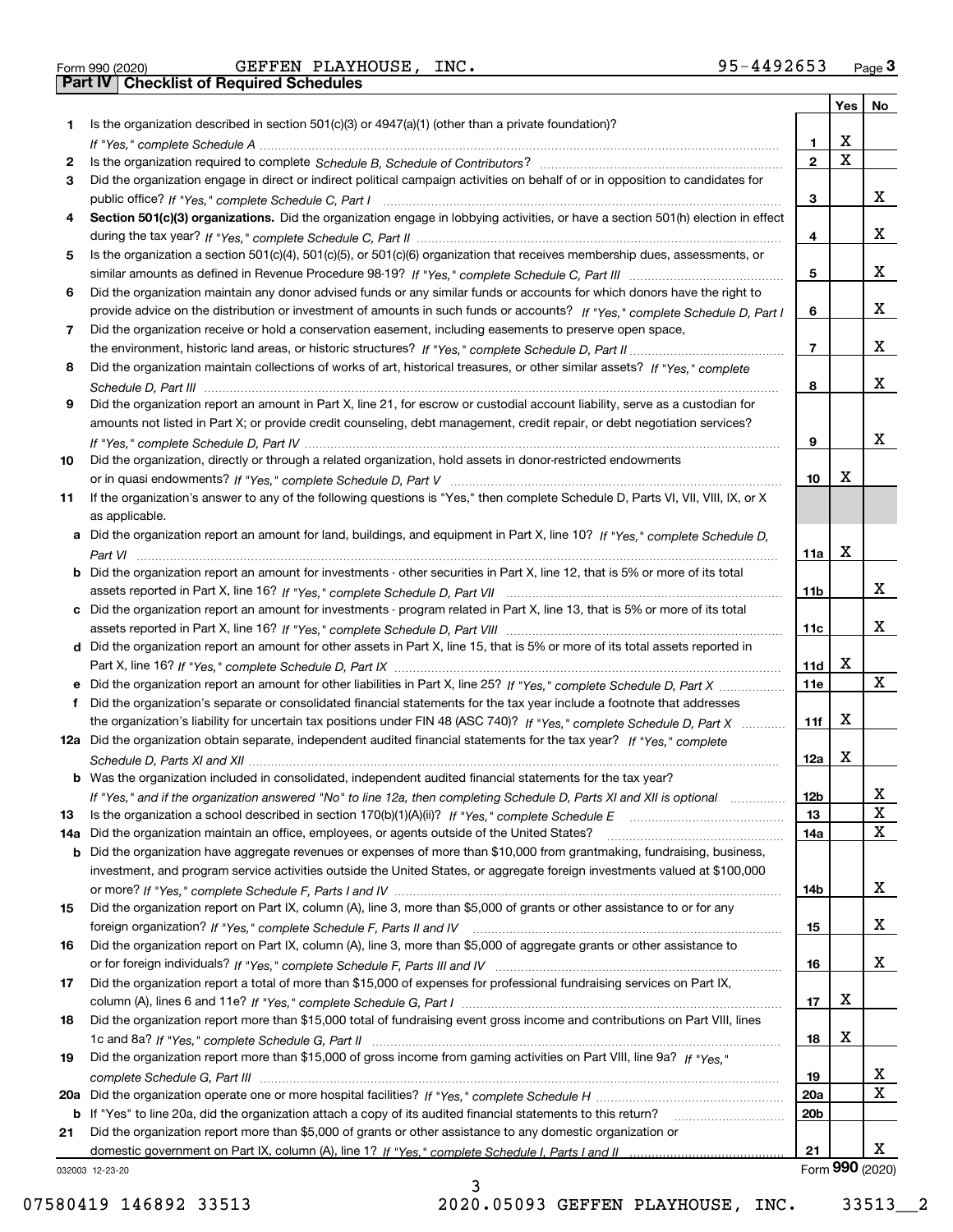Form 990 (2020) GEFFEN PLAYHOUSE, INC. 95-4492653

## Part IV Checklist of Required Schedules

| | | | Yes | No |
|---|---|---|---|---|
| 1 | Is the organization described in section 501(c)(3) or 4947(a)(1) (other than a private foundation)? *If "Yes," complete Schedule A* | 1 | X | |
| 2 | Is the organization required to complete *Schedule B, Schedule of Contributors*? | 2 | X | |
| 3 | Did the organization engage in direct or indirect political campaign activities on behalf of or in opposition to candidates for public office? *If "Yes," complete Schedule C, Part I* | 3 | | X |
| 4 | **Section 501(c)(3) organizations.** Did the organization engage in lobbying activities, or have a section 501(h) election in effect during the tax year? *If "Yes," complete Schedule C, Part II* | 4 | | X |
| 5 | Is the organization a section 501(c)(4), 501(c)(5), or 501(c)(6) organization that receives membership dues, assessments, or similar amounts as defined in Revenue Procedure 98-19? *If "Yes," complete Schedule C, Part III* | 5 | | X |
| 6 | Did the organization maintain any donor advised funds or any similar funds or accounts for which donors have the right to provide advice on the distribution or investment of amounts in such funds or accounts? *If "Yes," complete Schedule D, Part I* | 6 | | X |
| 7 | Did the organization receive or hold a conservation easement, including easements to preserve open space, the environment, historic land areas, or historic structures? *If "Yes," complete Schedule D, Part II* | 7 | | X |
| 8 | Did the organization maintain collections of works of art, historical treasures, or other similar assets? *If "Yes," complete Schedule D, Part III* | 8 | | X |
| 9 | Did the organization report an amount in Part X, line 21, for escrow or custodial account liability, serve as a custodian for amounts not listed in Part X; or provide credit counseling, debt management, credit repair, or debt negotiation services? *If "Yes," complete Schedule D, Part IV* | 9 | | X |
| 10 | Did the organization, directly or through a related organization, hold assets in donor-restricted endowments or in quasi endowments? *If "Yes," complete Schedule D, Part V* | 10 | X | |
| 11 | If the organization's answer to any of the following questions is "Yes," then complete Schedule D, Parts VI, VII, VIII, IX, or X as applicable. | | | |
| a | Did the organization report an amount for land, buildings, and equipment in Part X, line 10? *If "Yes," complete Schedule D, Part VI* | 11a | X | |
| b | Did the organization report an amount for investments - other securities in Part X, line 12, that is 5% or more of its total assets reported in Part X, line 16? *If "Yes," complete Schedule D, Part VII* | 11b | | X |
| c | Did the organization report an amount for investments - program related in Part X, line 13, that is 5% or more of its total assets reported in Part X, line 16? *If "Yes," complete Schedule D, Part VIII* | 11c | | X |
| d | Did the organization report an amount for other assets in Part X, line 15, that is 5% or more of its total assets reported in Part X, line 16? *If "Yes," complete Schedule D, Part IX* | 11d | X | |
| e | Did the organization report an amount for other liabilities in Part X, line 25? *If "Yes," complete Schedule D, Part X* | 11e | | X |
| f | Did the organization's separate or consolidated financial statements for the tax year include a footnote that addresses the organization's liability for uncertain tax positions under FIN 48 (ASC 740)? *If "Yes," complete Schedule D, Part X* | 11f | X | |
| 12a | Did the organization obtain separate, independent audited financial statements for the tax year? *If "Yes," complete Schedule D, Parts XI and XII* | 12a | X | |
| b | Was the organization included in consolidated, independent audited financial statements for the tax year? *If "Yes," and if the organization answered "No" to line 12a, then completing Schedule D, Parts XI and XII is optional* | 12b | | X |
| 13 | Is the organization a school described in section 170(b)(1)(A)(ii)? *If "Yes," complete Schedule E* | 13 | | X |
| 14a | Did the organization maintain an office, employees, or agents outside of the United States? | 14a | | X |
| b | Did the organization have aggregate revenues or expenses of more than $10,000 from grantmaking, fundraising, business, investment, and program service activities outside the United States, or aggregate foreign investments valued at $100,000 or more? *If "Yes," complete Schedule F, Parts I and IV* | 14b | | X |
| 15 | Did the organization report on Part IX, column (A), line 3, more than $5,000 of grants or other assistance to or for any foreign organization? *If "Yes," complete Schedule F, Parts II and IV* | 15 | | X |
| 16 | Did the organization report on Part IX, column (A), line 3, more than $5,000 of aggregate grants or other assistance to or for foreign individuals? *If "Yes," complete Schedule F, Parts III and IV* | 16 | | X |
| 17 | Did the organization report a total of more than $15,000 of expenses for professional fundraising services on Part IX, column (A), lines 6 and 11e? *If "Yes," complete Schedule G, Part I* | 17 | X | |
| 18 | Did the organization report more than $15,000 total of fundraising event gross income and contributions on Part VIII, lines 1c and 8a? *If "Yes," complete Schedule G, Part II* | 18 | X | |
| 19 | Did the organization report more than $15,000 of gross income from gaming activities on Part VIII, line 9a? *If "Yes," complete Schedule G, Part III* | 19 | | X |
| 20a | Did the organization operate one or more hospital facilities? *If "Yes," complete Schedule H* | 20a | | X |
| b | If "Yes" to line 20a, did the organization attach a copy of its audited financial statements to this return? | 20b | | |
| 21 | Did the organization report more than $5,000 of grants or other assistance to any domestic organization or domestic government on Part IX, column (A), line 1? *If "Yes," complete Schedule I, Parts I and II* | 21 | | X |

032003 12-23-20

Form **990** (2020)

07580419 146892 33513 2020.05093 GEFFEN PLAYHOUSE, INC. 33513__2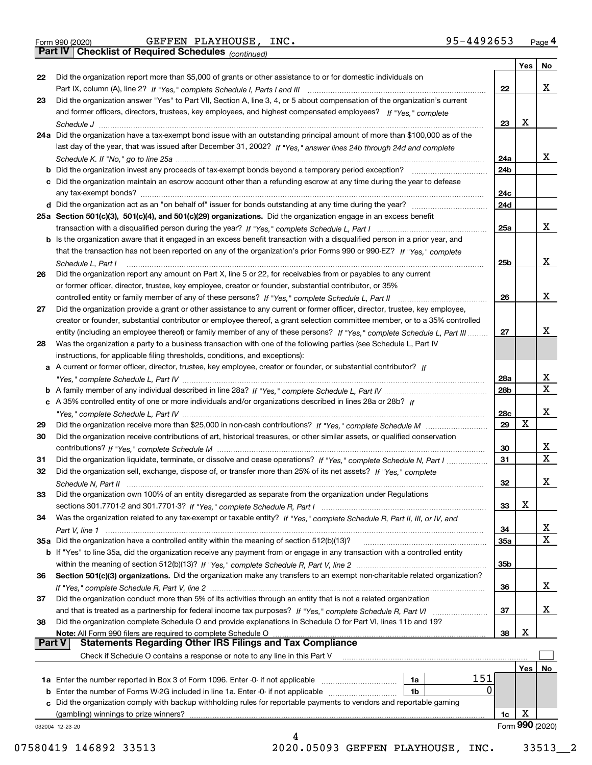Form 990 (2020) GEFFEN PLAYHOUSE, INC. 95-4492653 Page 4

**Part IV Checklist of Required Schedules** *(continued)*

| | | | Yes | No |
|---|---|---|---|---|
| 22 | Did the organization report more than $5,000 of grants or other assistance to or for domestic individuals on Part IX, column (A), line 2? *If "Yes," complete Schedule I, Parts I and III* | 22 | | X |
| 23 | Did the organization answer "Yes" to Part VII, Section A, line 3, 4, or 5 about compensation of the organization's current and former officers, directors, trustees, key employees, and highest compensated employees? *If "Yes," complete Schedule J* | 23 | X | |
| 24a | Did the organization have a tax-exempt bond issue with an outstanding principal amount of more than $100,000 as of the last day of the year, that was issued after December 31, 2002? *If "Yes," answer lines 24b through 24d and complete Schedule K. If "No," go to line 25a* | 24a | | X |
| b | Did the organization invest any proceeds of tax-exempt bonds beyond a temporary period exception? | 24b | | |
| c | Did the organization maintain an escrow account other than a refunding escrow at any time during the year to defease any tax-exempt bonds? | 24c | | |
| d | Did the organization act as an "on behalf of" issuer for bonds outstanding at any time during the year? | 24d | | |
| 25a | **Section 501(c)(3), 501(c)(4), and 501(c)(29) organizations.** Did the organization engage in an excess benefit transaction with a disqualified person during the year? *If "Yes," complete Schedule L, Part I* | 25a | | X |
| b | Is the organization aware that it engaged in an excess benefit transaction with a disqualified person in a prior year, and that the transaction has not been reported on any of the organization's prior Forms 990 or 990-EZ? *If "Yes," complete Schedule L, Part I* | 25b | | X |
| 26 | Did the organization report any amount on Part X, line 5 or 22, for receivables from or payables to any current or former officer, director, trustee, key employee, creator or founder, substantial contributor, or 35% controlled entity or family member of any of these persons? *If "Yes," complete Schedule L, Part II* | 26 | | X |
| 27 | Did the organization provide a grant or other assistance to any current or former officer, director, trustee, key employee, creator or founder, substantial contributor or employee thereof, a grant selection committee member, or to a 35% controlled entity (including an employee thereof) or family member of any of these persons? *If "Yes," complete Schedule L, Part III* | 27 | | X |
| 28 | Was the organization a party to a business transaction with one of the following parties (see Schedule L, Part IV instructions, for applicable filing thresholds, conditions, and exceptions): | | | |
| a | A current or former officer, director, trustee, key employee, creator or founder, or substantial contributor? *If "Yes," complete Schedule L, Part IV* | 28a | | X |
| b | A family member of any individual described in line 28a? *If "Yes," complete Schedule L, Part IV* | 28b | | X |
| c | A 35% controlled entity of one or more individuals and/or organizations described in lines 28a or 28b? *If "Yes," complete Schedule L, Part IV* | 28c | | X |
| 29 | Did the organization receive more than $25,000 in non-cash contributions? *If "Yes," complete Schedule M* | 29 | X | |
| 30 | Did the organization receive contributions of art, historical treasures, or other similar assets, or qualified conservation contributions? *If "Yes," complete Schedule M* | 30 | | X |
| 31 | Did the organization liquidate, terminate, or dissolve and cease operations? *If "Yes," complete Schedule N, Part I* | 31 | | X |
| 32 | Did the organization sell, exchange, dispose of, or transfer more than 25% of its net assets? *If "Yes," complete Schedule N, Part II* | 32 | | X |
| 33 | Did the organization own 100% of an entity disregarded as separate from the organization under Regulations sections 301.7701-2 and 301.7701-3? *If "Yes," complete Schedule R, Part I* | 33 | X | |
| 34 | Was the organization related to any tax-exempt or taxable entity? *If "Yes," complete Schedule R, Part II, III, or IV, and Part V, line 1* | 34 | | X |
| 35a | Did the organization have a controlled entity within the meaning of section 512(b)(13)? | 35a | | X |
| b | If "Yes" to line 35a, did the organization receive any payment from or engage in any transaction with a controlled entity within the meaning of section 512(b)(13)? *If "Yes," complete Schedule R, Part V, line 2* | 35b | | |
| 36 | **Section 501(c)(3) organizations.** Did the organization make any transfers to an exempt non-charitable related organization? *If "Yes," complete Schedule R, Part V, line 2* | 36 | | X |
| 37 | Did the organization conduct more than 5% of its activities through an entity that is not a related organization and that is treated as a partnership for federal income tax purposes? *If "Yes," complete Schedule R, Part VI* | 37 | | X |
| 38 | Did the organization complete Schedule O and provide explanations in Schedule O for Part VI, lines 11b and 19? **Note:** All Form 990 filers are required to complete Schedule O | 38 | X | |

**Part V Statements Regarding Other IRS Filings and Tax Compliance**

Check if Schedule O contains a response or note to any line in this Part V ☐

| | | | | | Yes | No |
|---|---|---|---|---|---|---|
| 1a | Enter the number reported in Box 3 of Form 1096. Enter -0- if not applicable | 1a | 151 | | | |
| b | Enter the number of Forms W-2G included in line 1a. Enter -0- if not applicable | 1b | 0 | | | |
| c | Did the organization comply with backup withholding rules for reportable payments to vendors and reportable gaming (gambling) winnings to prize winners? | | | 1c | X | |

032004 12-23-20 Form **990** (2020)

07580419 146892 33513 2020.05093 GEFFEN PLAYHOUSE, INC. 33513__2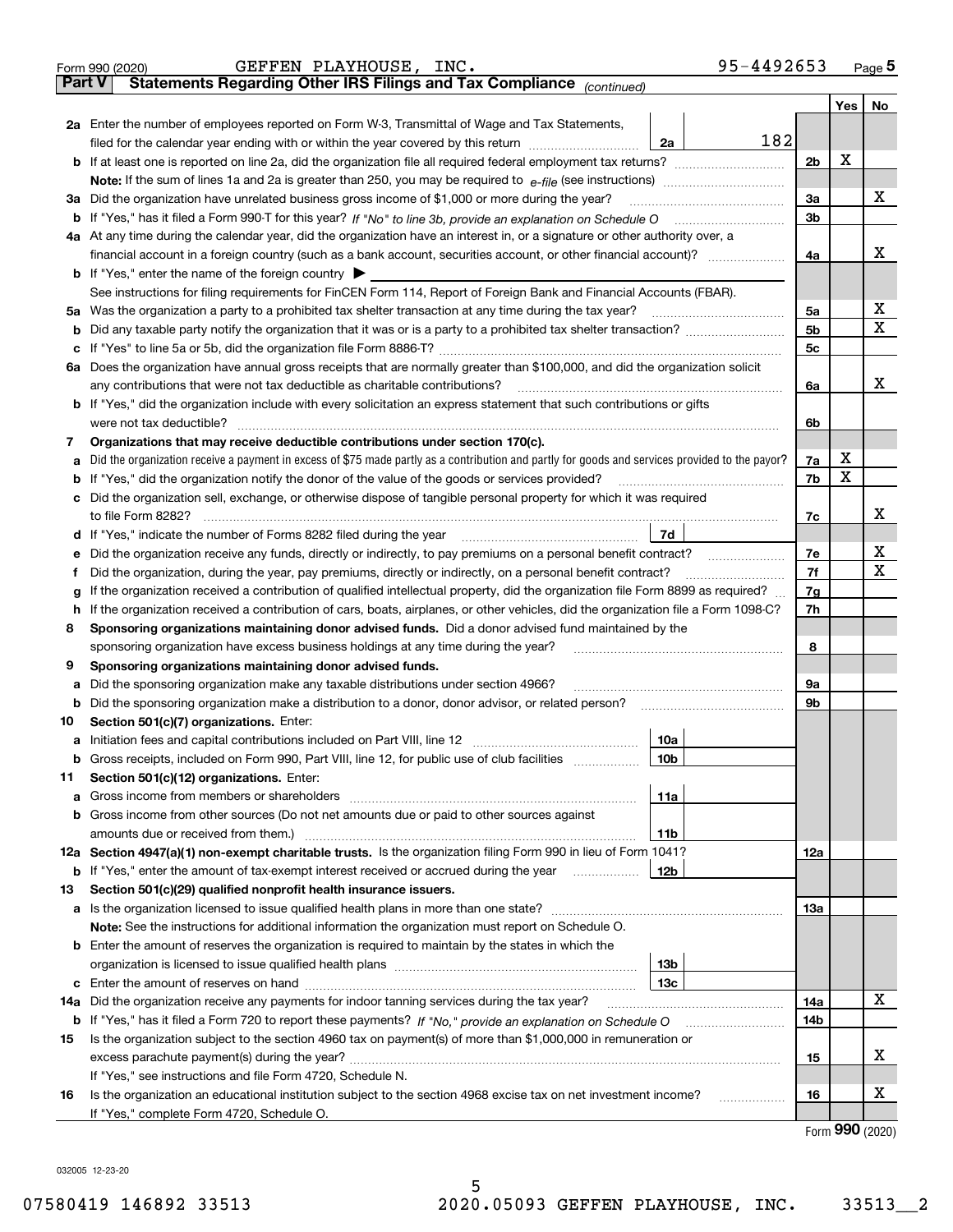Form 990 (2020) GEFFEN PLAYHOUSE, INC. 95-4492653 Page 5

**Part V Statements Regarding Other IRS Filings and Tax Compliance** *(continued)*

| | | | | Yes | No |
|---|---|---|---|---|---|
| **2a** | Enter the number of employees reported on Form W-3, Transmittal of Wage and Tax Statements, filed for the calendar year ending with or within the year covered by this return | 2a | 182 | | |
| **b** | If at least one is reported on line 2a, did the organization file all required federal employment tax returns? | | 2b | X | |
| | **Note:** If the sum of lines 1a and 2a is greater than 250, you may be required to *e-file* (see instructions) | | | | |
| **3a** | Did the organization have unrelated business gross income of $1,000 or more during the year? | | 3a | | X |
| **b** | If "Yes," has it filed a Form 990-T for this year? *If "No" to line 3b, provide an explanation on Schedule O* | | 3b | | |
| **4a** | At any time during the calendar year, did the organization have an interest in, or a signature or other authority over, a financial account in a foreign country (such as a bank account, securities account, or other financial account)? | | 4a | | X |
| **b** | If "Yes," enter the name of the foreign country ▶ | | | | |
| | See instructions for filing requirements for FinCEN Form 114, Report of Foreign Bank and Financial Accounts (FBAR). | | | | |
| **5a** | Was the organization a party to a prohibited tax shelter transaction at any time during the tax year? | | 5a | | X |
| **b** | Did any taxable party notify the organization that it was or is a party to a prohibited tax shelter transaction? | | 5b | | X |
| **c** | If "Yes" to line 5a or 5b, did the organization file Form 8886-T? | | 5c | | |
| **6a** | Does the organization have annual gross receipts that are normally greater than $100,000, and did the organization solicit any contributions that were not tax deductible as charitable contributions? | | 6a | | X |
| **b** | If "Yes," did the organization include with every solicitation an express statement that such contributions or gifts were not tax deductible? | | 6b | | |
| **7** | **Organizations that may receive deductible contributions under section 170(c).** | | | | |
| **a** | Did the organization receive a payment in excess of $75 made partly as a contribution and partly for goods and services provided to the payor? | | 7a | X | |
| **b** | If "Yes," did the organization notify the donor of the value of the goods or services provided? | | 7b | X | |
| **c** | Did the organization sell, exchange, or otherwise dispose of tangible personal property for which it was required to file Form 8282? | | 7c | | X |
| **d** | If "Yes," indicate the number of Forms 8282 filed during the year | 7d | | | |
| **e** | Did the organization receive any funds, directly or indirectly, to pay premiums on a personal benefit contract? | | 7e | | X |
| **f** | Did the organization, during the year, pay premiums, directly or indirectly, on a personal benefit contract? | | 7f | | X |
| **g** | If the organization received a contribution of qualified intellectual property, did the organization file Form 8899 as required? | | 7g | | |
| **h** | If the organization received a contribution of cars, boats, airplanes, or other vehicles, did the organization file a Form 1098-C? | | 7h | | |
| **8** | **Sponsoring organizations maintaining donor advised funds.** Did a donor advised fund maintained by the sponsoring organization have excess business holdings at any time during the year? | | 8 | | |
| **9** | **Sponsoring organizations maintaining donor advised funds.** | | | | |
| **a** | Did the sponsoring organization make any taxable distributions under section 4966? | | 9a | | |
| **b** | Did the sponsoring organization make a distribution to a donor, donor advisor, or related person? | | 9b | | |
| **10** | **Section 501(c)(7) organizations.** Enter: | | | | |
| **a** | Initiation fees and capital contributions included on Part VIII, line 12 | 10a | | | |
| **b** | Gross receipts, included on Form 990, Part VIII, line 12, for public use of club facilities | 10b | | | |
| **11** | **Section 501(c)(12) organizations.** Enter: | | | | |
| **a** | Gross income from members or shareholders | 11a | | | |
| **b** | Gross income from other sources (Do not net amounts due or paid to other sources against amounts due or received from them.) | 11b | | | |
| **12a** | **Section 4947(a)(1) non-exempt charitable trusts.** Is the organization filing Form 990 in lieu of Form 1041? | | 12a | | |
| **b** | If "Yes," enter the amount of tax-exempt interest received or accrued during the year | 12b | | | |
| **13** | **Section 501(c)(29) qualified nonprofit health insurance issuers.** | | | | |
| **a** | Is the organization licensed to issue qualified health plans in more than one state? | | 13a | | |
| | **Note:** See the instructions for additional information the organization must report on Schedule O. | | | | |
| **b** | Enter the amount of reserves the organization is required to maintain by the states in which the organization is licensed to issue qualified health plans | 13b | | | |
| **c** | Enter the amount of reserves on hand | 13c | | | |
| **14a** | Did the organization receive any payments for indoor tanning services during the tax year? | | 14a | | X |
| **b** | If "Yes," has it filed a Form 720 to report these payments? *If "No," provide an explanation on Schedule O* | | 14b | | |
| **15** | Is the organization subject to the section 4960 tax on payment(s) of more than $1,000,000 in remuneration or excess parachute payment(s) during the year? | | 15 | | X |
| | If "Yes," see instructions and file Form 4720, Schedule N. | | | | |
| **16** | Is the organization an educational institution subject to the section 4968 excise tax on net investment income? | | 16 | | X |
| | If "Yes," complete Form 4720, Schedule O. | | | | |

Form **990** (2020)

032005 12-23-20

07580419 146892 33513 2020.05093 GEFFEN PLAYHOUSE, INC. 33513__2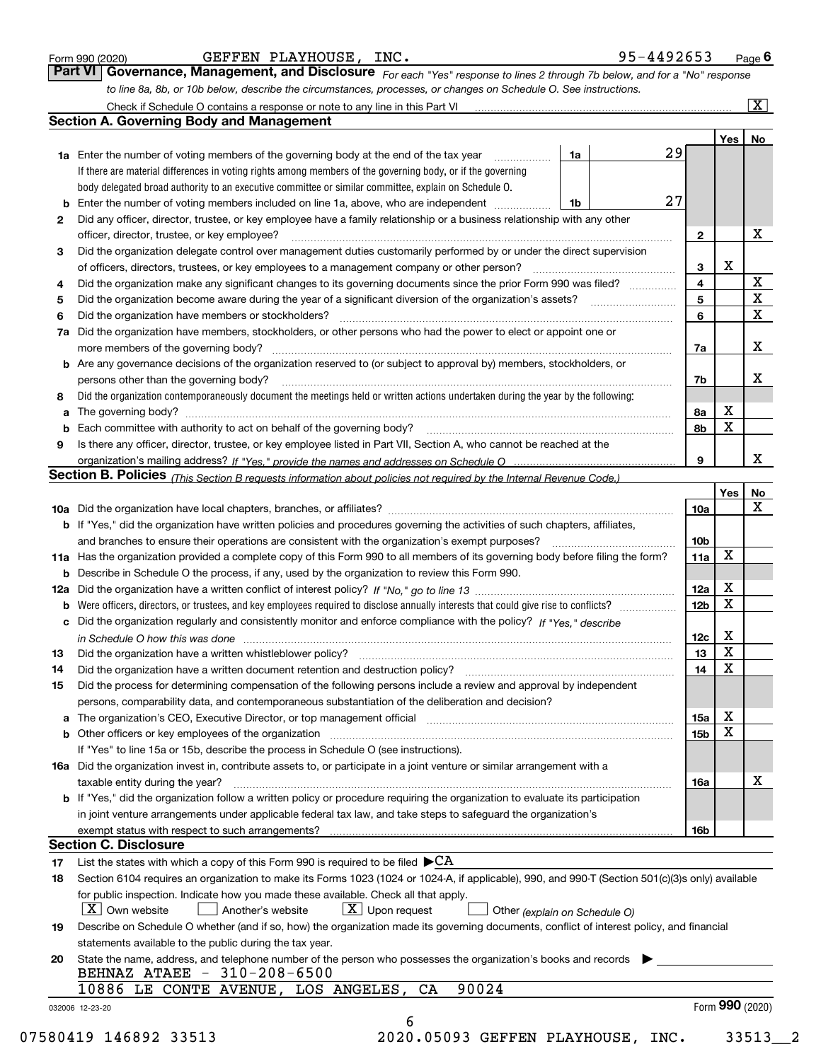Form 990 (2020) GEFFEN PLAYHOUSE, INC. 95-4492653 Page 6

## Part VI Governance, Management, and Disclosure

*For each "Yes" response to lines 2 through 7b below, and for a "No" response to line 8a, 8b, or 10b below, describe the circumstances, processes, or changes on Schedule O. See instructions.*

Check if Schedule O contains a response or note to any line in this Part VI [X]

### Section A. Governing Body and Management

| | | | | Yes | No |
|---|---|---|---|---|---|
| **1a** | Enter the number of voting members of the governing body at the end of the tax year. If there are material differences in voting rights among members of the governing body, or if the governing body delegated broad authority to an executive committee or similar committee, explain on Schedule O. | 1a | 29 | | |
| **b** | Enter the number of voting members included on line 1a, above, who are independent | 1b | 27 | | |
| **2** | Did any officer, director, trustee, or key employee have a family relationship or a business relationship with any other officer, director, trustee, or key employee? | 2 | | | X |
| **3** | Did the organization delegate control over management duties customarily performed by or under the direct supervision of officers, directors, trustees, or key employees to a management company or other person? | 3 | | X | |
| **4** | Did the organization make any significant changes to its governing documents since the prior Form 990 was filed? | 4 | | | X |
| **5** | Did the organization become aware during the year of a significant diversion of the organization's assets? | 5 | | | X |
| **6** | Did the organization have members or stockholders? | 6 | | | X |
| **7a** | Did the organization have members, stockholders, or other persons who had the power to elect or appoint one or more members of the governing body? | 7a | | | X |
| **b** | Are any governance decisions of the organization reserved to (or subject to approval by) members, stockholders, or persons other than the governing body? | 7b | | | X |
| **8** | Did the organization contemporaneously document the meetings held or written actions undertaken during the year by the following: | | | | |
| **a** | The governing body? | 8a | | X | |
| **b** | Each committee with authority to act on behalf of the governing body? | 8b | | X | |
| **9** | Is there any officer, director, trustee, or key employee listed in Part VII, Section A, who cannot be reached at the organization's mailing address? *If "Yes," provide the names and addresses on Schedule O* | 9 | | | X |

### Section B. Policies *(This Section B requests information about policies not required by the Internal Revenue Code.)*

| | | | Yes | No |
|---|---|---|---|---|
| **10a** | Did the organization have local chapters, branches, or affiliates? | 10a | | X |
| **b** | If "Yes," did the organization have written policies and procedures governing the activities of such chapters, affiliates, and branches to ensure their operations are consistent with the organization's exempt purposes? | 10b | | |
| **11a** | Has the organization provided a complete copy of this Form 990 to all members of its governing body before filing the form? | 11a | X | |
| **b** | Describe in Schedule O the process, if any, used by the organization to review this Form 990. | | | |
| **12a** | Did the organization have a written conflict of interest policy? *If "No," go to line 13* | 12a | X | |
| **b** | Were officers, directors, or trustees, and key employees required to disclose annually interests that could give rise to conflicts? | 12b | X | |
| **c** | Did the organization regularly and consistently monitor and enforce compliance with the policy? *If "Yes," describe in Schedule O how this was done* | 12c | X | |
| **13** | Did the organization have a written whistleblower policy? | 13 | X | |
| **14** | Did the organization have a written document retention and destruction policy? | 14 | X | |
| **15** | Did the process for determining compensation of the following persons include a review and approval by independent persons, comparability data, and contemporaneous substantiation of the deliberation and decision? | | | |
| **a** | The organization's CEO, Executive Director, or top management official | 15a | X | |
| **b** | Other officers or key employees of the organization | 15b | X | |
| | If "Yes" to line 15a or 15b, describe the process in Schedule O (see instructions). | | | |
| **16a** | Did the organization invest in, contribute assets to, or participate in a joint venture or similar arrangement with a taxable entity during the year? | 16a | | X |
| **b** | If "Yes," did the organization follow a written policy or procedure requiring the organization to evaluate its participation in joint venture arrangements under applicable federal tax law, and take steps to safeguard the organization's exempt status with respect to such arrangements? | 16b | | |

### Section C. Disclosure

**17** List the states with which a copy of this Form 990 is required to be filed ▶CA

**18** Section 6104 requires an organization to make its Forms 1023 (1024 or 1024-A, if applicable), 990, and 990-T (Section 501(c)(3)s only) available for public inspection. Indicate how you made these available. Check all that apply.

[X] Own website [ ] Another's website [X] Upon request [ ] Other *(explain on Schedule O)*

**19** Describe on Schedule O whether (and if so, how) the organization made its governing documents, conflict of interest policy, and financial statements available to the public during the tax year.

**20** State the name, address, and telephone number of the person who possesses the organization's books and records ▶

BEHNAZ ATAEE - 310-208-6500
10886 LE CONTE AVENUE, LOS ANGELES, CA 90024

032006 12-23-20 Form **990** (2020)

07580419 146892 33513 2020.05093 GEFFEN PLAYHOUSE, INC. 33513__2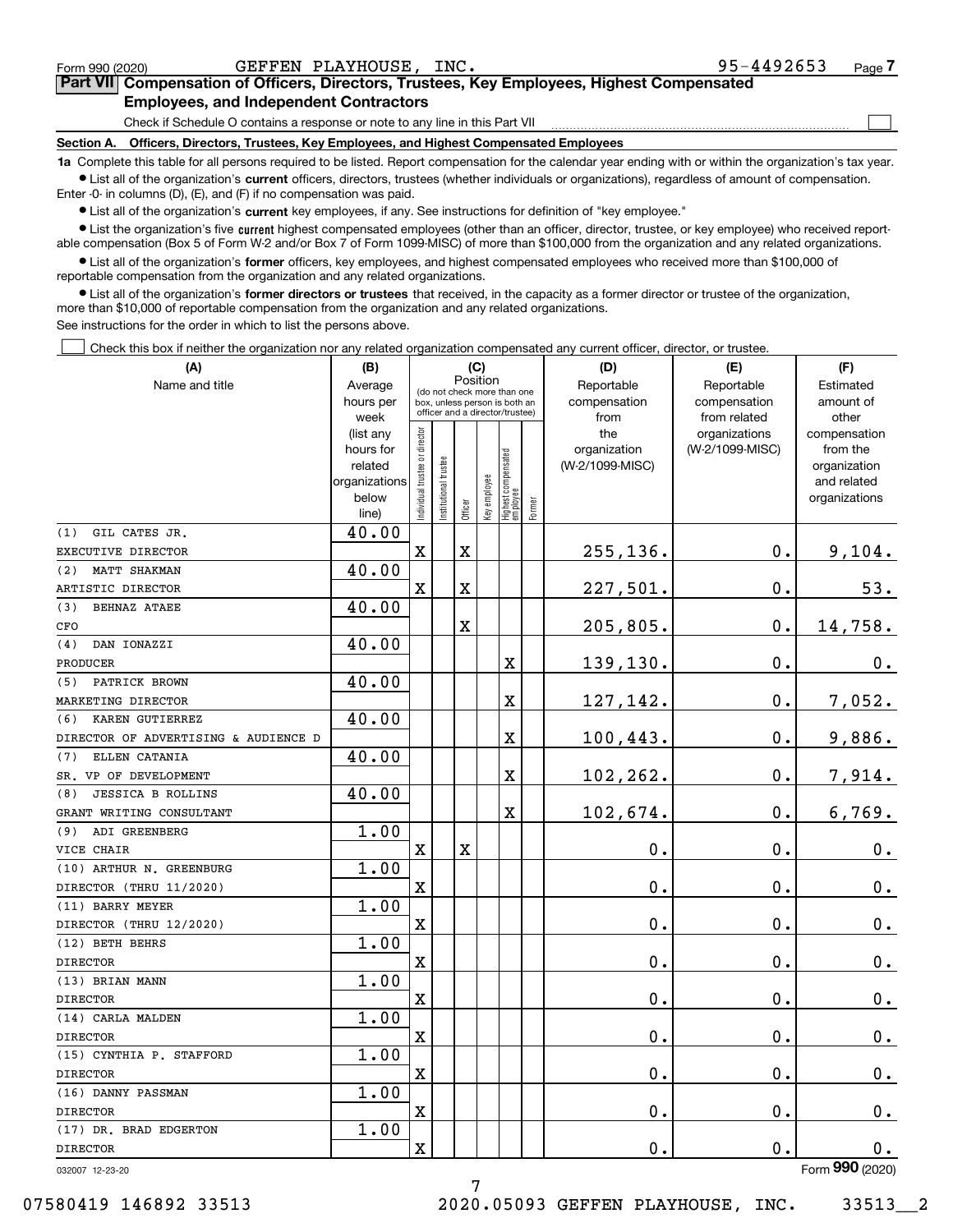Form 990 (2020) GEFFEN PLAYHOUSE, INC. 95-4492653 Page 7

## Part VII Compensation of Officers, Directors, Trustees, Key Employees, Highest Compensated Employees, and Independent Contractors

Check if Schedule O contains a response or note to any line in this Part VII

### Section A. Officers, Directors, Trustees, Key Employees, and Highest Compensated Employees

**1a** Complete this table for all persons required to be listed. Report compensation for the calendar year ending with or within the organization's tax year.

- List all of the organization's **current** officers, directors, trustees (whether individuals or organizations), regardless of amount of compensation. Enter -0- in columns (D), (E), and (F) if no compensation was paid.
- List all of the organization's **current** key employees, if any. See instructions for definition of "key employee."
- List the organization's five **current** highest compensated employees (other than an officer, director, trustee, or key employee) who received reportable compensation (Box 5 of Form W-2 and/or Box 7 of Form 1099-MISC) of more than $100,000 from the organization and any related organizations.
- List all of the organization's **former** officers, key employees, and highest compensated employees who received more than $100,000 of reportable compensation from the organization and any related organizations.
- List all of the organization's **former directors or trustees** that received, in the capacity as a former director or trustee of the organization, more than $10,000 of reportable compensation from the organization and any related organizations.

See instructions for the order in which to list the persons above.

Check this box if neither the organization nor any related organization compensated any current officer, director, or trustee.

| (A) Name and title | (B) Average hours per week (list any hours for related organizations below line) | (C) Position: Individual trustee or director | Institutional trustee | Officer | Key employee | Highest compensated employee | Former | (D) Reportable compensation from the organization (W-2/1099-MISC) | (E) Reportable compensation from related organizations (W-2/1099-MISC) | (F) Estimated amount of other compensation from the organization and related organizations |
|---|---|---|---|---|---|---|---|---|---|---|
| (1) GIL CATES JR. <br> EXECUTIVE DIRECTOR | 40.00 | X | | X | | | | 255,136. | 0. | 9,104. |
| (2) MATT SHAKMAN <br> ARTISTIC DIRECTOR | 40.00 | X | | X | | | | 227,501. | 0. | 53. |
| (3) BEHNAZ ATAEE <br> CFO | 40.00 | | | X | | | | 205,805. | 0. | 14,758. |
| (4) DAN IONAZZI <br> PRODUCER | 40.00 | | | | | X | | 139,130. | 0. | 0. |
| (5) PATRICK BROWN <br> MARKETING DIRECTOR | 40.00 | | | | | X | | 127,142. | 0. | 7,052. |
| (6) KAREN GUTIERREZ <br> DIRECTOR OF ADVERTISING & AUDIENCE D | 40.00 | | | | | X | | 100,443. | 0. | 9,886. |
| (7) ELLEN CATANIA <br> SR. VP OF DEVELOPMENT | 40.00 | | | | | X | | 102,262. | 0. | 7,914. |
| (8) JESSICA B ROLLINS <br> GRANT WRITING CONSULTANT | 40.00 | | | | | X | | 102,674. | 0. | 6,769. |
| (9) ADI GREENBERG <br> VICE CHAIR | 1.00 | X | | X | | | | 0. | 0. | 0. |
| (10) ARTHUR N. GREENBURG <br> DIRECTOR (THRU 11/2020) | 1.00 | X | | | | | | 0. | 0. | 0. |
| (11) BARRY MEYER <br> DIRECTOR (THRU 12/2020) | 1.00 | X | | | | | | 0. | 0. | 0. |
| (12) BETH BEHRS <br> DIRECTOR | 1.00 | X | | | | | | 0. | 0. | 0. |
| (13) BRIAN MANN <br> DIRECTOR | 1.00 | X | | | | | | 0. | 0. | 0. |
| (14) CARLA MALDEN <br> DIRECTOR | 1.00 | X | | | | | | 0. | 0. | 0. |
| (15) CYNTHIA P. STAFFORD <br> DIRECTOR | 1.00 | X | | | | | | 0. | 0. | 0. |
| (16) DANNY PASSMAN <br> DIRECTOR | 1.00 | X | | | | | | 0. | 0. | 0. |
| (17) DR. BRAD EDGERTON <br> DIRECTOR | 1.00 | X | | | | | | 0. | 0. | 0. |

032007 12-23-20 Form 990 (2020)

07580419 146892 33513 2020.05093 GEFFEN PLAYHOUSE, INC. 33513__2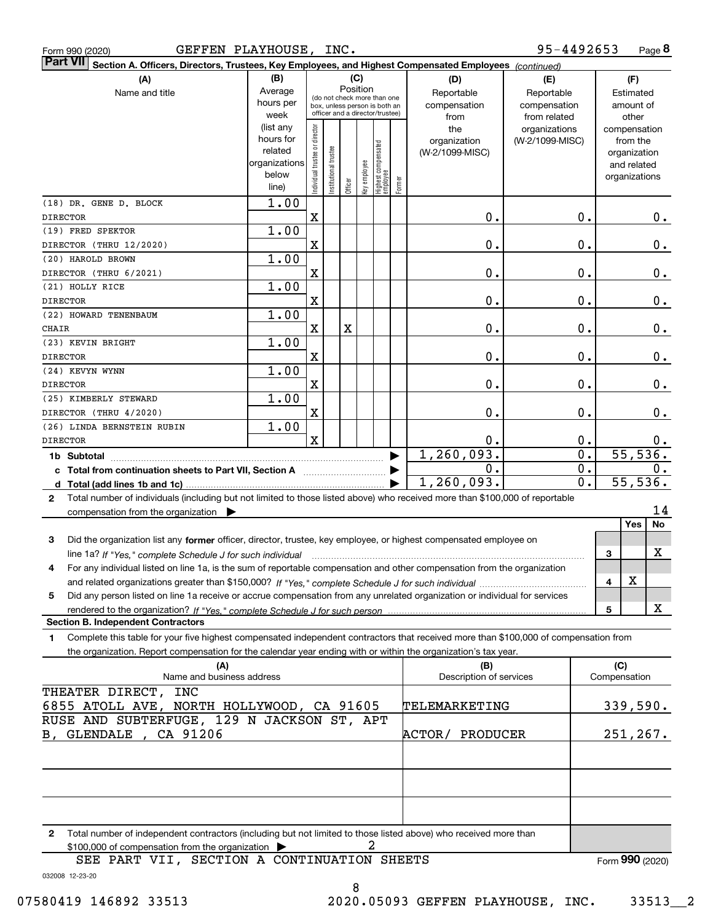Form 990 (2020) GEFFEN PLAYHOUSE, INC. 95-4492653 Page 8

**Part VII Section A. Officers, Directors, Trustees, Key Employees, and Highest Compensated Employees** *(continued)*

| (A) Name and title | (B) Average hours per week (list any hours for related organizations below line) | Individual trustee or director | Institutional trustee | Officer | Key employee | Highest compensated employee | Former | (D) Reportable compensation from the organization (W-2/1099-MISC) | (E) Reportable compensation from related organizations (W-2/1099-MISC) | (F) Estimated amount of other compensation from the organization and related organizations |
|---|---|---|---|---|---|---|---|---|---|---|
| (18) DR. GENE D. BLOCK<br>DIRECTOR | 1.00 | X | | | | | | 0. | 0. | 0. |
| (19) FRED SPEKTOR<br>DIRECTOR (THRU 12/2020) | 1.00 | X | | | | | | 0. | 0. | 0. |
| (20) HAROLD BROWN<br>DIRECTOR (THRU 6/2021) | 1.00 | X | | | | | | 0. | 0. | 0. |
| (21) HOLLY RICE<br>DIRECTOR | 1.00 | X | | | | | | 0. | 0. | 0. |
| (22) HOWARD TENENBAUM<br>CHAIR | 1.00 | X | | X | | | | 0. | 0. | 0. |
| (23) KEVIN BRIGHT<br>DIRECTOR | 1.00 | X | | | | | | 0. | 0. | 0. |
| (24) KEVYN WYNN<br>DIRECTOR | 1.00 | X | | | | | | 0. | 0. | 0. |
| (25) KIMBERLY STEWARD<br>DIRECTOR (THRU 4/2020) | 1.00 | X | | | | | | 0. | 0. | 0. |
| (26) LINDA BERNSTEIN RUBIN<br>DIRECTOR | 1.00 | X | | | | | | 0. | 0. | 0. |
| **1b Subtotal** | | | | | | | | 1,260,093. | 0. | 55,536. |
| **c Total from continuation sheets to Part VII, Section A** | | | | | | | | 0. | 0. | 0. |
| **d Total (add lines 1b and 1c)** | | | | | | | | 1,260,093. | 0. | 55,536. |

2 Total number of individuals (including but not limited to those listed above) who received more than $100,000 of reportable compensation from the organization ▶ 14

| | | Yes | No |
|---|---|---|---|
| 3 Did the organization list any **former** officer, director, trustee, key employee, or highest compensated employee on line 1a? *If "Yes," complete Schedule J for such individual* | 3 | | X |
| 4 For any individual listed on line 1a, is the sum of reportable compensation and other compensation from the organization and related organizations greater than $150,000? *If "Yes," complete Schedule J for such individual* | 4 | X | |
| 5 Did any person listed on line 1a receive or accrue compensation from any unrelated organization or individual for services rendered to the organization? *If "Yes," complete Schedule J for such person* | 5 | | X |

**Section B. Independent Contractors**

1 Complete this table for your five highest compensated independent contractors that received more than $100,000 of compensation from the organization. Report compensation for the calendar year ending with or within the organization's tax year.

| (A) Name and business address | (B) Description of services | (C) Compensation |
|---|---|---|
| THEATER DIRECT, INC<br>6855 ATOLL AVE, NORTH HOLLYWOOD, CA 91605 | TELEMARKETING | 339,590. |
| RUSE AND SUBTERFUGE, 129 N JACKSON ST, APT B, GLENDALE , CA 91206 | ACTOR/ PRODUCER | 251,267. |
| | | |
| | | |
| | | |

2 Total number of independent contractors (including but not limited to those listed above) who received more than $100,000 of compensation from the organization ▶ 2

SEE PART VII, SECTION A CONTINUATION SHEETS

Form **990** (2020)

032008 12-23-20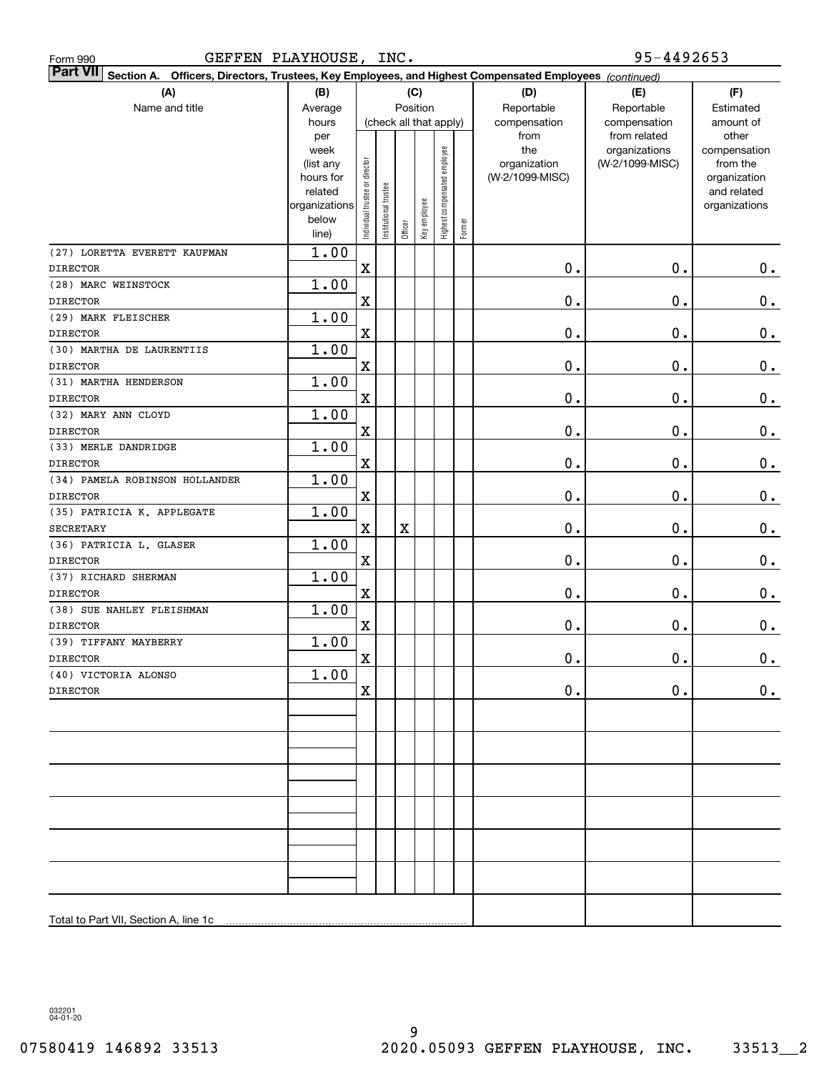Form 990 GEFFEN PLAYHOUSE, INC. 95-4492653

**Part VII** **Section A. Officers, Directors, Trustees, Key Employees, and Highest Compensated Employees** *(continued)*

| (A) Name and title | (B) Average hours per week (list any hours for related organizations below line) | (C) Position (check all that apply): Individual trustee or director | Institutional trustee | Officer | Key employee | Highest compensated employee | Former | (D) Reportable compensation from the organization (W-2/1099-MISC) | (E) Reportable compensation from related organizations (W-2/1099-MISC) | (F) Estimated amount of other compensation from the organization and related organizations |
|---|---|---|---|---|---|---|---|---|---|---|
| (27) LORETTA EVERETT KAUFMAN<br>DIRECTOR | 1.00 | X | | | | | | 0. | 0. | 0. |
| (28) MARC WEINSTOCK<br>DIRECTOR | 1.00 | X | | | | | | 0. | 0. | 0. |
| (29) MARK FLEISCHER<br>DIRECTOR | 1.00 | X | | | | | | 0. | 0. | 0. |
| (30) MARTHA DE LAURENTIIS<br>DIRECTOR | 1.00 | X | | | | | | 0. | 0. | 0. |
| (31) MARTHA HENDERSON<br>DIRECTOR | 1.00 | X | | | | | | 0. | 0. | 0. |
| (32) MARY ANN CLOYD<br>DIRECTOR | 1.00 | X | | | | | | 0. | 0. | 0. |
| (33) MERLE DANDRIDGE<br>DIRECTOR | 1.00 | X | | | | | | 0. | 0. | 0. |
| (34) PAMELA ROBINSON HOLLANDER<br>DIRECTOR | 1.00 | X | | | | | | 0. | 0. | 0. |
| (35) PATRICIA K. APPLEGATE<br>SECRETARY | 1.00 | X | | X | | | | 0. | 0. | 0. |
| (36) PATRICIA L. GLASER<br>DIRECTOR | 1.00 | X | | | | | | 0. | 0. | 0. |
| (37) RICHARD SHERMAN<br>DIRECTOR | 1.00 | X | | | | | | 0. | 0. | 0. |
| (38) SUE NAHLEY FLEISHMAN<br>DIRECTOR | 1.00 | X | | | | | | 0. | 0. | 0. |
| (39) TIFFANY MAYBERRY<br>DIRECTOR | 1.00 | X | | | | | | 0. | 0. | 0. |
| (40) VICTORIA ALONSO<br>DIRECTOR | 1.00 | X | | | | | | 0. | 0. | 0. |
| | | | | | | | | | | |
| | | | | | | | | | | |
| | | | | | | | | | | |
| | | | | | | | | | | |
| | | | | | | | | | | |
| | | | | | | | | | | |
| Total to Part VII, Section A, line 1c | | | | | | | | | | |

032201 04-01-20

07580419 146892 33513 2020.05093 GEFFEN PLAYHOUSE, INC. 33513__2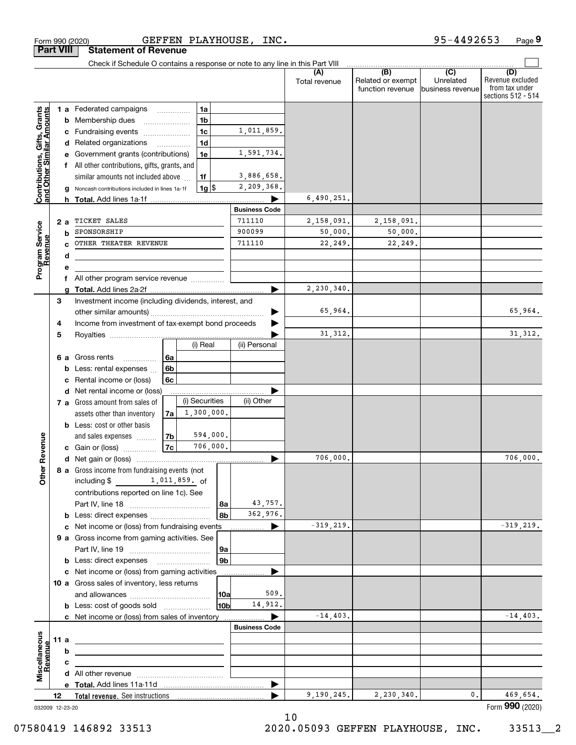Form 990 (2020) GEFFEN PLAYHOUSE, INC. 95-4492653 Page 9

## Part VIII Statement of Revenue

Check if Schedule O contains a response or note to any line in this Part VIII

| | | | | (A) Total revenue | (B) Related or exempt function revenue | (C) Unrelated business revenue | (D) Revenue excluded from tax under sections 512 - 514 |
|---|---|---|---|---|---|---|---|
| **Contributions, Gifts, Grants and Other Similar Amounts** | 1 a Federated campaigns | 1a | | | | | |
| | b Membership dues | 1b | | | | | |
| | c Fundraising events | 1c | 1,011,859. | | | | |
| | d Related organizations | 1d | | | | | |
| | e Government grants (contributions) | 1e | 1,591,734. | | | | |
| | f All other contributions, gifts, grants, and similar amounts not included above | 1f | 3,886,658. | | | | |
| | g Noncash contributions included in lines 1a-1f | 1g $ | 2,209,368. | | | | |
| | h Total. Add lines 1a-1f | | ▶ | 6,490,251. | | | |
| | | | **Business Code** | | | | |
| **Program Service Revenue** | 2 a TICKET SALES | | 711110 | 2,158,091. | 2,158,091. | | |
| | b SPONSORSHIP | | 900099 | 50,000. | 50,000. | | |
| | c OTHER THEATER REVENUE | | 711110 | 22,249. | 22,249. | | |
| | d | | | | | | |
| | e | | | | | | |
| | f All other program service revenue | | | | | | |
| | g Total. Add lines 2a-2f | | ▶ | 2,230,340. | | | |
| **Other Revenue** | 3 Investment income (including dividends, interest, and other similar amounts) | | ▶ | 65,964. | | | 65,964. |
| | 4 Income from investment of tax-exempt bond proceeds | | ▶ | | | | |
| | 5 Royalties | | ▶ | 31,312. | | | 31,312. |
| | | (i) Real | (ii) Personal | | | | |
| | 6 a Gross rents 6a | | | | | | |
| | b Less: rental expenses 6b | | | | | | |
| | c Rental income or (loss) 6c | | | | | | |
| | d Net rental income or (loss) | | ▶ | | | | |
| | | (i) Securities | (ii) Other | | | | |
| | 7 a Gross amount from sales of assets other than inventory 7a | 1,300,000. | | | | | |
| | b Less: cost or other basis and sales expenses 7b | 594,000. | | | | | |
| | c Gain or (loss) 7c | 706,000. | | | | | |
| | d Net gain or (loss) | | ▶ | 706,000. | | | 706,000. |
| | 8 a Gross income from fundraising events (not including $ 1,011,859. of contributions reported on line 1c). See Part IV, line 18 | 8a | 43,757. | | | | |
| | b Less: direct expenses | 8b | 362,976. | | | | |
| | c Net income or (loss) from fundraising events | | ▶ | -319,219. | | | -319,219. |
| | 9 a Gross income from gaming activities. See Part IV, line 19 | 9a | | | | | |
| | b Less: direct expenses | 9b | | | | | |
| | c Net income or (loss) from gaming activities | | ▶ | | | | |
| | 10 a Gross sales of inventory, less returns and allowances | 10a | 509. | | | | |
| | b Less: cost of goods sold | 10b | 14,912. | | | | |
| | c Net income or (loss) from sales of inventory | | ▶ | -14,403. | | | -14,403. |
| | | | **Business Code** | | | | |
| **Miscellaneous Revenue** | 11 a | | | | | | |
| | b | | | | | | |
| | c | | | | | | |
| | d All other revenue | | | | | | |
| | e Total. Add lines 11a-11d | | ▶ | | | | |
| | 12 **Total revenue.** See instructions | | ▶ | 9,190,245. | 2,230,340. | 0. | 469,654. |

032009 12-23-20 Form **990** (2020)

07580419 146892 33513 2020.05093 GEFFEN PLAYHOUSE, INC. 33513__2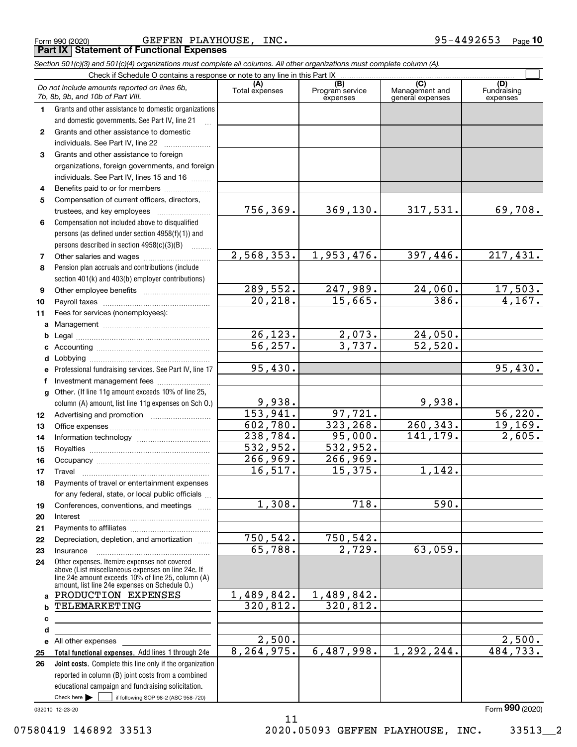Form 990 (2020) GEFFEN PLAYHOUSE, INC. 95-4492653 Page 10

**Part IX Statement of Functional Expenses**

*Section 501(c)(3) and 501(c)(4) organizations must complete all columns. All other organizations must complete column (A).*

Check if Schedule O contains a response or note to any line in this Part IX ☐

| | *Do not include amounts reported on lines 6b, 7b, 8b, 9b, and 10b of Part VIII.* | (A) Total expenses | (B) Program service expenses | (C) Management and general expenses | (D) Fundraising expenses |
|---|---|---|---|---|---|
| 1 | Grants and other assistance to domestic organizations and domestic governments. See Part IV, line 21 | | | | |
| 2 | Grants and other assistance to domestic individuals. See Part IV, line 22 | | | | |
| 3 | Grants and other assistance to foreign organizations, foreign governments, and foreign individuals. See Part IV, lines 15 and 16 | | | | |
| 4 | Benefits paid to or for members | | | | |
| 5 | Compensation of current officers, directors, trustees, and key employees | 756,369. | 369,130. | 317,531. | 69,708. |
| 6 | Compensation not included above to disqualified persons (as defined under section 4958(f)(1)) and persons described in section 4958(c)(3)(B) | | | | |
| 7 | Other salaries and wages | 2,568,353. | 1,953,476. | 397,446. | 217,431. |
| 8 | Pension plan accruals and contributions (include section 401(k) and 403(b) employer contributions) | | | | |
| 9 | Other employee benefits | 289,552. | 247,989. | 24,060. | 17,503. |
| 10 | Payroll taxes | 20,218. | 15,665. | 386. | 4,167. |
| 11 | Fees for services (nonemployees): | | | | |
| a | Management | | | | |
| b | Legal | 26,123. | 2,073. | 24,050. | |
| c | Accounting | 56,257. | 3,737. | 52,520. | |
| d | Lobbying | | | | |
| e | Professional fundraising services. See Part IV, line 17 | 95,430. | | | 95,430. |
| f | Investment management fees | | | | |
| g | Other. (If line 11g amount exceeds 10% of line 25, column (A) amount, list line 11g expenses on Sch O.) | 9,938. | | 9,938. | |
| 12 | Advertising and promotion | 153,941. | 97,721. | | 56,220. |
| 13 | Office expenses | 602,780. | 323,268. | 260,343. | 19,169. |
| 14 | Information technology | 238,784. | 95,000. | 141,179. | 2,605. |
| 15 | Royalties | 532,952. | 532,952. | | |
| 16 | Occupancy | 266,969. | 266,969. | | |
| 17 | Travel | 16,517. | 15,375. | 1,142. | |
| 18 | Payments of travel or entertainment expenses for any federal, state, or local public officials | | | | |
| 19 | Conferences, conventions, and meetings | 1,308. | 718. | 590. | |
| 20 | Interest | | | | |
| 21 | Payments to affiliates | | | | |
| 22 | Depreciation, depletion, and amortization | 750,542. | 750,542. | | |
| 23 | Insurance | 65,788. | 2,729. | 63,059. | |
| 24 | Other expenses. Itemize expenses not covered above (List miscellaneous expenses on line 24e. If line 24e amount exceeds 10% of line 25, column (A) amount, list line 24e expenses on Schedule O.) | | | | |
| a | PRODUCTION EXPENSES | 1,489,842. | 1,489,842. | | |
| b | TELEMARKETING | 320,812. | 320,812. | | |
| c | | | | | |
| d | | | | | |
| e | All other expenses | 2,500. | | | 2,500. |
| 25 | **Total functional expenses.** Add lines 1 through 24e | 8,264,975. | 6,487,998. | 1,292,244. | 484,733. |
| 26 | **Joint costs.** Complete this line only if the organization reported in column (B) joint costs from a combined educational campaign and fundraising solicitation. Check here ☐ if following SOP 98-2 (ASC 958-720) | | | | |

032010 12-23-20

Form **990** (2020)

07580419 146892 33513 2020.05093 GEFFEN PLAYHOUSE, INC. 33513__2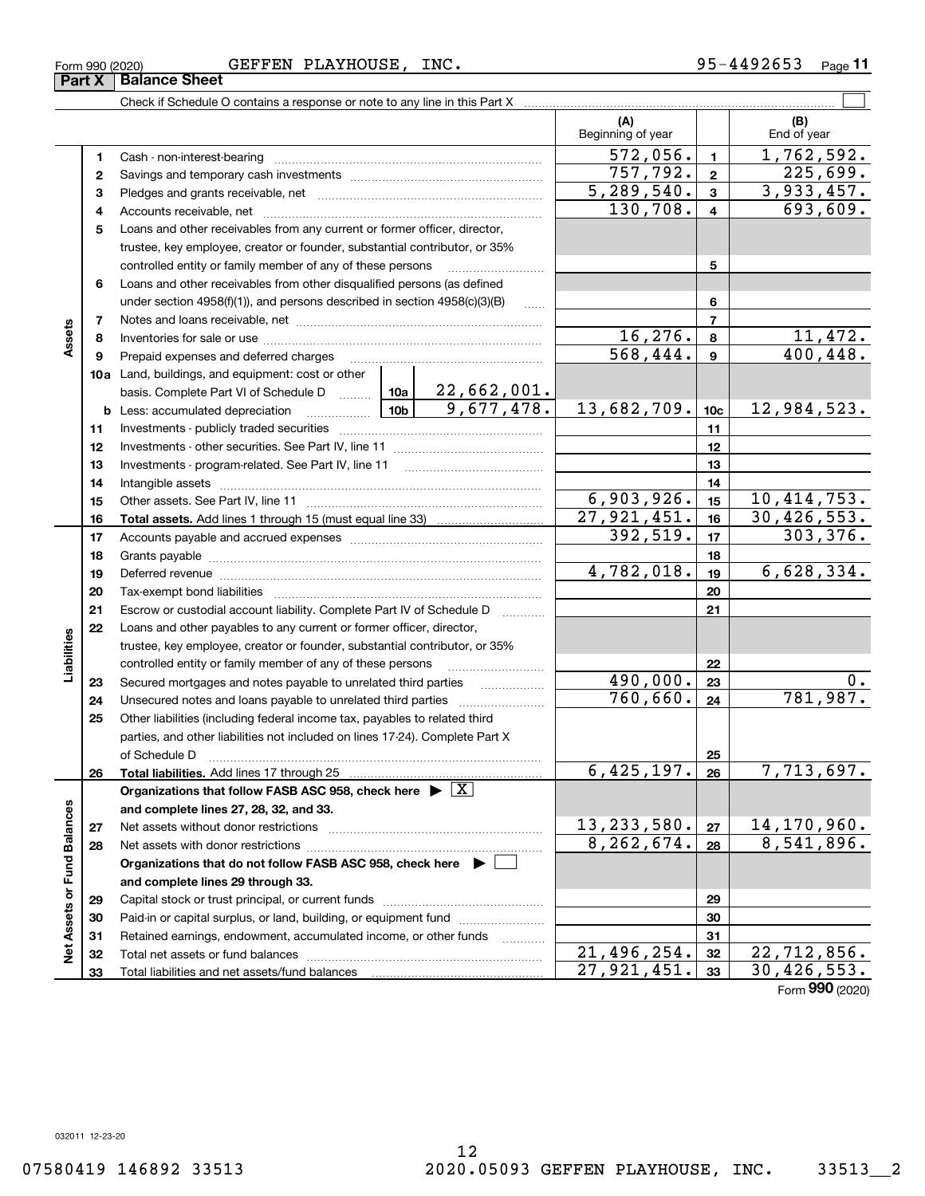Form 990 (2020) GEFFEN PLAYHOUSE, INC. 95-4492653 Page **11**

## Part X Balance Sheet

Check if Schedule O contains a response or note to any line in this Part X

| | | | | (A) Beginning of year | | (B) End of year |
|---|---|---|---|---|---|---|
| **Assets** | 1 | Cash - non-interest-bearing | | 572,056. | 1 | 1,762,592. |
| | 2 | Savings and temporary cash investments | | 757,792. | 2 | 225,699. |
| | 3 | Pledges and grants receivable, net | | 5,289,540. | 3 | 3,933,457. |
| | 4 | Accounts receivable, net | | 130,708. | 4 | 693,609. |
| | 5 | Loans and other receivables from any current or former officer, director, trustee, key employee, creator or founder, substantial contributor, or 35% controlled entity or family member of any of these persons | | | 5 | |
| | 6 | Loans and other receivables from other disqualified persons (as defined under section 4958(f)(1)), and persons described in section 4958(c)(3)(B) | | | 6 | |
| | 7 | Notes and loans receivable, net | | | 7 | |
| | 8 | Inventories for sale or use | | 16,276. | 8 | 11,472. |
| | 9 | Prepaid expenses and deferred charges | | 568,444. | 9 | 400,448. |
| | 10a | Land, buildings, and equipment: cost or other basis. Complete Part VI of Schedule D | 10a 22,662,001. | | | |
| | b | Less: accumulated depreciation | 10b 9,677,478. | 13,682,709. | 10c | 12,984,523. |
| | 11 | Investments - publicly traded securities | | | 11 | |
| | 12 | Investments - other securities. See Part IV, line 11 | | | 12 | |
| | 13 | Investments - program-related. See Part IV, line 11 | | | 13 | |
| | 14 | Intangible assets | | | 14 | |
| | 15 | Other assets. See Part IV, line 11 | | 6,903,926. | 15 | 10,414,753. |
| | 16 | **Total assets.** Add lines 1 through 15 (must equal line 33) | | 27,921,451. | 16 | 30,426,553. |
| **Liabilities** | 17 | Accounts payable and accrued expenses | | 392,519. | 17 | 303,376. |
| | 18 | Grants payable | | | 18 | |
| | 19 | Deferred revenue | | 4,782,018. | 19 | 6,628,334. |
| | 20 | Tax-exempt bond liabilities | | | 20 | |
| | 21 | Escrow or custodial account liability. Complete Part IV of Schedule D | | | 21 | |
| | 22 | Loans and other payables to any current or former officer, director, trustee, key employee, creator or founder, substantial contributor, or 35% controlled entity or family member of any of these persons | | | 22 | |
| | 23 | Secured mortgages and notes payable to unrelated third parties | | 490,000. | 23 | 0. |
| | 24 | Unsecured notes and loans payable to unrelated third parties | | 760,660. | 24 | 781,987. |
| | 25 | Other liabilities (including federal income tax, payables to related third parties, and other liabilities not included on lines 17-24). Complete Part X of Schedule D | | | 25 | |
| | 26 | **Total liabilities.** Add lines 17 through 25 | | 6,425,197. | 26 | 7,713,697. |
| **Net Assets or Fund Balances** | | **Organizations that follow FASB ASC 958, check here** ▶ [X] **and complete lines 27, 28, 32, and 33.** | | | | |
| | 27 | Net assets without donor restrictions | | 13,233,580. | 27 | 14,170,960. |
| | 28 | Net assets with donor restrictions | | 8,262,674. | 28 | 8,541,896. |
| | | **Organizations that do not follow FASB ASC 958, check here** ▶ [ ] **and complete lines 29 through 33.** | | | | |
| | 29 | Capital stock or trust principal, or current funds | | | 29 | |
| | 30 | Paid-in or capital surplus, or land, building, or equipment fund | | | 30 | |
| | 31 | Retained earnings, endowment, accumulated income, or other funds | | | 31 | |
| | 32 | Total net assets or fund balances | | 21,496,254. | 32 | 22,712,856. |
| | 33 | Total liabilities and net assets/fund balances | | 27,921,451. | 33 | 30,426,553. |

Form **990** (2020)

032011 12-23-20

07580419 146892 33513 2020.05093 GEFFEN PLAYHOUSE, INC. 33513__2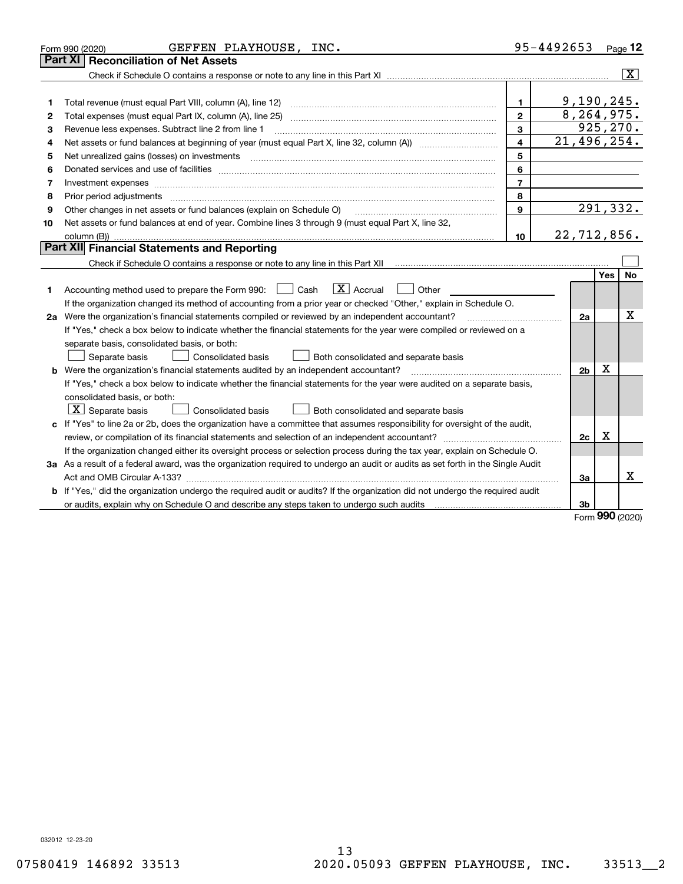Form 990 (2020) GEFFEN PLAYHOUSE, INC. 95-4492653 Page **12**

## Part XI Reconciliation of Net Assets

Check if Schedule O contains a response or note to any line in this Part XI ..... [X]

| | | | |
|---|---|---|---|
| 1 | Total revenue (must equal Part VIII, column (A), line 12) | 1 | 9,190,245. |
| 2 | Total expenses (must equal Part IX, column (A), line 25) | 2 | 8,264,975. |
| 3 | Revenue less expenses. Subtract line 2 from line 1 | 3 | 925,270. |
| 4 | Net assets or fund balances at beginning of year (must equal Part X, line 32, column (A)) | 4 | 21,496,254. |
| 5 | Net unrealized gains (losses) on investments | 5 | |
| 6 | Donated services and use of facilities | 6 | |
| 7 | Investment expenses | 7 | |
| 8 | Prior period adjustments | 8 | |
| 9 | Other changes in net assets or fund balances (explain on Schedule O) | 9 | 291,332. |
| 10 | Net assets or fund balances at end of year. Combine lines 3 through 9 (must equal Part X, line 32, column (B)) | 10 | 22,712,856. |

## Part XII Financial Statements and Reporting

Check if Schedule O contains a response or note to any line in this Part XII ..... [ ]

| | | | Yes | No |
|---|---|---|---|---|
| 1 | Accounting method used to prepare the Form 990: [ ] Cash [X] Accrual [ ] Other<br>If the organization changed its method of accounting from a prior year or checked "Other," explain in Schedule O. | | | |
| 2a | Were the organization's financial statements compiled or reviewed by an independent accountant?<br>If "Yes," check a box below to indicate whether the financial statements for the year were compiled or reviewed on a separate basis, consolidated basis, or both:<br>[ ] Separate basis [ ] Consolidated basis [ ] Both consolidated and separate basis | 2a | | X |
| b | Were the organization's financial statements audited by an independent accountant?<br>If "Yes," check a box below to indicate whether the financial statements for the year were audited on a separate basis, consolidated basis, or both:<br>[X] Separate basis [ ] Consolidated basis [ ] Both consolidated and separate basis | 2b | X | |
| c | If "Yes" to line 2a or 2b, does the organization have a committee that assumes responsibility for oversight of the audit, review, or compilation of its financial statements and selection of an independent accountant?<br>If the organization changed either its oversight process or selection process during the tax year, explain on Schedule O. | 2c | X | |
| 3a | As a result of a federal award, was the organization required to undergo an audit or audits as set forth in the Single Audit Act and OMB Circular A-133? | 3a | | X |
| b | If "Yes," did the organization undergo the required audit or audits? If the organization did not undergo the required audit or audits, explain why on Schedule O and describe any steps taken to undergo such audits | 3b | | |

Form **990** (2020)

032012 12-23-20

07580419 146892 33513 2020.05093 GEFFEN PLAYHOUSE, INC. 33513__2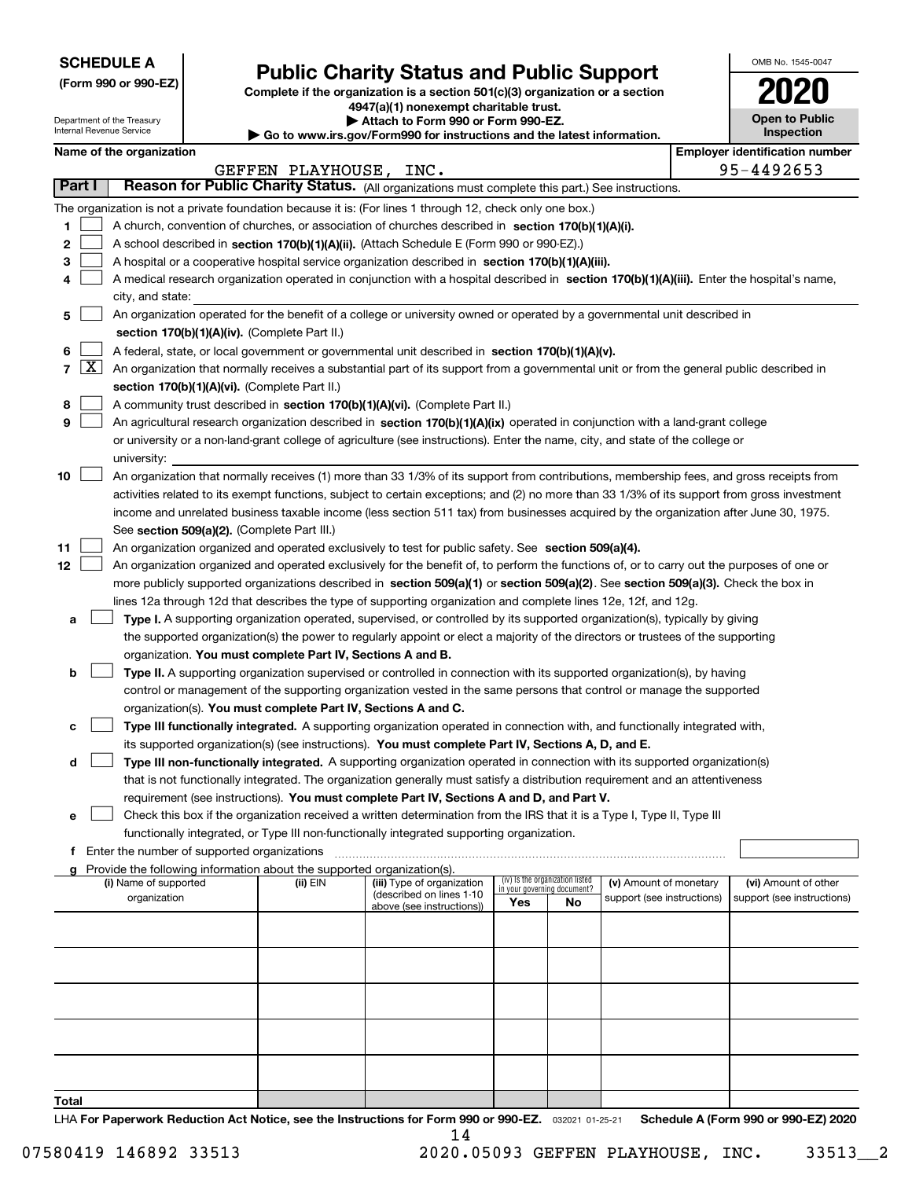**SCHEDULE A**
**(Form 990 or 990-EZ)**

Department of the Treasury
Internal Revenue Service

# Public Charity Status and Public Support

**Complete if the organization is a section 501(c)(3) organization or a section 4947(a)(1) nonexempt charitable trust.**
**▶ Attach to Form 990 or Form 990-EZ.**
**▶ Go to www.irs.gov/Form990 for instructions and the latest information.**

OMB No. 1545-0047
**2020**
**Open to Public Inspection**

**Name of the organization**: GEFFEN PLAYHOUSE, INC.
**Employer identification number**: 95-4492653

## Part I — Reason for Public Charity Status. (All organizations must complete this part.) See instructions.

The organization is not a private foundation because it is: (For lines 1 through 12, check only one box.)

1. [ ] A church, convention of churches, or association of churches described in **section 170(b)(1)(A)(i).**
2. [ ] A school described in **section 170(b)(1)(A)(ii).** (Attach Schedule E (Form 990 or 990-EZ).)
3. [ ] A hospital or a cooperative hospital service organization described in **section 170(b)(1)(A)(iii).**
4. [ ] A medical research organization operated in conjunction with a hospital described in **section 170(b)(1)(A)(iii).** Enter the hospital's name, city, and state:
5. [ ] An organization operated for the benefit of a college or university owned or operated by a governmental unit described in **section 170(b)(1)(A)(iv).** (Complete Part II.)
6. [ ] A federal, state, or local government or governmental unit described in **section 170(b)(1)(A)(v).**
7. [X] An organization that normally receives a substantial part of its support from a governmental unit or from the general public described in **section 170(b)(1)(A)(vi).** (Complete Part II.)
8. [ ] A community trust described in **section 170(b)(1)(A)(vi).** (Complete Part II.)
9. [ ] An agricultural research organization described in **section 170(b)(1)(A)(ix)** operated in conjunction with a land-grant college or university or a non-land-grant college of agriculture (see instructions). Enter the name, city, and state of the college or university:
10. [ ] An organization that normally receives (1) more than 33 1/3% of its support from contributions, membership fees, and gross receipts from activities related to its exempt functions, subject to certain exceptions; and (2) no more than 33 1/3% of its support from gross investment income and unrelated business taxable income (less section 511 tax) from businesses acquired by the organization after June 30, 1975. See **section 509(a)(2).** (Complete Part III.)
11. [ ] An organization organized and operated exclusively to test for public safety. See **section 509(a)(4).**
12. [ ] An organization organized and operated exclusively for the benefit of, to perform the functions of, or to carry out the purposes of one or more publicly supported organizations described in **section 509(a)(1)** or **section 509(a)(2)**. See **section 509(a)(3).** Check the box in lines 12a through 12d that describes the type of supporting organization and complete lines 12e, 12f, and 12g.
   - **a** [ ] **Type I.** A supporting organization operated, supervised, or controlled by its supported organization(s), typically by giving the supported organization(s) the power to regularly appoint or elect a majority of the directors or trustees of the supporting organization. **You must complete Part IV, Sections A and B.**
   - **b** [ ] **Type II.** A supporting organization supervised or controlled in connection with its supported organization(s), by having control or management of the supporting organization vested in the same persons that control or manage the supported organization(s). **You must complete Part IV, Sections A and C.**
   - **c** [ ] **Type III functionally integrated.** A supporting organization operated in connection with, and functionally integrated with, its supported organization(s) (see instructions). **You must complete Part IV, Sections A, D, and E.**
   - **d** [ ] **Type III non-functionally integrated.** A supporting organization operated in connection with its supported organization(s) that is not functionally integrated. The organization generally must satisfy a distribution requirement and an attentiveness requirement (see instructions). **You must complete Part IV, Sections A and D, and Part V.**
   - **e** [ ] Check this box if the organization received a written determination from the IRS that it is a Type I, Type II, Type III functionally integrated, or Type III non-functionally integrated supporting organization.
   - **f** Enter the number of supported organizations
   - **g** Provide the following information about the supported organization(s).

| (i) Name of supported organization | (ii) EIN | (iii) Type of organization (described on lines 1-10 above (see instructions)) | (iv) Is the organization listed in your governing document? Yes | No | (v) Amount of monetary support (see instructions) | (vi) Amount of other support (see instructions) |
|---|---|---|---|---|---|---|
| | | | | | | |
| | | | | | | |
| | | | | | | |
| | | | | | | |
| | | | | | | |
| **Total** | | | | | | |

LHA **For Paperwork Reduction Act Notice, see the Instructions for Form 990 or 990-EZ.** 032021 01-25-21 **Schedule A (Form 990 or 990-EZ) 2020**

07580419 146892 33513 2020.05093 GEFFEN PLAYHOUSE, INC. 33513__2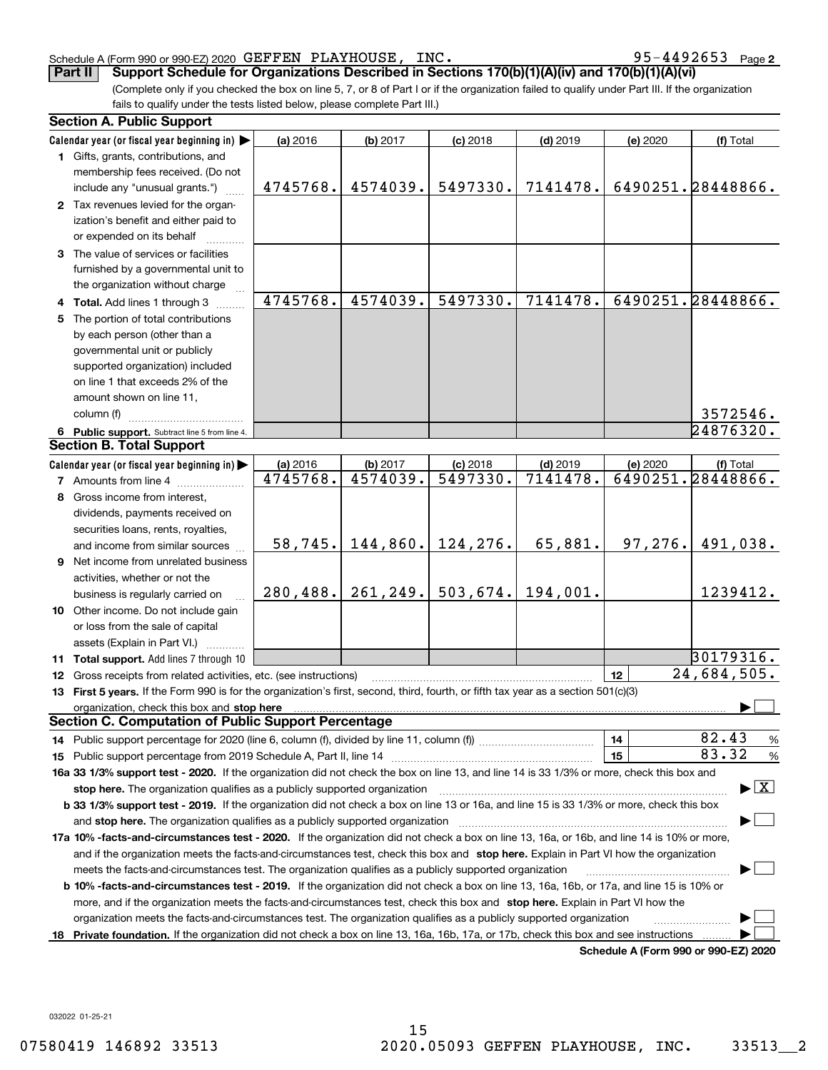Schedule A (Form 990 or 990-EZ) 2020 GEFFEN PLAYHOUSE, INC. 95-4492653 Page **2**

**Part II** **Support Schedule for Organizations Described in Sections 170(b)(1)(A)(iv) and 170(b)(1)(A)(vi)**

(Complete only if you checked the box on line 5, 7, or 8 of Part I or if the organization failed to qualify under Part III. If the organization fails to qualify under the tests listed below, please complete Part III.)

**Section A. Public Support**

| Calendar year (or fiscal year beginning in) ▶ | (a) 2016 | (b) 2017 | (c) 2018 | (d) 2019 | (e) 2020 | (f) Total |
|---|---|---|---|---|---|---|
| **1** Gifts, grants, contributions, and membership fees received. (Do not include any "unusual grants.") | 4745768. | 4574039. | 5497330. | 7141478. | 6490251. | 28448866. |
| **2** Tax revenues levied for the organization's benefit and either paid to or expended on its behalf | | | | | | |
| **3** The value of services or facilities furnished by a governmental unit to the organization without charge | | | | | | |
| **4 Total.** Add lines 1 through 3 | 4745768. | 4574039. | 5497330. | 7141478. | 6490251. | 28448866. |
| **5** The portion of total contributions by each person (other than a governmental unit or publicly supported organization) included on line 1 that exceeds 2% of the amount shown on line 11, column (f) | | | | | | 3572546. |
| **6 Public support.** Subtract line 5 from line 4. | | | | | | 24876320. |

**Section B. Total Support**

| Calendar year (or fiscal year beginning in) ▶ | (a) 2016 | (b) 2017 | (c) 2018 | (d) 2019 | (e) 2020 | (f) Total |
|---|---|---|---|---|---|---|
| **7** Amounts from line 4 | 4745768. | 4574039. | 5497330. | 7141478. | 6490251. | 28448866. |
| **8** Gross income from interest, dividends, payments received on securities loans, rents, royalties, and income from similar sources | 58,745. | 144,860. | 124,276. | 65,881. | 97,276. | 491,038. |
| **9** Net income from unrelated business activities, whether or not the business is regularly carried on | 280,488. | 261,249. | 503,674. | 194,001. | | 1239412. |
| **10** Other income. Do not include gain or loss from the sale of capital assets (Explain in Part VI.) | | | | | | |
| **11 Total support.** Add lines 7 through 10 | | | | | | 30179316. |

**12** Gross receipts from related activities, etc. (see instructions) — **12** — 24,684,505.

**13 First 5 years.** If the Form 990 is for the organization's first, second, third, fourth, or fifth tax year as a section 501(c)(3) organization, check this box and **stop here** ▶ ☐

**Section C. Computation of Public Support Percentage**

**14** Public support percentage for 2020 (line 6, column (f), divided by line 11, column (f)) — **14** — 82.43 %

**15** Public support percentage from 2019 Schedule A, Part II, line 14 — **15** — 83.32 %

**16a 33 1/3% support test - 2020.** If the organization did not check the box on line 13, and line 14 is 33 1/3% or more, check this box and **stop here.** The organization qualifies as a publicly supported organization ▶ ☒

**b 33 1/3% support test - 2019.** If the organization did not check a box on line 13 or 16a, and line 15 is 33 1/3% or more, check this box and **stop here.** The organization qualifies as a publicly supported organization ▶ ☐

**17a 10% -facts-and-circumstances test - 2020.** If the organization did not check a box on line 13, 16a, or 16b, and line 14 is 10% or more, and if the organization meets the facts-and-circumstances test, check this box and **stop here.** Explain in Part VI how the organization meets the facts-and-circumstances test. The organization qualifies as a publicly supported organization ▶ ☐

**b 10% -facts-and-circumstances test - 2019.** If the organization did not check a box on line 13, 16a, 16b, or 17a, and line 15 is 10% or more, and if the organization meets the facts-and-circumstances test, check this box and **stop here.** Explain in Part VI how the organization meets the facts-and-circumstances test. The organization qualifies as a publicly supported organization ▶ ☐

**18 Private foundation.** If the organization did not check a box on line 13, 16a, 16b, 17a, or 17b, check this box and see instructions ▶ ☐

**Schedule A (Form 990 or 990-EZ) 2020**

032022 01-25-21

07580419 146892 33513 2020.05093 GEFFEN PLAYHOUSE, INC. 33513__2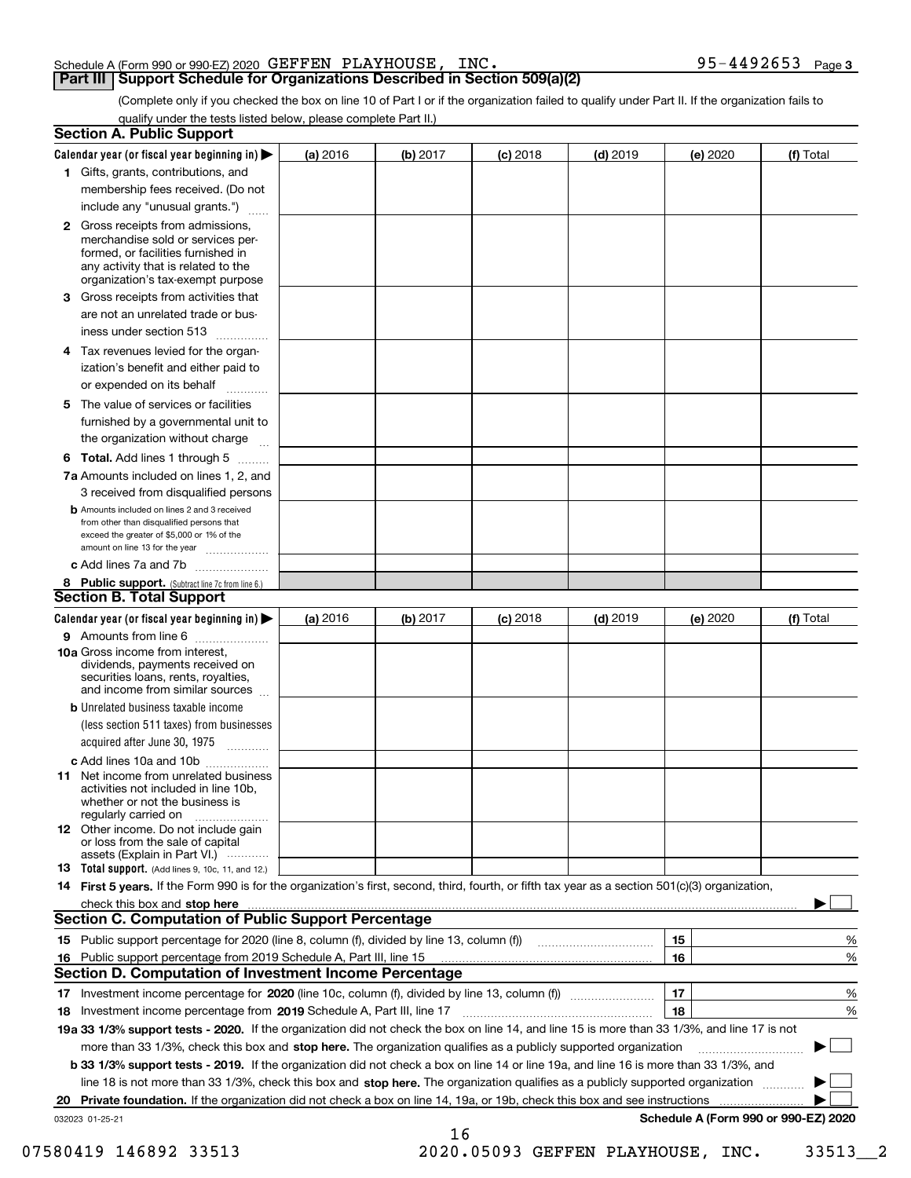Schedule A (Form 990 or 990-EZ) 2020 GEFFEN PLAYHOUSE, INC. 95-4492653 Page 3

## Part III Support Schedule for Organizations Described in Section 509(a)(2)

(Complete only if you checked the box on line 10 of Part I or if the organization failed to qualify under Part II. If the organization fails to qualify under the tests listed below, please complete Part II.)

### Section A. Public Support

| Calendar year (or fiscal year beginning in) ▶ | (a) 2016 | (b) 2017 | (c) 2018 | (d) 2019 | (e) 2020 | (f) Total |
|---|---|---|---|---|---|---|
| 1 Gifts, grants, contributions, and membership fees received. (Do not include any "unusual grants.") | | | | | | |
| 2 Gross receipts from admissions, merchandise sold or services performed, or facilities furnished in any activity that is related to the organization's tax-exempt purpose | | | | | | |
| 3 Gross receipts from activities that are not an unrelated trade or business under section 513 | | | | | | |
| 4 Tax revenues levied for the organization's benefit and either paid to or expended on its behalf | | | | | | |
| 5 The value of services or facilities furnished by a governmental unit to the organization without charge | | | | | | |
| 6 **Total.** Add lines 1 through 5 | | | | | | |
| 7a Amounts included on lines 1, 2, and 3 received from disqualified persons | | | | | | |
| b Amounts included on lines 2 and 3 received from other than disqualified persons that exceed the greater of $5,000 or 1% of the amount on line 13 for the year | | | | | | |
| c Add lines 7a and 7b | | | | | | |
| 8 **Public support.** (Subtract line 7c from line 6.) | | | | | | |

### Section B. Total Support

| Calendar year (or fiscal year beginning in) ▶ | (a) 2016 | (b) 2017 | (c) 2018 | (d) 2019 | (e) 2020 | (f) Total |
|---|---|---|---|---|---|---|
| 9 Amounts from line 6 | | | | | | |
| 10a Gross income from interest, dividends, payments received on securities loans, rents, royalties, and income from similar sources | | | | | | |
| b Unrelated business taxable income (less section 511 taxes) from businesses acquired after June 30, 1975 | | | | | | |
| c Add lines 10a and 10b | | | | | | |
| 11 Net income from unrelated business activities not included in line 10b, whether or not the business is regularly carried on | | | | | | |
| 12 Other income. Do not include gain or loss from the sale of capital assets (Explain in Part VI.) | | | | | | |
| 13 **Total support.** (Add lines 9, 10c, 11, and 12.) | | | | | | |

14 **First 5 years.** If the Form 990 is for the organization's first, second, third, fourth, or fifth tax year as a section 501(c)(3) organization, check this box and **stop here** ▶ ☐

### Section C. Computation of Public Support Percentage

| | | | |
|---|---|---|---|
| 15 | Public support percentage for 2020 (line 8, column (f), divided by line 13, column (f)) | 15 | % |
| 16 | Public support percentage from 2019 Schedule A, Part III, line 15 | 16 | % |

### Section D. Computation of Investment Income Percentage

| | | | |
|---|---|---|---|
| 17 | Investment income percentage for **2020** (line 10c, column (f), divided by line 13, column (f)) | 17 | % |
| 18 | Investment income percentage from **2019** Schedule A, Part III, line 17 | 18 | % |

**19a 33 1/3% support tests - 2020.** If the organization did not check the box on line 14, and line 15 is more than 33 1/3%, and line 17 is not more than 33 1/3%, check this box and **stop here.** The organization qualifies as a publicly supported organization ▶ ☐

**b 33 1/3% support tests - 2019.** If the organization did not check a box on line 14 or line 19a, and line 16 is more than 33 1/3%, and line 18 is not more than 33 1/3%, check this box and **stop here.** The organization qualifies as a publicly supported organization ▶ ☐

**20 Private foundation.** If the organization did not check a box on line 14, 19a, or 19b, check this box and see instructions ▶ ☐

032023 01-25-21 **Schedule A (Form 990 or 990-EZ) 2020**

07580419 146892 33513 2020.05093 GEFFEN PLAYHOUSE, INC. 33513__2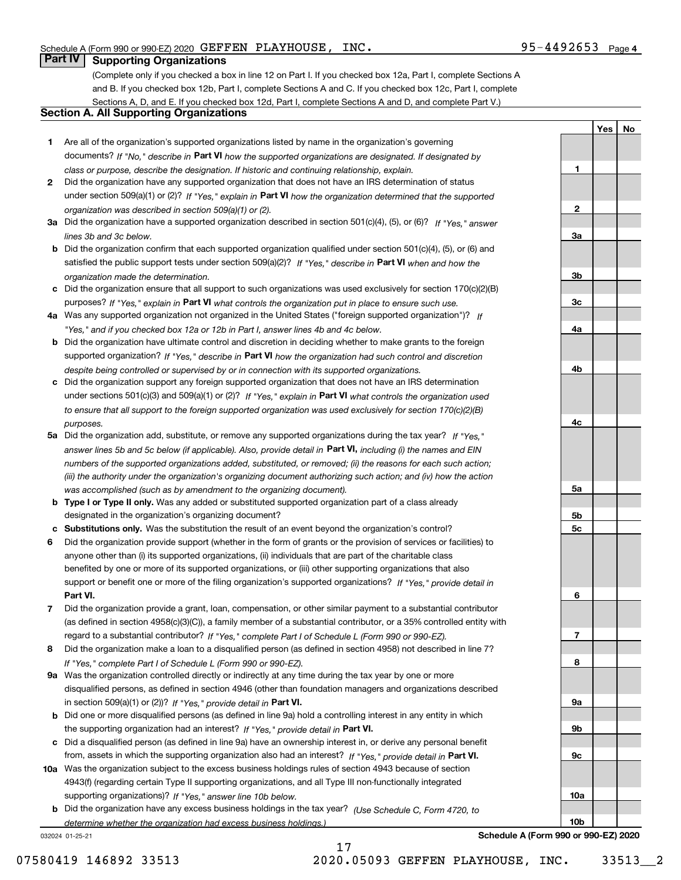Schedule A (Form 990 or 990-EZ) 2020 GEFFEN PLAYHOUSE, INC. 95-4492653 Page 4

## Part IV Supporting Organizations

(Complete only if you checked a box in line 12 on Part I. If you checked box 12a, Part I, complete Sections A and B. If you checked box 12b, Part I, complete Sections A and C. If you checked box 12c, Part I, complete Sections A, D, and E. If you checked box 12d, Part I, complete Sections A and D, and complete Part V.)

### Section A. All Supporting Organizations

| | | Line | Yes | No |
|---|---|---|---|---|
| 1 | Are all of the organization's supported organizations listed by name in the organization's governing documents? *If "No," describe in* **Part VI** *how the supported organizations are designated. If designated by class or purpose, describe the designation. If historic and continuing relationship, explain.* | 1 | | |
| 2 | Did the organization have any supported organization that does not have an IRS determination of status under section 509(a)(1) or (2)? *If "Yes," explain in* **Part VI** *how the organization determined that the supported organization was described in section 509(a)(1) or (2).* | 2 | | |
| 3a | Did the organization have a supported organization described in section 501(c)(4), (5), or (6)? *If "Yes," answer lines 3b and 3c below.* | 3a | | |
| b | Did the organization confirm that each supported organization qualified under section 501(c)(4), (5), or (6) and satisfied the public support tests under section 509(a)(2)? *If "Yes," describe in* **Part VI** *when and how the organization made the determination.* | 3b | | |
| c | Did the organization ensure that all support to such organizations was used exclusively for section 170(c)(2)(B) purposes? *If "Yes," explain in* **Part VI** *what controls the organization put in place to ensure such use.* | 3c | | |
| 4a | Was any supported organization not organized in the United States ("foreign supported organization")? *If "Yes," and if you checked box 12a or 12b in Part I, answer lines 4b and 4c below.* | 4a | | |
| b | Did the organization have ultimate control and discretion in deciding whether to make grants to the foreign supported organization? *If "Yes," describe in* **Part VI** *how the organization had such control and discretion despite being controlled or supervised by or in connection with its supported organizations.* | 4b | | |
| c | Did the organization support any foreign supported organization that does not have an IRS determination under sections 501(c)(3) and 509(a)(1) or (2)? *If "Yes," explain in* **Part VI** *what controls the organization used to ensure that all support to the foreign supported organization was used exclusively for section 170(c)(2)(B) purposes.* | 4c | | |
| 5a | Did the organization add, substitute, or remove any supported organizations during the tax year? *If "Yes," answer lines 5b and 5c below (if applicable). Also, provide detail in* **Part VI,** *including (i) the names and EIN numbers of the supported organizations added, substituted, or removed; (ii) the reasons for each such action; (iii) the authority under the organization's organizing document authorizing such action; and (iv) how the action was accomplished (such as by amendment to the organizing document).* | 5a | | |
| b | **Type I or Type II only.** Was any added or substituted supported organization part of a class already designated in the organization's organizing document? | 5b | | |
| c | **Substitutions only.** Was the substitution the result of an event beyond the organization's control? | 5c | | |
| 6 | Did the organization provide support (whether in the form of grants or the provision of services or facilities) to anyone other than (i) its supported organizations, (ii) individuals that are part of the charitable class benefited by one or more of its supported organizations, or (iii) other supporting organizations that also support or benefit one or more of the filing organization's supported organizations? *If "Yes," provide detail in* **Part VI.** | 6 | | |
| 7 | Did the organization provide a grant, loan, compensation, or other similar payment to a substantial contributor (as defined in section 4958(c)(3)(C)), a family member of a substantial contributor, or a 35% controlled entity with regard to a substantial contributor? *If "Yes," complete Part I of Schedule L (Form 990 or 990-EZ).* | 7 | | |
| 8 | Did the organization make a loan to a disqualified person (as defined in section 4958) not described in line 7? *If "Yes," complete Part I of Schedule L (Form 990 or 990-EZ).* | 8 | | |
| 9a | Was the organization controlled directly or indirectly at any time during the tax year by one or more disqualified persons, as defined in section 4946 (other than foundation managers and organizations described in section 509(a)(1) or (2))? *If "Yes," provide detail in* **Part VI.** | 9a | | |
| b | Did one or more disqualified persons (as defined in line 9a) hold a controlling interest in any entity in which the supporting organization had an interest? *If "Yes," provide detail in* **Part VI.** | 9b | | |
| c | Did a disqualified person (as defined in line 9a) have an ownership interest in, or derive any personal benefit from, assets in which the supporting organization also had an interest? *If "Yes," provide detail in* **Part VI.** | 9c | | |
| 10a | Was the organization subject to the excess business holdings rules of section 4943 because of section 4943(f) (regarding certain Type II supporting organizations, and all Type III non-functionally integrated supporting organizations)? *If "Yes," answer line 10b below.* | 10a | | |
| b | Did the organization have any excess business holdings in the tax year? *(Use Schedule C, Form 4720, to determine whether the organization had excess business holdings.)* | 10b | | |

032024 01-25-21 **Schedule A (Form 990 or 990-EZ) 2020**

07580419 146892 33513 2020.05093 GEFFEN PLAYHOUSE, INC. 33513__2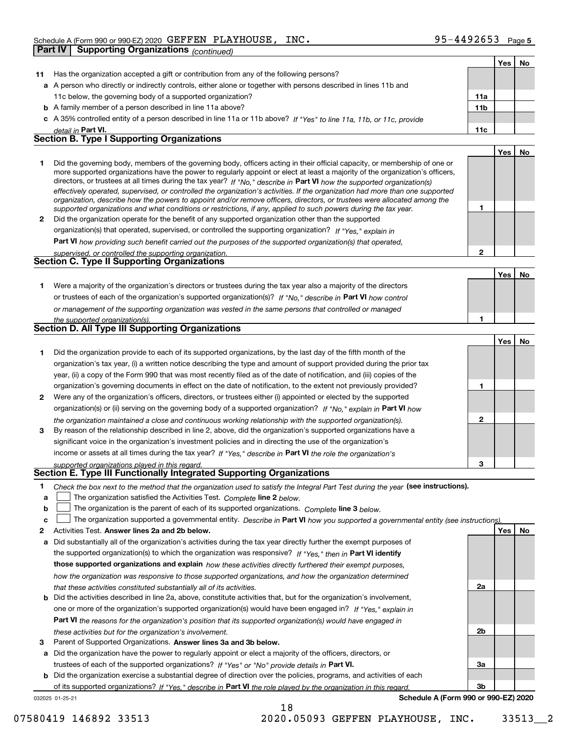Schedule A (Form 990 or 990-EZ) 2020 GEFFEN PLAYHOUSE, INC. 95-4492653

**Part IV Supporting Organizations** *(continued)*

| | | | Yes | No |
|---|---|---|---|---|
| **11** | Has the organization accepted a gift or contribution from any of the following persons? | | | |
| **a** | A person who directly or indirectly controls, either alone or together with persons described in lines 11b and 11c below, the governing body of a supported organization? | 11a | | |
| **b** | A family member of a person described in line 11a above? | 11b | | |
| **c** | A 35% controlled entity of a person described in line 11a or 11b above? *If "Yes" to line 11a, 11b, or 11c, provide detail in* **Part VI.** | 11c | | |

**Section B. Type I Supporting Organizations**

| | | | Yes | No |
|---|---|---|---|---|
| **1** | Did the governing body, members of the governing body, officers acting in their official capacity, or membership of one or more supported organizations have the power to regularly appoint or elect at least a majority of the organization's officers, directors, or trustees at all times during the tax year? *If "No," describe in* **Part VI** *how the supported organization(s) effectively operated, supervised, or controlled the organization's activities. If the organization had more than one supported organization, describe how the powers to appoint and/or remove officers, directors, or trustees were allocated among the supported organizations and what conditions or restrictions, if any, applied to such powers during the tax year.* | 1 | | |
| **2** | Did the organization operate for the benefit of any supported organization other than the supported organization(s) that operated, supervised, or controlled the supporting organization? *If "Yes," explain in* **Part VI** *how providing such benefit carried out the purposes of the supported organization(s) that operated, supervised, or controlled the supporting organization.* | 2 | | |

**Section C. Type II Supporting Organizations**

| | | | Yes | No |
|---|---|---|---|---|
| **1** | Were a majority of the organization's directors or trustees during the tax year also a majority of the directors or trustees of each of the organization's supported organization(s)? *If "No," describe in* **Part VI** *how control or management of the supporting organization was vested in the same persons that controlled or managed the supported organization(s).* | 1 | | |

**Section D. All Type III Supporting Organizations**

| | | | Yes | No |
|---|---|---|---|---|
| **1** | Did the organization provide to each of its supported organizations, by the last day of the fifth month of the organization's tax year, (i) a written notice describing the type and amount of support provided during the prior tax year, (ii) a copy of the Form 990 that was most recently filed as of the date of notification, and (iii) copies of the organization's governing documents in effect on the date of notification, to the extent not previously provided? | 1 | | |
| **2** | Were any of the organization's officers, directors, or trustees either (i) appointed or elected by the supported organization(s) or (ii) serving on the governing body of a supported organization? *If "No," explain in* **Part VI** *how the organization maintained a close and continuous working relationship with the supported organization(s).* | 2 | | |
| **3** | By reason of the relationship described in line 2, above, did the organization's supported organizations have a significant voice in the organization's investment policies and in directing the use of the organization's income or assets at all times during the tax year? *If "Yes," describe in* **Part VI** *the role the organization's supported organizations played in this regard.* | 3 | | |

**Section E. Type III Functionally Integrated Supporting Organizations**

**1** *Check the box next to the method that the organization used to satisfy the Integral Part Test during the year* **(see instructions).**

**a** ☐ The organization satisfied the Activities Test. *Complete* **line 2** *below.*

**b** ☐ The organization is the parent of each of its supported organizations. *Complete* **line 3** *below.*

**c** ☐ The organization supported a governmental entity. *Describe in* **Part VI** *how you supported a governmental entity (see instructions).*

| | | | Yes | No |
|---|---|---|---|---|
| **2** | Activities Test. **Answer lines 2a and 2b below.** | | | |
| **a** | Did substantially all of the organization's activities during the tax year directly further the exempt purposes of the supported organization(s) to which the organization was responsive? *If "Yes," then in* **Part VI identify those supported organizations and explain** *how these activities directly furthered their exempt purposes, how the organization was responsive to those supported organizations, and how the organization determined that these activities constituted substantially all of its activities.* | 2a | | |
| **b** | Did the activities described in line 2a, above, constitute activities that, but for the organization's involvement, one or more of the organization's supported organization(s) would have been engaged in? *If "Yes," explain in* **Part VI** *the reasons for the organization's position that its supported organization(s) would have engaged in these activities but for the organization's involvement.* | 2b | | |
| **3** | Parent of Supported Organizations. **Answer lines 3a and 3b below.** | | | |
| **a** | Did the organization have the power to regularly appoint or elect a majority of the officers, directors, or trustees of each of the supported organizations? *If "Yes" or "No" provide details in* **Part VI.** | 3a | | |
| **b** | Did the organization exercise a substantial degree of direction over the policies, programs, and activities of each of its supported organizations? *If "Yes," describe in* **Part VI** *the role played by the organization in this regard.* | 3b | | |

032025 01-25-21 **Schedule A (Form 990 or 990-EZ) 2020**

07580419 146892 33513 2020.05093 GEFFEN PLAYHOUSE, INC. 33513__2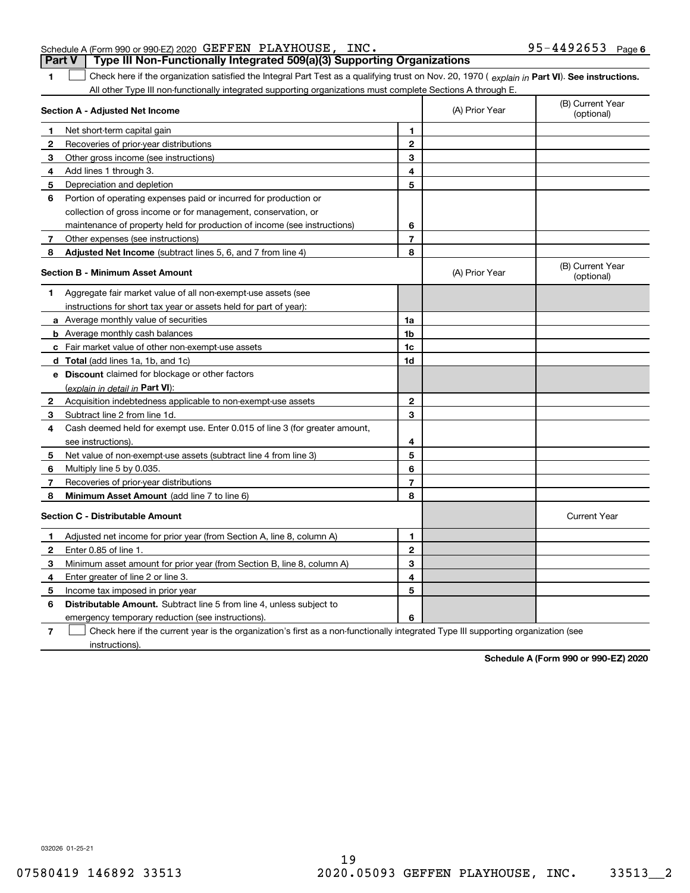Schedule A (Form 990 or 990-EZ) 2020 GEFFEN PLAYHOUSE, INC. 95-4492653 Page 6

## Part V | Type III Non-Functionally Integrated 509(a)(3) Supporting Organizations

**1** ☐ Check here if the organization satisfied the Integral Part Test as a qualifying trust on Nov. 20, 1970 ( *explain in* **Part VI**). **See instructions.** All other Type III non-functionally integrated supporting organizations must complete Sections A through E.

| **Section A - Adjusted Net Income** | | | (A) Prior Year | (B) Current Year (optional) |
|---|---|---|---|---|
| 1 | Net short-term capital gain | 1 | | |
| 2 | Recoveries of prior-year distributions | 2 | | |
| 3 | Other gross income (see instructions) | 3 | | |
| 4 | Add lines 1 through 3. | 4 | | |
| 5 | Depreciation and depletion | 5 | | |
| 6 | Portion of operating expenses paid or incurred for production or collection of gross income or for management, conservation, or maintenance of property held for production of income (see instructions) | 6 | | |
| 7 | Other expenses (see instructions) | 7 | | |
| 8 | **Adjusted Net Income** (subtract lines 5, 6, and 7 from line 4) | 8 | | |

| **Section B - Minimum Asset Amount** | | | (A) Prior Year | (B) Current Year (optional) |
|---|---|---|---|---|
| 1 | Aggregate fair market value of all non-exempt-use assets (see instructions for short tax year or assets held for part of year): | | | |
| a | Average monthly value of securities | 1a | | |
| b | Average monthly cash balances | 1b | | |
| c | Fair market value of other non-exempt-use assets | 1c | | |
| d | **Total** (add lines 1a, 1b, and 1c) | 1d | | |
| e | **Discount** claimed for blockage or other factors (*explain in detail in* **Part VI**): | | | |
| 2 | Acquisition indebtedness applicable to non-exempt-use assets | 2 | | |
| 3 | Subtract line 2 from line 1d. | 3 | | |
| 4 | Cash deemed held for exempt use. Enter 0.015 of line 3 (for greater amount, see instructions). | 4 | | |
| 5 | Net value of non-exempt-use assets (subtract line 4 from line 3) | 5 | | |
| 6 | Multiply line 5 by 0.035. | 6 | | |
| 7 | Recoveries of prior-year distributions | 7 | | |
| 8 | **Minimum Asset Amount** (add line 7 to line 6) | 8 | | |

| **Section C - Distributable Amount** | | | | Current Year |
|---|---|---|---|---|
| 1 | Adjusted net income for prior year (from Section A, line 8, column A) | 1 | | |
| 2 | Enter 0.85 of line 1. | 2 | | |
| 3 | Minimum asset amount for prior year (from Section B, line 8, column A) | 3 | | |
| 4 | Enter greater of line 2 or line 3. | 4 | | |
| 5 | Income tax imposed in prior year | 5 | | |
| 6 | **Distributable Amount.** Subtract line 5 from line 4, unless subject to emergency temporary reduction (see instructions). | 6 | | |

**7** ☐ Check here if the current year is the organization's first as a non-functionally integrated Type III supporting organization (see instructions).

**Schedule A (Form 990 or 990-EZ) 2020**

032026 01-25-21

07580419 146892 33513 2020.05093 GEFFEN PLAYHOUSE, INC. 33513__2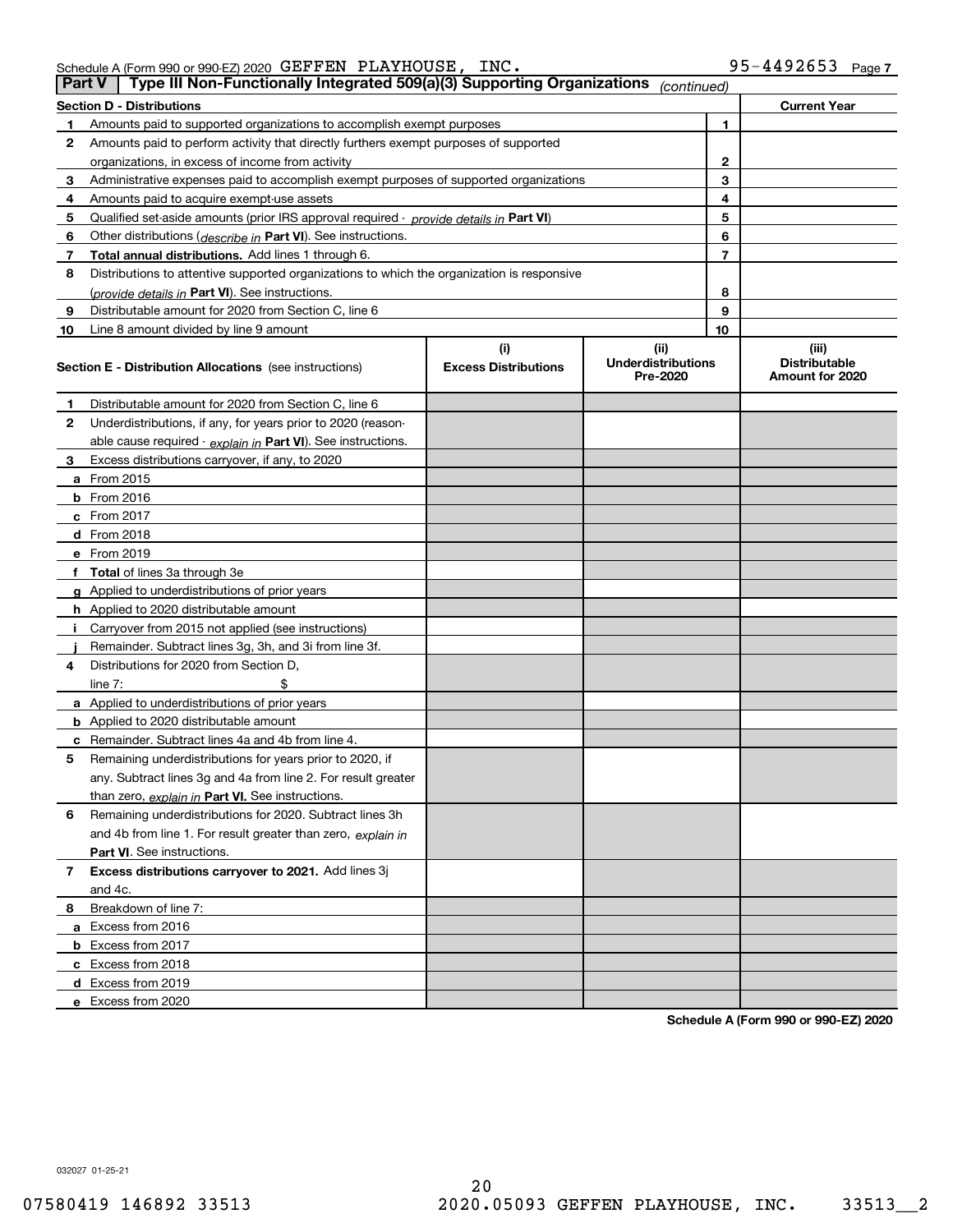Schedule A (Form 990 or 990-EZ) 2020 GEFFEN PLAYHOUSE, INC. 95-4492653 Page 7

**Part V | Type III Non-Functionally Integrated 509(a)(3) Supporting Organizations** *(continued)*

| Section D - Distributions | | Current Year |
|---|---|---|
| **1** Amounts paid to supported organizations to accomplish exempt purposes | 1 | |
| **2** Amounts paid to perform activity that directly furthers exempt purposes of supported organizations, in excess of income from activity | 2 | |
| **3** Administrative expenses paid to accomplish exempt purposes of supported organizations | 3 | |
| **4** Amounts paid to acquire exempt-use assets | 4 | |
| **5** Qualified set-aside amounts (prior IRS approval required - *provide details in* **Part VI**) | 5 | |
| **6** Other distributions (*describe in* **Part VI**). See instructions. | 6 | |
| **7** **Total annual distributions.** Add lines 1 through 6. | 7 | |
| **8** Distributions to attentive supported organizations to which the organization is responsive (*provide details in* **Part VI**). See instructions. | 8 | |
| **9** Distributable amount for 2020 from Section C, line 6 | 9 | |
| **10** Line 8 amount divided by line 9 amount | 10 | |

| **Section E - Distribution Allocations** (see instructions) | (i) Excess Distributions | (ii) Underdistributions Pre-2020 | (iii) Distributable Amount for 2020 |
|---|---|---|---|
| **1** Distributable amount for 2020 from Section C, line 6 | | | |
| **2** Underdistributions, if any, for years prior to 2020 (reasonable cause required - *explain in* **Part VI**). See instructions. | | | |
| **3** Excess distributions carryover, if any, to 2020 | | | |
| **a** From 2015 | | | |
| **b** From 2016 | | | |
| **c** From 2017 | | | |
| **d** From 2018 | | | |
| **e** From 2019 | | | |
| **f** **Total** of lines 3a through 3e | | | |
| **g** Applied to underdistributions of prior years | | | |
| **h** Applied to 2020 distributable amount | | | |
| **i** Carryover from 2015 not applied (see instructions) | | | |
| **j** Remainder. Subtract lines 3g, 3h, and 3i from line 3f. | | | |
| **4** Distributions for 2020 from Section D, line 7: $ | | | |
| **a** Applied to underdistributions of prior years | | | |
| **b** Applied to 2020 distributable amount | | | |
| **c** Remainder. Subtract lines 4a and 4b from line 4. | | | |
| **5** Remaining underdistributions for years prior to 2020, if any. Subtract lines 3g and 4a from line 2. For result greater than zero, *explain in* **Part VI.** See instructions. | | | |
| **6** Remaining underdistributions for 2020. Subtract lines 3h and 4b from line 1. For result greater than zero, *explain in* **Part VI**. See instructions. | | | |
| **7** **Excess distributions carryover to 2021.** Add lines 3j and 4c. | | | |
| **8** Breakdown of line 7: | | | |
| **a** Excess from 2016 | | | |
| **b** Excess from 2017 | | | |
| **c** Excess from 2018 | | | |
| **d** Excess from 2019 | | | |
| **e** Excess from 2020 | | | |

**Schedule A (Form 990 or 990-EZ) 2020**

032027 01-25-21

07580419 146892 33513 2020.05093 GEFFEN PLAYHOUSE, INC. 33513__2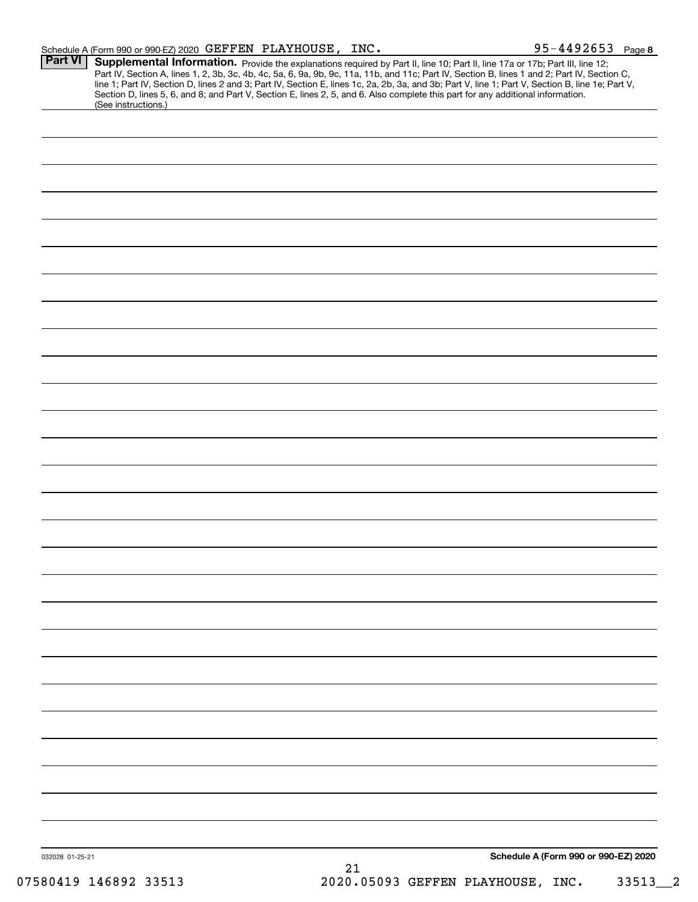Schedule A (Form 990 or 990-EZ) 2020 GEFFEN PLAYHOUSE, INC. 95-4492653 Page **8**

**Part VI** **Supplemental Information.** Provide the explanations required by Part II, line 10; Part II, line 17a or 17b; Part III, line 12; Part IV, Section A, lines 1, 2, 3b, 3c, 4b, 4c, 5a, 6, 9a, 9b, 9c, 11a, 11b, and 11c; Part IV, Section B, lines 1 and 2; Part IV, Section C, line 1; Part IV, Section D, lines 2 and 3; Part IV, Section E, lines 1c, 2a, 2b, 3a, and 3b; Part V, line 1; Part V, Section B, line 1e; Part V, Section D, lines 5, 6, and 8; and Part V, Section E, lines 2, 5, and 6. Also complete this part for any additional information. (See instructions.)

032028 01-25-21

**Schedule A (Form 990 or 990-EZ) 2020**

07580419 146892 33513 2020.05093 GEFFEN PLAYHOUSE, INC. 33513__2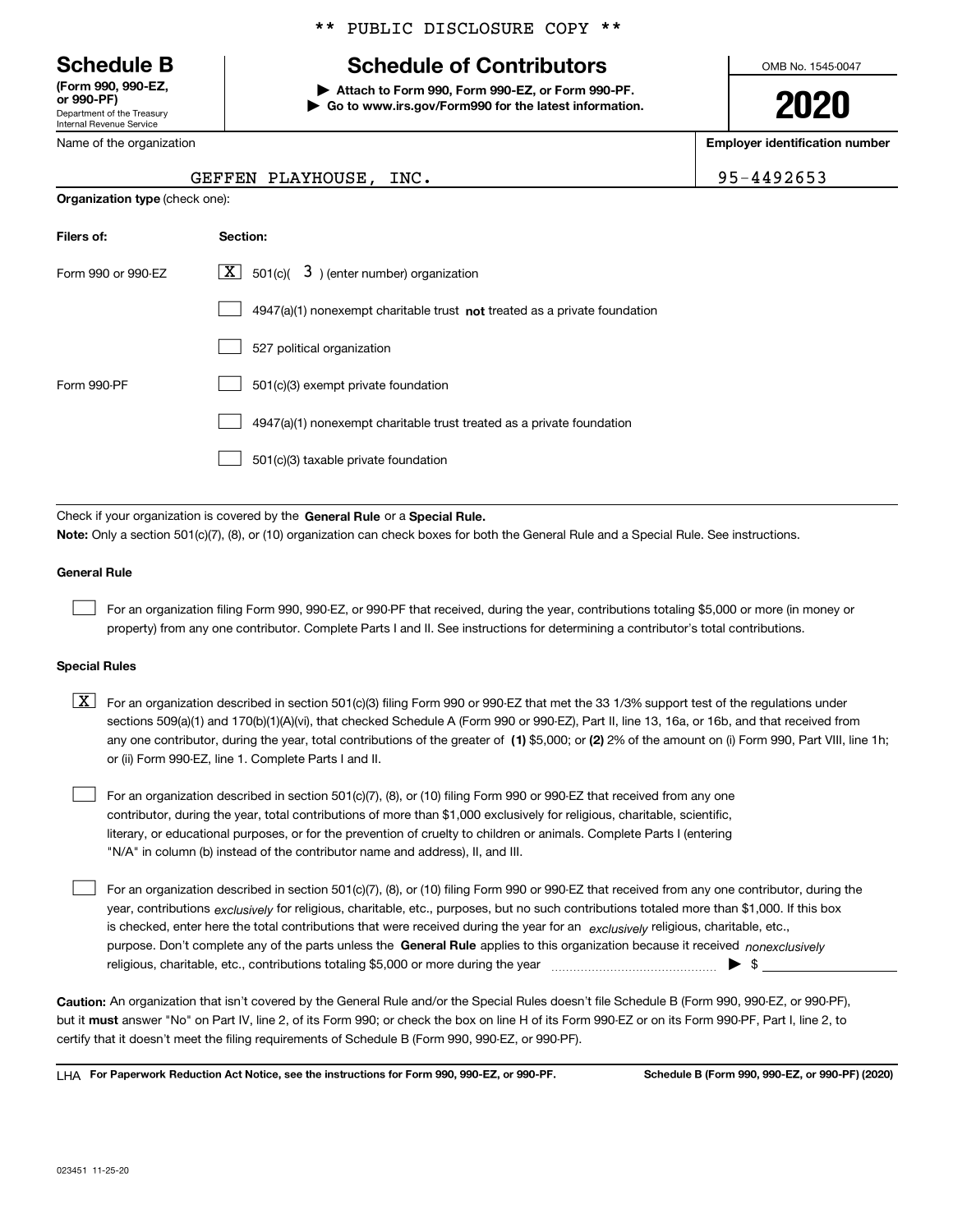** PUBLIC DISCLOSURE COPY **

# Schedule B

**(Form 990, 990-EZ, or 990-PF)**
Department of the Treasury
Internal Revenue Service

## Schedule of Contributors

▶ **Attach to Form 990, Form 990-EZ, or Form 990-PF.**
▶ **Go to www.irs.gov/Form990 for the latest information.**

OMB No. 1545-0047

**2020**

Name of the organization: GEFFEN PLAYHOUSE, INC.

**Employer identification number:** 95-4492653

**Organization type** (check one):

| Filers of: | Section: |
|---|---|
| Form 990 or 990-EZ | [X] 501(c)( 3 ) (enter number) organization |
| | [ ] 4947(a)(1) nonexempt charitable trust **not** treated as a private foundation |
| | [ ] 527 political organization |
| Form 990-PF | [ ] 501(c)(3) exempt private foundation |
| | [ ] 4947(a)(1) nonexempt charitable trust treated as a private foundation |
| | [ ] 501(c)(3) taxable private foundation |

Check if your organization is covered by the **General Rule** or a **Special Rule.**
**Note:** Only a section 501(c)(7), (8), or (10) organization can check boxes for both the General Rule and a Special Rule. See instructions.

**General Rule**

[ ] For an organization filing Form 990, 990-EZ, or 990-PF that received, during the year, contributions totaling $5,000 or more (in money or property) from any one contributor. Complete Parts I and II. See instructions for determining a contributor's total contributions.

**Special Rules**

[X] For an organization described in section 501(c)(3) filing Form 990 or 990-EZ that met the 33 1/3% support test of the regulations under sections 509(a)(1) and 170(b)(1)(A)(vi), that checked Schedule A (Form 990 or 990-EZ), Part II, line 13, 16a, or 16b, and that received from any one contributor, during the year, total contributions of the greater of **(1)** $5,000; or **(2)** 2% of the amount on (i) Form 990, Part VIII, line 1h; or (ii) Form 990-EZ, line 1. Complete Parts I and II.

[ ] For an organization described in section 501(c)(7), (8), or (10) filing Form 990 or 990-EZ that received from any one contributor, during the year, total contributions of more than $1,000 exclusively for religious, charitable, scientific, literary, or educational purposes, or for the prevention of cruelty to children or animals. Complete Parts I (entering "N/A" in column (b) instead of the contributor name and address), II, and III.

[ ] For an organization described in section 501(c)(7), (8), or (10) filing Form 990 or 990-EZ that received from any one contributor, during the year, contributions *exclusively* for religious, charitable, etc., purposes, but no such contributions totaled more than $1,000. If this box is checked, enter here the total contributions that were received during the year for an *exclusively* religious, charitable, etc., purpose. Don't complete any of the parts unless the **General Rule** applies to this organization because it received *nonexclusively* religious, charitable, etc., contributions totaling $5,000 or more during the year ▶ $ ______

**Caution:** An organization that isn't covered by the General Rule and/or the Special Rules doesn't file Schedule B (Form 990, 990-EZ, or 990-PF), but it **must** answer "No" on Part IV, line 2, of its Form 990; or check the box on line H of its Form 990-EZ or on its Form 990-PF, Part I, line 2, to certify that it doesn't meet the filing requirements of Schedule B (Form 990, 990-EZ, or 990-PF).

LHA **For Paperwork Reduction Act Notice, see the instructions for Form 990, 990-EZ, or 990-PF.** **Schedule B (Form 990, 990-EZ, or 990-PF) (2020)**

023451 11-25-20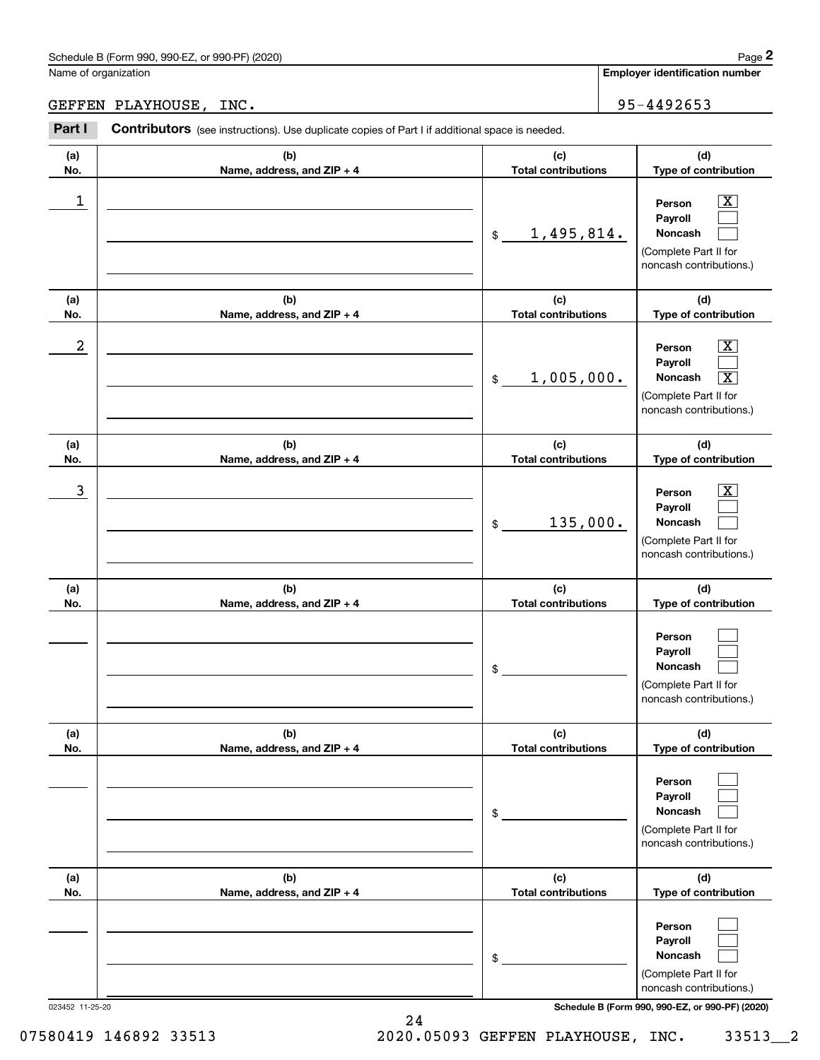Schedule B (Form 990, 990-EZ, or 990-PF) (2020)

Name of organization: GEFFEN PLAYHOUSE, INC.

Employer identification number: 95-4492653

**Part I** **Contributors** (see instructions). Use duplicate copies of Part I if additional space is needed.

| (a) No. | (b) Name, address, and ZIP + 4 | (c) Total contributions | (d) Type of contribution |
|---|---|---|---|
| 1 | | $ 1,495,814. | Person [X] Payroll [ ] Noncash [ ] (Complete Part II for noncash contributions.) |
| 2 | | $ 1,005,000. | Person [X] Payroll [ ] Noncash [X] (Complete Part II for noncash contributions.) |
| 3 | | $ 135,000. | Person [X] Payroll [ ] Noncash [ ] (Complete Part II for noncash contributions.) |
| | | $ | Person [ ] Payroll [ ] Noncash [ ] (Complete Part II for noncash contributions.) |
| | | $ | Person [ ] Payroll [ ] Noncash [ ] (Complete Part II for noncash contributions.) |
| | | $ | Person [ ] Payroll [ ] Noncash [ ] (Complete Part II for noncash contributions.) |

Schedule B (Form 990, 990-EZ, or 990-PF) (2020)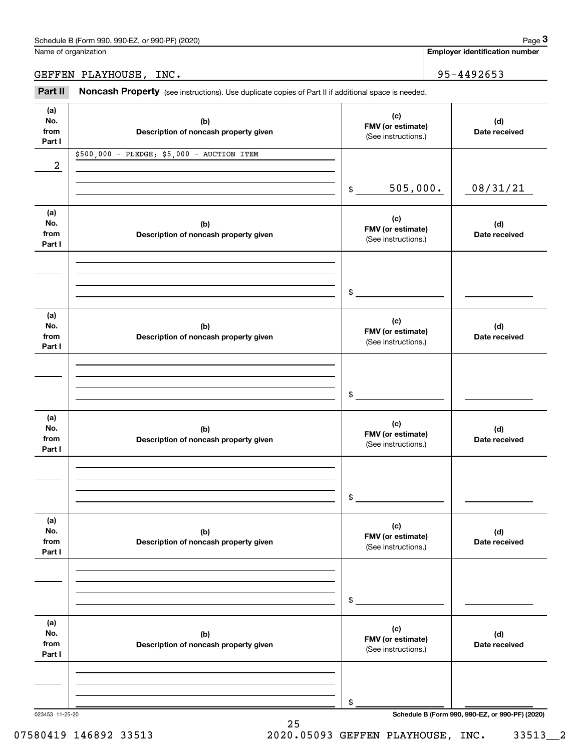Schedule B (Form 990, 990-EZ, or 990-PF) (2020)

Name of organization: GEFFEN PLAYHOUSE, INC.

Employer identification number: 95-4492653

## Part II Noncash Property

(see instructions). Use duplicate copies of Part II if additional space is needed.

| (a) No. from Part I | (b) Description of noncash property given | (c) FMV (or estimate) (See instructions.) | (d) Date received |
|---|---|---|---|
| 2 | $500,000 - PLEDGE; $5,000 - AUCTION ITEM | $ 505,000. | 08/31/21 |
| | | $ | |
| | | $ | |
| | | $ | |
| | | $ | |
| | | $ | |

023453 11-25-20

Schedule B (Form 990, 990-EZ, or 990-PF) (2020)

07580419 146892 33513 2020.05093 GEFFEN PLAYHOUSE, INC. 33513__2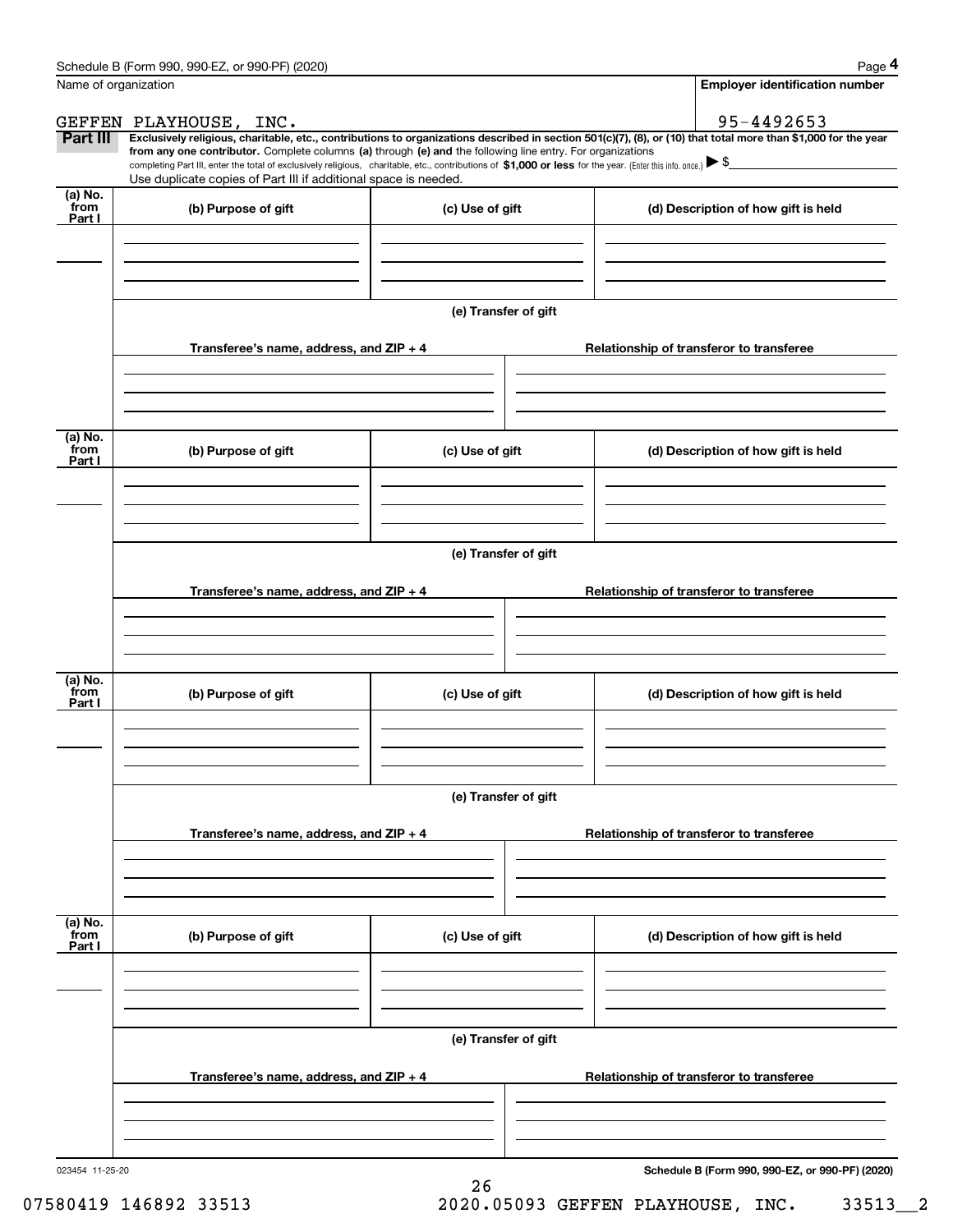Schedule B (Form 990, 990-EZ, or 990-PF) (2020) Page **4**

Name of organization: GEFFEN PLAYHOUSE, INC.

**Employer identification number:** 95-4492653

**Part III** **Exclusively religious, charitable, etc., contributions to organizations described in section 501(c)(7), (8), or (10) that total more than $1,000 for the year from any one contributor.** Complete columns **(a)** through **(e) and** the following line entry. For organizations completing Part III, enter the total of exclusively religious, charitable, etc., contributions of **$1,000 or less** for the year. (Enter this info. once.) ▶ $

Use duplicate copies of Part III if additional space is needed.

| (a) No. from Part I | (b) Purpose of gift | (c) Use of gift | (d) Description of how gift is held |
|---|---|---|---|
| | | | |

**(e) Transfer of gift**

| Transferee's name, address, and ZIP + 4 | Relationship of transferor to transferee |
|---|---|
| | |

| (a) No. from Part I | (b) Purpose of gift | (c) Use of gift | (d) Description of how gift is held |
|---|---|---|---|
| | | | |

**(e) Transfer of gift**

| Transferee's name, address, and ZIP + 4 | Relationship of transferor to transferee |
|---|---|
| | |

| (a) No. from Part I | (b) Purpose of gift | (c) Use of gift | (d) Description of how gift is held |
|---|---|---|---|
| | | | |

**(e) Transfer of gift**

| Transferee's name, address, and ZIP + 4 | Relationship of transferor to transferee |
|---|---|
| | |

| (a) No. from Part I | (b) Purpose of gift | (c) Use of gift | (d) Description of how gift is held |
|---|---|---|---|
| | | | |

**(e) Transfer of gift**

| Transferee's name, address, and ZIP + 4 | Relationship of transferor to transferee |
|---|---|
| | |

023454 11-25-20 **Schedule B (Form 990, 990-EZ, or 990-PF) (2020)**

07580419 146892 33513 2020.05093 GEFFEN PLAYHOUSE, INC. 33513__2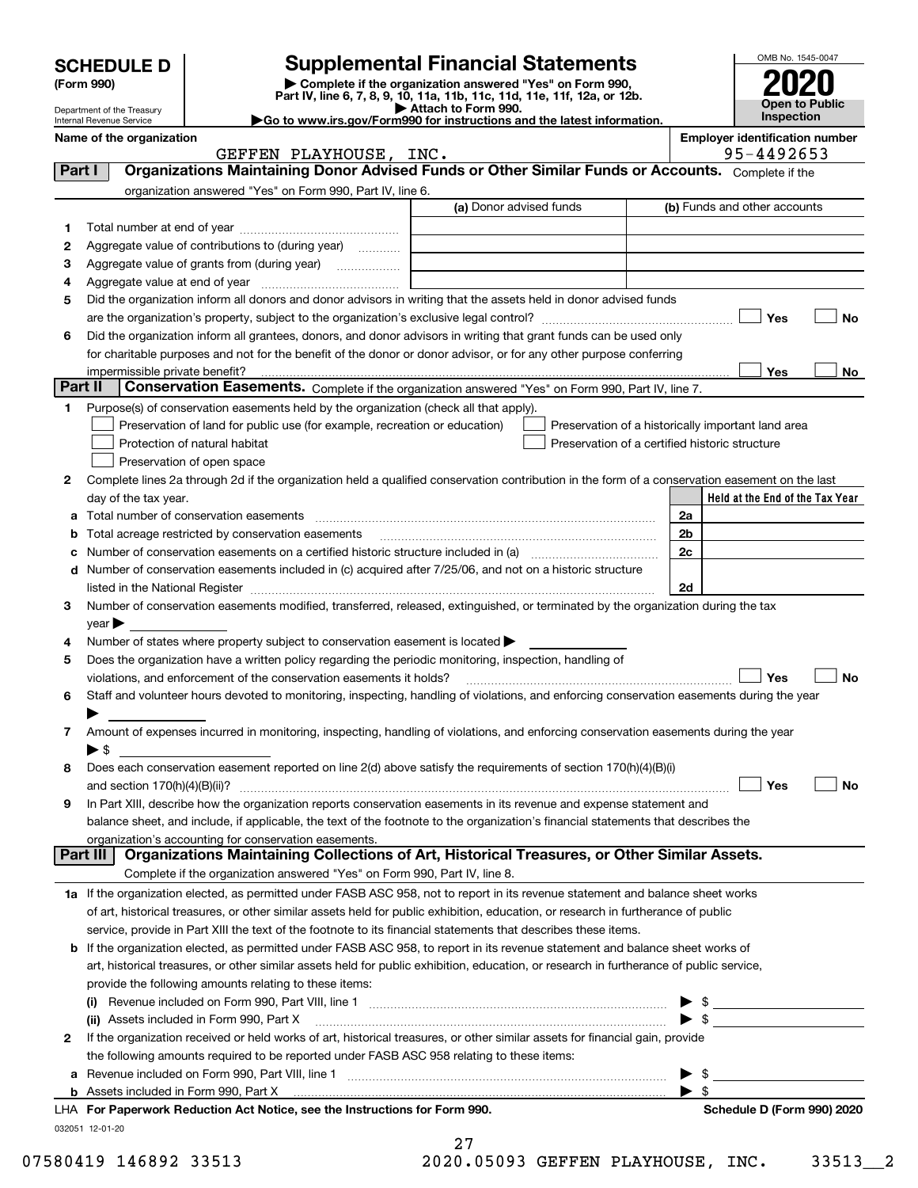# SCHEDULE D (Form 990)

Department of the Treasury
Internal Revenue Service

## Supplemental Financial Statements

▶ Complete if the organization answered "Yes" on Form 990, Part IV, line 6, 7, 8, 9, 10, 11a, 11b, 11c, 11d, 11e, 11f, 12a, or 12b.
▶ Attach to Form 990.
▶Go to www.irs.gov/Form990 for instructions and the latest information.

OMB No. 1545-0047

**2020**

**Open to Public Inspection**

**Name of the organization:** GEFFEN PLAYHOUSE, INC.

**Employer identification number:** 95-4492653

## Part I Organizations Maintaining Donor Advised Funds or Other Similar Funds or Accounts. Complete if the organization answered "Yes" on Form 990, Part IV, line 6.

| | | (a) Donor advised funds | (b) Funds and other accounts |
|---|---|---|---|
| 1 | Total number at end of year | | |
| 2 | Aggregate value of contributions to (during year) | | |
| 3 | Aggregate value of grants from (during year) | | |
| 4 | Aggregate value at end of year | | |

5 Did the organization inform all donors and donor advisors in writing that the assets held in donor advised funds are the organization's property, subject to the organization's exclusive legal control? ☐ Yes ☐ No

6 Did the organization inform all grantees, donors, and donor advisors in writing that grant funds can be used only for charitable purposes and not for the benefit of the donor or donor advisor, or for any other purpose conferring impermissible private benefit? ☐ Yes ☐ No

## Part II Conservation Easements. Complete if the organization answered "Yes" on Form 990, Part IV, line 7.

1 Purpose(s) of conservation easements held by the organization (check all that apply).

- ☐ Preservation of land for public use (for example, recreation or education)
- ☐ Protection of natural habitat
- ☐ Preservation of open space
- ☐ Preservation of a historically important land area
- ☐ Preservation of a certified historic structure

2 Complete lines 2a through 2d if the organization held a qualified conservation contribution in the form of a conservation easement on the last day of the tax year.

| | | | Held at the End of the Tax Year |
|---|---|---|---|
| a | Total number of conservation easements | 2a | |
| b | Total acreage restricted by conservation easements | 2b | |
| c | Number of conservation easements on a certified historic structure included in (a) | 2c | |
| d | Number of conservation easements included in (c) acquired after 7/25/06, and not on a historic structure listed in the National Register | 2d | |

3 Number of conservation easements modified, transferred, released, extinguished, or terminated by the organization during the tax year ▶

4 Number of states where property subject to conservation easement is located ▶

5 Does the organization have a written policy regarding the periodic monitoring, inspection, handling of violations, and enforcement of the conservation easements it holds? ☐ Yes ☐ No

6 Staff and volunteer hours devoted to monitoring, inspecting, handling of violations, and enforcing conservation easements during the year ▶

7 Amount of expenses incurred in monitoring, inspecting, handling of violations, and enforcing conservation easements during the year ▶ $

8 Does each conservation easement reported on line 2(d) above satisfy the requirements of section 170(h)(4)(B)(i) and section 170(h)(4)(B)(ii)? ☐ Yes ☐ No

9 In Part XIII, describe how the organization reports conservation easements in its revenue and expense statement and balance sheet, and include, if applicable, the text of the footnote to the organization's financial statements that describes the organization's accounting for conservation easements.

## Part III Organizations Maintaining Collections of Art, Historical Treasures, or Other Similar Assets. Complete if the organization answered "Yes" on Form 990, Part IV, line 8.

1a If the organization elected, as permitted under FASB ASC 958, not to report in its revenue statement and balance sheet works of art, historical treasures, or other similar assets held for public exhibition, education, or research in furtherance of public service, provide in Part XIII the text of the footnote to its financial statements that describes these items.

b If the organization elected, as permitted under FASB ASC 958, to report in its revenue statement and balance sheet works of art, historical treasures, or other similar assets held for public exhibition, education, or research in furtherance of public service, provide the following amounts relating to these items:

(i) Revenue included on Form 990, Part VIII, line 1 ▶ $

(ii) Assets included in Form 990, Part X ▶ $

2 If the organization received or held works of art, historical treasures, or other similar assets for financial gain, provide the following amounts required to be reported under FASB ASC 958 relating to these items:

a Revenue included on Form 990, Part VIII, line 1 ▶ $

b Assets included in Form 990, Part X ▶ $

LHA For Paperwork Reduction Act Notice, see the Instructions for Form 990. Schedule D (Form 990) 2020

032051 12-01-20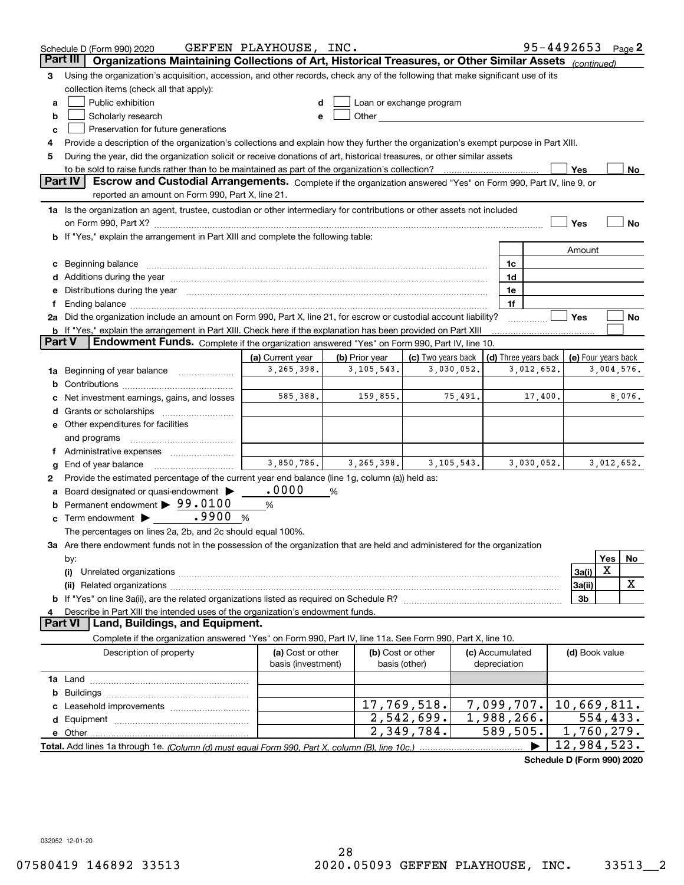Schedule D (Form 990) 2020 GEFFEN PLAYHOUSE, INC. 95-4492653 Page 2

**Part III** | **Organizations Maintaining Collections of Art, Historical Treasures, or Other Similar Assets** *(continued)*

3 Using the organization's acquisition, accession, and other records, check any of the following that make significant use of its collection items (check all that apply):

a ☐ Public exhibition
b ☐ Scholarly research
c ☐ Preservation for future generations
d ☐ Loan or exchange program
e ☐ Other

4 Provide a description of the organization's collections and explain how they further the organization's exempt purpose in Part XIII.

5 During the year, did the organization solicit or receive donations of art, historical treasures, or other similar assets to be sold to raise funds rather than to be maintained as part of the organization's collection? ☐ Yes ☐ No

**Part IV** | **Escrow and Custodial Arrangements.** Complete if the organization answered "Yes" on Form 990, Part IV, line 9, or reported an amount on Form 990, Part X, line 21.

1a Is the organization an agent, trustee, custodian or other intermediary for contributions or other assets not included on Form 990, Part X? ☐ Yes ☐ No

b If "Yes," explain the arrangement in Part XIII and complete the following table:

| | | Amount |
|---|---|---|
| c Beginning balance | 1c | |
| d Additions during the year | 1d | |
| e Distributions during the year | 1e | |
| f Ending balance | 1f | |

2a Did the organization include an amount on Form 990, Part X, line 21, for escrow or custodial account liability? ☐ Yes ☐ No

b If "Yes," explain the arrangement in Part XIII. Check here if the explanation has been provided on Part XIII ☐

**Part V** | **Endowment Funds.** Complete if the organization answered "Yes" on Form 990, Part IV, line 10.

| | (a) Current year | (b) Prior year | (c) Two years back | (d) Three years back | (e) Four years back |
|---|---|---|---|---|---|
| 1a Beginning of year balance | 3,265,398. | 3,105,543. | 3,030,052. | 3,012,652. | 3,004,576. |
| b Contributions | | | | | |
| c Net investment earnings, gains, and losses | 585,388. | 159,855. | 75,491. | 17,400. | 8,076. |
| d Grants or scholarships | | | | | |
| e Other expenditures for facilities and programs | | | | | |
| f Administrative expenses | | | | | |
| g End of year balance | 3,850,786. | 3,265,398. | 3,105,543. | 3,030,052. | 3,012,652. |

2 Provide the estimated percentage of the current year end balance (line 1g, column (a)) held as:

a Board designated or quasi-endowment ▶ .0000 %

b Permanent endowment ▶ 99.0100 %

c Term endowment ▶ .9900 %

The percentages on lines 2a, 2b, and 2c should equal 100%.

3a Are there endowment funds not in the possession of the organization that are held and administered for the organization by:

| | | Yes | No |
|---|---|---|---|
| (i) Unrelated organizations | 3a(i) | X | |
| (ii) Related organizations | 3a(ii) | | X |
| b If "Yes" on line 3a(ii), are the related organizations listed as required on Schedule R? | 3b | | |

4 Describe in Part XIII the intended uses of the organization's endowment funds.

**Part VI** | **Land, Buildings, and Equipment.**

Complete if the organization answered "Yes" on Form 990, Part IV, line 11a. See Form 990, Part X, line 10.

| Description of property | (a) Cost or other basis (investment) | (b) Cost or other basis (other) | (c) Accumulated depreciation | (d) Book value |
|---|---|---|---|---|
| 1a Land | | | | |
| b Buildings | | | | |
| c Leasehold improvements | | 17,769,518. | 7,099,707. | 10,669,811. |
| d Equipment | | 2,542,699. | 1,988,266. | 554,433. |
| e Other | | 2,349,784. | 589,505. | 1,760,279. |
| **Total.** Add lines 1a through 1e. *(Column (d) must equal Form 990, Part X, column (B), line 10c.)* | | | ▶ | 12,984,523. |

**Schedule D (Form 990) 2020**

032052 12-01-20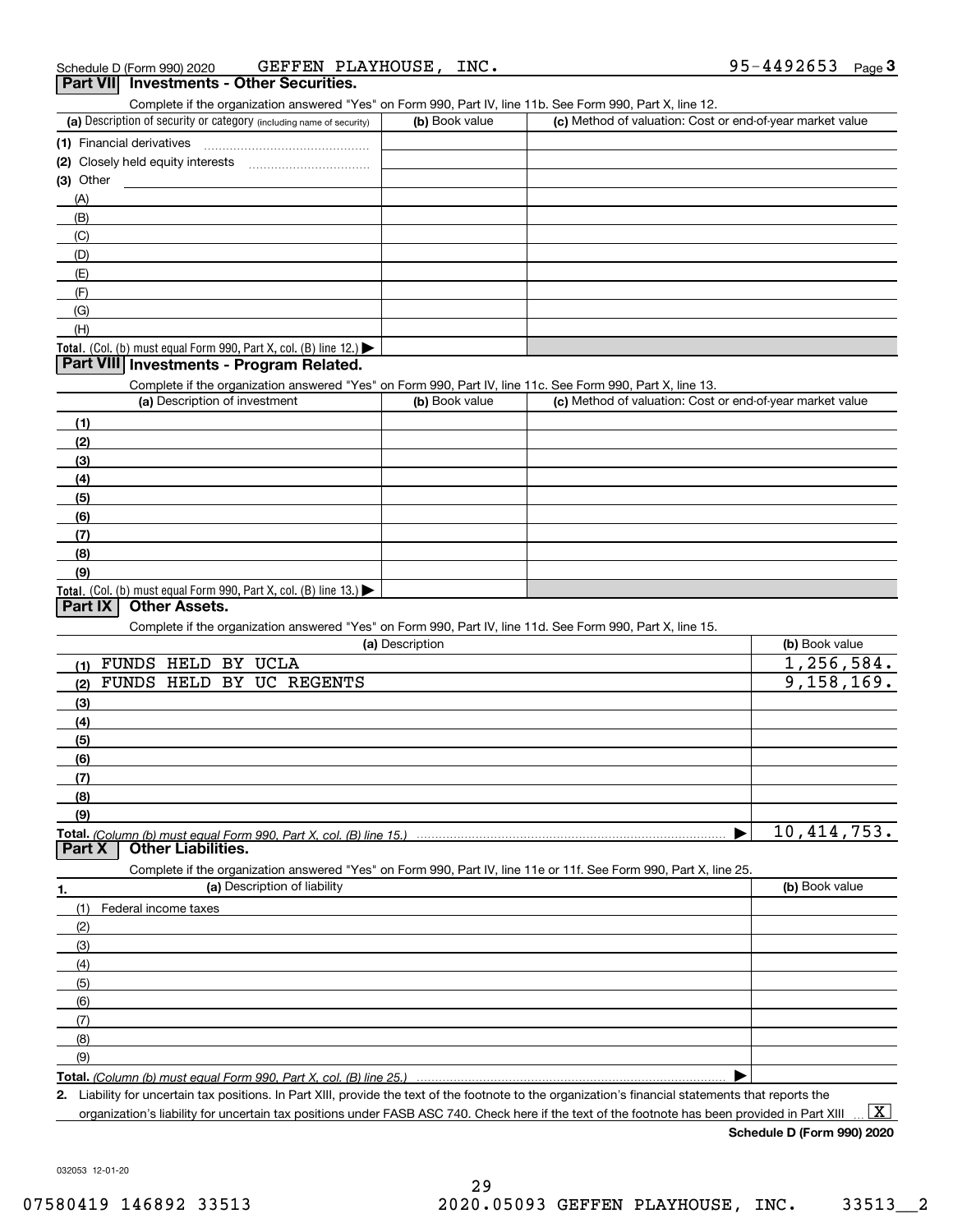Schedule D (Form 990) 2020 GEFFEN PLAYHOUSE, INC. 95-4492653 Page 3

## Part VII Investments - Other Securities.

Complete if the organization answered "Yes" on Form 990, Part IV, line 11b. See Form 990, Part X, line 12.

| (a) Description of security or category (including name of security) | (b) Book value | (c) Method of valuation: Cost or end-of-year market value |
|---|---|---|
| (1) Financial derivatives | | |
| (2) Closely held equity interests | | |
| (3) Other | | |
| (A) | | |
| (B) | | |
| (C) | | |
| (D) | | |
| (E) | | |
| (F) | | |
| (G) | | |
| (H) | | |
| **Total.** (Col. (b) must equal Form 990, Part X, col. (B) line 12.) ▶ | | |

## Part VIII Investments - Program Related.

Complete if the organization answered "Yes" on Form 990, Part IV, line 11c. See Form 990, Part X, line 13.

| (a) Description of investment | (b) Book value | (c) Method of valuation: Cost or end-of-year market value |
|---|---|---|
| (1) | | |
| (2) | | |
| (3) | | |
| (4) | | |
| (5) | | |
| (6) | | |
| (7) | | |
| (8) | | |
| (9) | | |
| **Total.** (Col. (b) must equal Form 990, Part X, col. (B) line 13.) ▶ | | |

## Part IX Other Assets.

Complete if the organization answered "Yes" on Form 990, Part IV, line 11d. See Form 990, Part X, line 15.

| (a) Description | (b) Book value |
|---|---|
| (1) FUNDS HELD BY UCLA | 1,256,584. |
| (2) FUNDS HELD BY UC REGENTS | 9,158,169. |
| (3) | |
| (4) | |
| (5) | |
| (6) | |
| (7) | |
| (8) | |
| (9) | |
| **Total.** *(Column (b) must equal Form 990, Part X, col. (B) line 15.)* ▶ | 10,414,753. |

## Part X Other Liabilities.

Complete if the organization answered "Yes" on Form 990, Part IV, line 11e or 11f. See Form 990, Part X, line 25.

| 1. (a) Description of liability | (b) Book value |
|---|---|
| (1) Federal income taxes | |
| (2) | |
| (3) | |
| (4) | |
| (5) | |
| (6) | |
| (7) | |
| (8) | |
| (9) | |
| **Total.** *(Column (b) must equal Form 990, Part X, col. (B) line 25.)* ▶ | |

2. Liability for uncertain tax positions. In Part XIII, provide the text of the footnote to the organization's financial statements that reports the organization's liability for uncertain tax positions under FASB ASC 740. Check here if the text of the footnote has been provided in Part XIII ... [X]

**Schedule D (Form 990) 2020**

032053 12-01-20

07580419 146892 33513 2020.05093 GEFFEN PLAYHOUSE, INC. 33513__2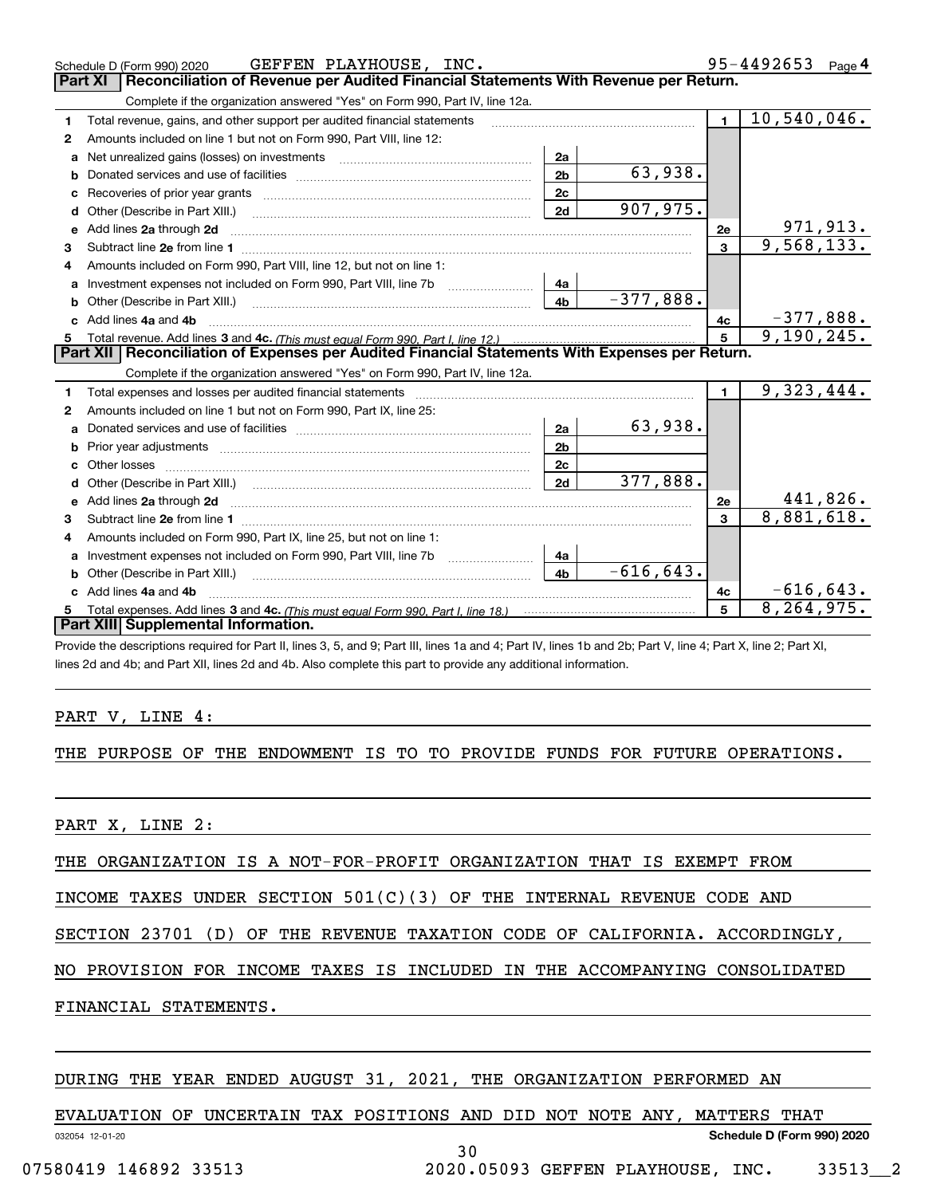Schedule D (Form 990) 2020 GEFFEN PLAYHOUSE, INC. 95-4492653 Page 4

## Part XI Reconciliation of Revenue per Audited Financial Statements With Revenue per Return.

Complete if the organization answered "Yes" on Form 990, Part IV, line 12a.

| | | | | | |
|---|---|---|---|---|---|
| 1 | Total revenue, gains, and other support per audited financial statements | | | 1 | 10,540,046. |
| 2 | Amounts included on line 1 but not on Form 990, Part VIII, line 12: | | | | |
| a | Net unrealized gains (losses) on investments | 2a | | | |
| b | Donated services and use of facilities | 2b | 63,938. | | |
| c | Recoveries of prior year grants | 2c | | | |
| d | Other (Describe in Part XIII.) | 2d | 907,975. | | |
| e | Add lines 2a through 2d | | | 2e | 971,913. |
| 3 | Subtract line 2e from line 1 | | | 3 | 9,568,133. |
| 4 | Amounts included on Form 990, Part VIII, line 12, but not on line 1: | | | | |
| a | Investment expenses not included on Form 990, Part VIII, line 7b | 4a | | | |
| b | Other (Describe in Part XIII.) | 4b | -377,888. | | |
| c | Add lines 4a and 4b | | | 4c | -377,888. |
| 5 | Total revenue. Add lines 3 and 4c. *(This must equal Form 990, Part I, line 12.)* | | | 5 | 9,190,245. |

## Part XII Reconciliation of Expenses per Audited Financial Statements With Expenses per Return.

Complete if the organization answered "Yes" on Form 990, Part IV, line 12a.

| | | | | | |
|---|---|---|---|---|---|
| 1 | Total expenses and losses per audited financial statements | | | 1 | 9,323,444. |
| 2 | Amounts included on line 1 but not on Form 990, Part IX, line 25: | | | | |
| a | Donated services and use of facilities | 2a | 63,938. | | |
| b | Prior year adjustments | 2b | | | |
| c | Other losses | 2c | | | |
| d | Other (Describe in Part XIII.) | 2d | 377,888. | | |
| e | Add lines 2a through 2d | | | 2e | 441,826. |
| 3 | Subtract line 2e from line 1 | | | 3 | 8,881,618. |
| 4 | Amounts included on Form 990, Part IX, line 25, but not on line 1: | | | | |
| a | Investment expenses not included on Form 990, Part VIII, line 7b | 4a | | | |
| b | Other (Describe in Part XIII.) | 4b | -616,643. | | |
| c | Add lines 4a and 4b | | | 4c | -616,643. |
| 5 | Total expenses. Add lines 3 and 4c. *(This must equal Form 990, Part I, line 18.)* | | | 5 | 8,264,975. |

## Part XIII Supplemental Information.

Provide the descriptions required for Part II, lines 3, 5, and 9; Part III, lines 1a and 4; Part IV, lines 1b and 2b; Part V, line 4; Part X, line 2; Part XI, lines 2d and 4b; and Part XII, lines 2d and 4b. Also complete this part to provide any additional information.

PART V, LINE 4:

THE PURPOSE OF THE ENDOWMENT IS TO TO PROVIDE FUNDS FOR FUTURE OPERATIONS.

PART X, LINE 2:

THE ORGANIZATION IS A NOT-FOR-PROFIT ORGANIZATION THAT IS EXEMPT FROM INCOME TAXES UNDER SECTION 501(C)(3) OF THE INTERNAL REVENUE CODE AND SECTION 23701 (D) OF THE REVENUE TAXATION CODE OF CALIFORNIA. ACCORDINGLY, NO PROVISION FOR INCOME TAXES IS INCLUDED IN THE ACCOMPANYING CONSOLIDATED FINANCIAL STATEMENTS.

DURING THE YEAR ENDED AUGUST 31, 2021, THE ORGANIZATION PERFORMED AN EVALUATION OF UNCERTAIN TAX POSITIONS AND DID NOT NOTE ANY, MATTERS THAT

032054 12-01-20 Schedule D (Form 990) 2020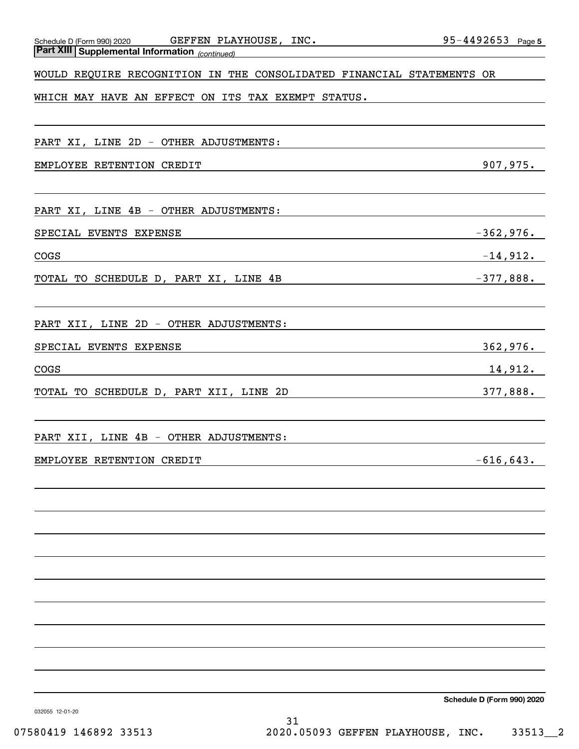Schedule D (Form 990) 2020 GEFFEN PLAYHOUSE, INC. 95-4492653 Page 5

**Part XIII | Supplemental Information** *(continued)*

WOULD REQUIRE RECOGNITION IN THE CONSOLIDATED FINANCIAL STATEMENTS OR WHICH MAY HAVE AN EFFECT ON ITS TAX EXEMPT STATUS.

PART XI, LINE 2D - OTHER ADJUSTMENTS:

| | |
|---|---|
| EMPLOYEE RETENTION CREDIT | 907,975. |

PART XI, LINE 4B - OTHER ADJUSTMENTS:

| | |
|---|---|
| SPECIAL EVENTS EXPENSE | -362,976. |
| COGS | -14,912. |
| TOTAL TO SCHEDULE D, PART XI, LINE 4B | -377,888. |

PART XII, LINE 2D - OTHER ADJUSTMENTS:

| | |
|---|---|
| SPECIAL EVENTS EXPENSE | 362,976. |
| COGS | 14,912. |
| TOTAL TO SCHEDULE D, PART XII, LINE 2D | 377,888. |

PART XII, LINE 4B - OTHER ADJUSTMENTS:

| | |
|---|---|
| EMPLOYEE RETENTION CREDIT | -616,643. |

Schedule D (Form 990) 2020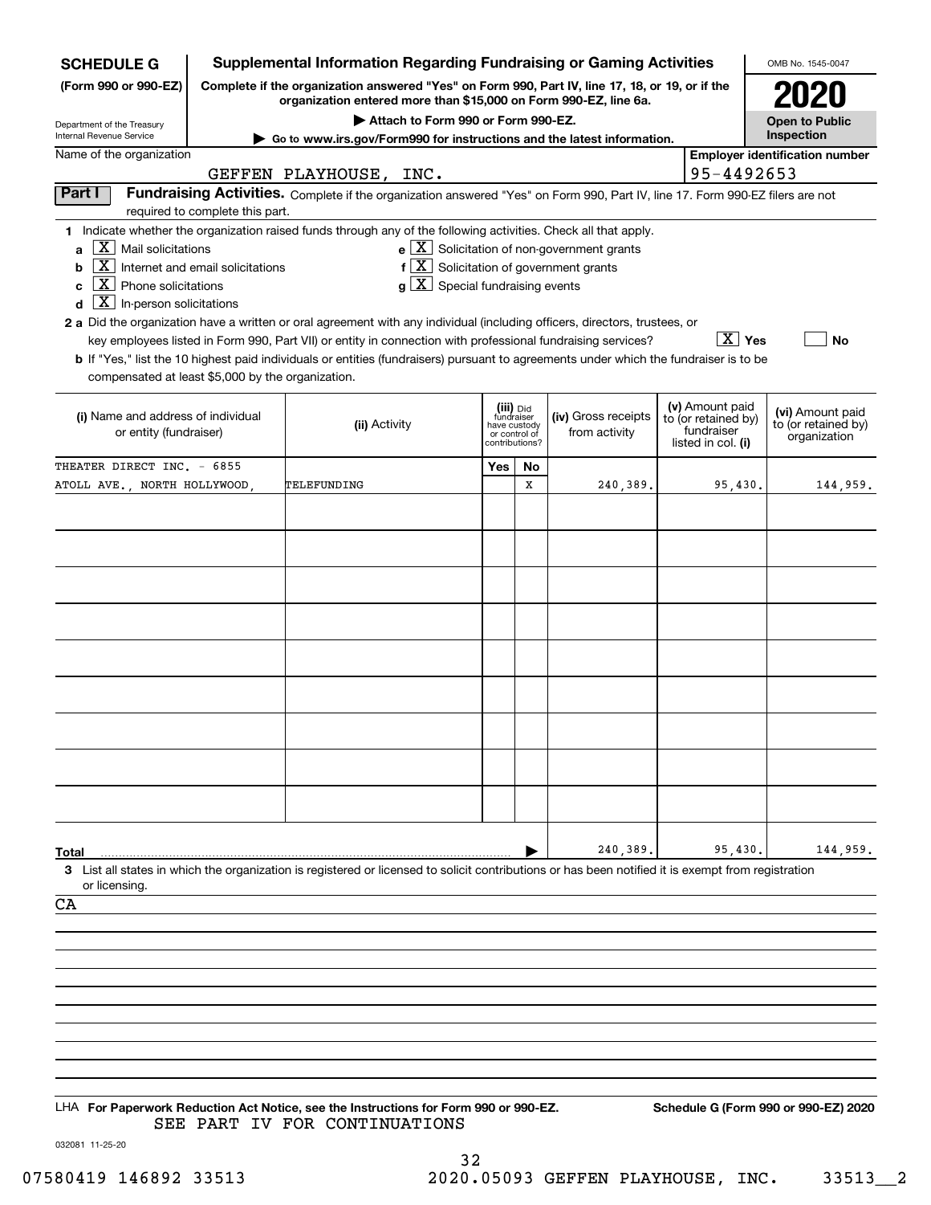**SCHEDULE G**
**(Form 990 or 990-EZ)**

Department of the Treasury
Internal Revenue Service

# Supplemental Information Regarding Fundraising or Gaming Activities

**Complete if the organization answered "Yes" on Form 990, Part IV, line 17, 18, or 19, or if the organization entered more than $15,000 on Form 990-EZ, line 6a.**

**▶ Attach to Form 990 or Form 990-EZ.**

**▶ Go to www.irs.gov/Form990 for instructions and the latest information.**

OMB No. 1545-0047

**2020**

**Open to Public Inspection**

Name of the organization: GEFFEN PLAYHOUSE, INC.

**Employer identification number:** 95-4492653

## Part I Fundraising Activities.

Complete if the organization answered "Yes" on Form 990, Part IV, line 17. Form 990-EZ filers are not required to complete this part.

**1** Indicate whether the organization raised funds through any of the following activities. Check all that apply.

- **a** [X] Mail solicitations
- **b** [X] Internet and email solicitations
- **c** [X] Phone solicitations
- **d** [X] In-person solicitations
- **e** [X] Solicitation of non-government grants
- **f** [X] Solicitation of government grants
- **g** [X] Special fundraising events

**2 a** Did the organization have a written or oral agreement with any individual (including officers, directors, trustees, or key employees listed in Form 990, Part VII) or entity in connection with professional fundraising services? [X] **Yes** [ ] **No**

**b** If "Yes," list the 10 highest paid individuals or entities (fundraisers) pursuant to agreements under which the fundraiser is to be compensated at least $5,000 by the organization.

| (i) Name and address of individual or entity (fundraiser) | (ii) Activity | (iii) Did fundraiser have custody or control of contributions? Yes | No | (iv) Gross receipts from activity | (v) Amount paid to (or retained by) fundraiser listed in col. (i) | (vi) Amount paid to (or retained by) organization |
|---|---|---|---|---|---|---|
| THEATER DIRECT INC. - 6855 ATOLL AVE., NORTH HOLLYWOOD, | TELEFUNDING | | X | 240,389. | 95,430. | 144,959. |
| | | | | | | |
| | | | | | | |
| | | | | | | |
| | | | | | | |
| | | | | | | |
| | | | | | | |
| | | | | | | |
| | | | | | | |
| | | | | | | |
| **Total** ▶ | | | | 240,389. | 95,430. | 144,959. |

**3** List all states in which the organization is registered or licensed to solicit contributions or has been notified it is exempt from registration or licensing.

CA

LHA **For Paperwork Reduction Act Notice, see the Instructions for Form 990 or 990-EZ.** **Schedule G (Form 990 or 990-EZ) 2020**

SEE PART IV FOR CONTINUATIONS

032081 11-25-20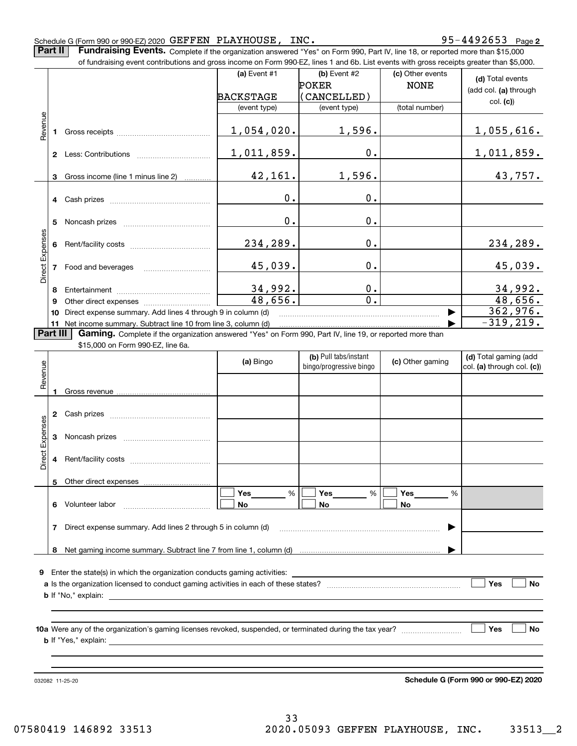Schedule G (Form 990 or 990-EZ) 2020 GEFFEN PLAYHOUSE, INC. 95-4492653 Page **2**

**Part II** **Fundraising Events.** Complete if the organization answered "Yes" on Form 990, Part IV, line 18, or reported more than $15,000 of fundraising event contributions and gross income on Form 990-EZ, lines 1 and 6b. List events with gross receipts greater than $5,000.

| | | (a) Event #1<br>BACKSTAGE<br>(event type) | (b) Event #2<br>POKER (CANCELLED)<br>(event type) | (c) Other events<br>NONE<br>(total number) | (d) Total events (add col. (a) through col. (c)) |
|---|---|---|---|---|---|
| Revenue | 1 Gross receipts | 1,054,020. | 1,596. | | 1,055,616. |
| | 2 Less: Contributions | 1,011,859. | 0. | | 1,011,859. |
| | 3 Gross income (line 1 minus line 2) | 42,161. | 1,596. | | 43,757. |
| Direct Expenses | 4 Cash prizes | 0. | 0. | | |
| | 5 Noncash prizes | 0. | 0. | | |
| | 6 Rent/facility costs | 234,289. | 0. | | 234,289. |
| | 7 Food and beverages | 45,039. | 0. | | 45,039. |
| | 8 Entertainment | 34,992. | 0. | | 34,992. |
| | 9 Other direct expenses | 48,656. | 0. | | 48,656. |
| | 10 Direct expense summary. Add lines 4 through 9 in column (d) | | | | 362,976. |
| | 11 Net income summary. Subtract line 10 from line 3, column (d) | | | | -319,219. |

**Part III** **Gaming.** Complete if the organization answered "Yes" on Form 990, Part IV, line 19, or reported more than $15,000 on Form 990-EZ, line 6a.

| | | (a) Bingo | (b) Pull tabs/instant bingo/progressive bingo | (c) Other gaming | (d) Total gaming (add col. (a) through col. (c)) |
|---|---|---|---|---|---|
| Revenue | 1 Gross revenue | | | | |
| Direct Expenses | 2 Cash prizes | | | | |
| | 3 Noncash prizes | | | | |
| | 4 Rent/facility costs | | | | |
| | 5 Other direct expenses | | | | |
| | 6 Volunteer labor | ☐ Yes ____ %<br>☐ No | ☐ Yes ____ %<br>☐ No | ☐ Yes ____ %<br>☐ No | |
| | 7 Direct expense summary. Add lines 2 through 5 in column (d) | | | | |
| | 8 Net gaming income summary. Subtract line 7 from line 1, column (d) | | | | |

**9** Enter the state(s) in which the organization conducts gaming activities: ____________

**a** Is the organization licensed to conduct gaming activities in each of these states? ☐ Yes ☐ No

**b** If "No," explain: ____________

**10a** Were any of the organization's gaming licenses revoked, suspended, or terminated during the tax year? ☐ Yes ☐ No

**b** If "Yes," explain: ____________

032082 11-25-20 **Schedule G (Form 990 or 990-EZ) 2020**

07580419 146892 33513 2020.05093 GEFFEN PLAYHOUSE, INC. 33513__2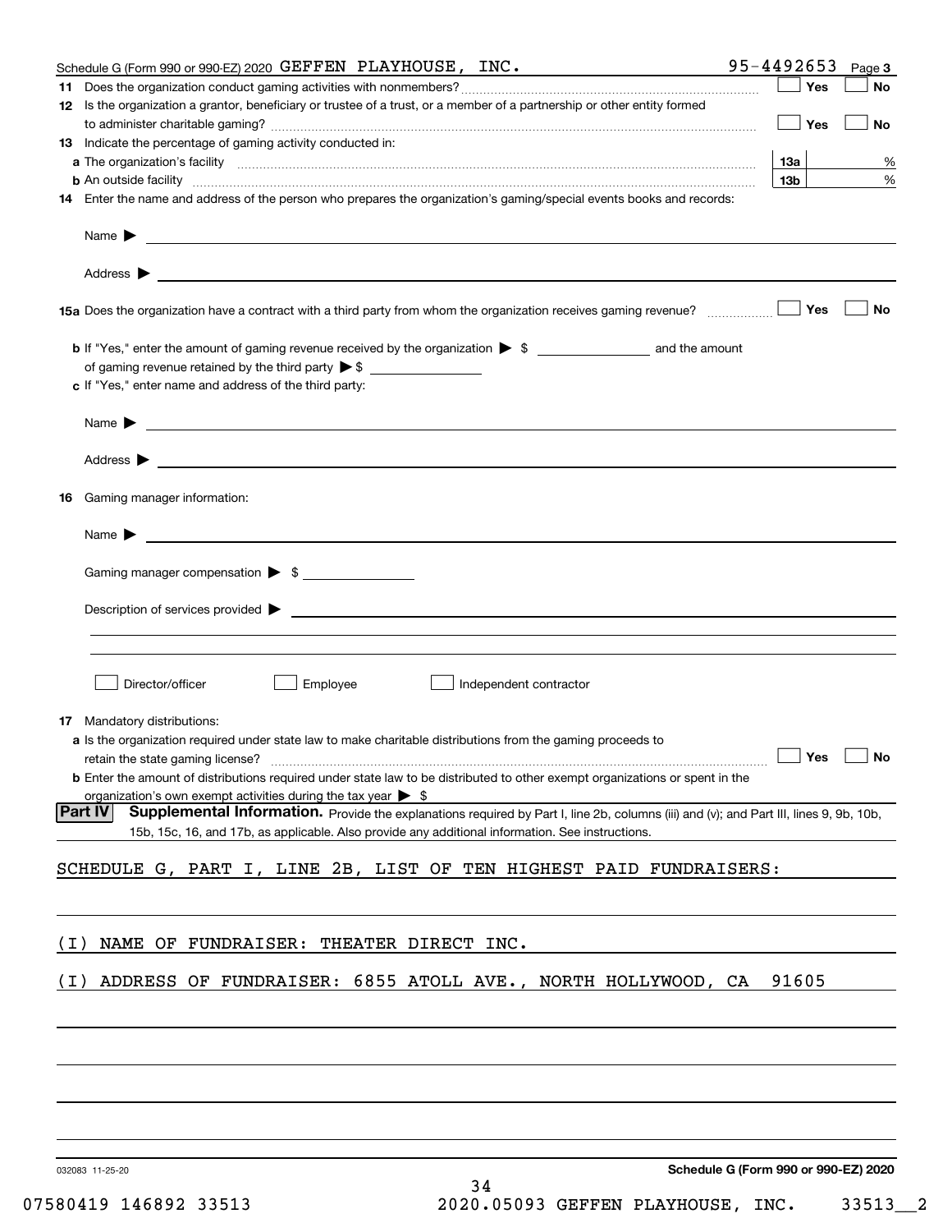Schedule G (Form 990 or 990-EZ) 2020 GEFFEN PLAYHOUSE, INC. 95-4492653 Page 3

**11** Does the organization conduct gaming activities with nonmembers? ☐ Yes ☐ No

**12** Is the organization a grantor, beneficiary or trustee of a trust, or a member of a partnership or other entity formed to administer charitable gaming? ☐ Yes ☐ No

**13** Indicate the percentage of gaming activity conducted in:

**a** The organization's facility **13a** %

**b** An outside facility **13b** %

**14** Enter the name and address of the person who prepares the organization's gaming/special events books and records:

Name ▶

Address ▶

**15a** Does the organization have a contract with a third party from whom the organization receives gaming revenue? ☐ Yes ☐ No

**b** If "Yes," enter the amount of gaming revenue received by the organization ▶ $ and the amount of gaming revenue retained by the third party ▶ $

**c** If "Yes," enter name and address of the third party:

Name ▶

Address ▶

**16** Gaming manager information:

Name ▶

Gaming manager compensation ▶ $

Description of services provided ▶

☐ Director/officer ☐ Employee ☐ Independent contractor

**17** Mandatory distributions:

**a** Is the organization required under state law to make charitable distributions from the gaming proceeds to retain the state gaming license? ☐ Yes ☐ No

**b** Enter the amount of distributions required under state law to be distributed to other exempt organizations or spent in the organization's own exempt activities during the tax year ▶ $

**Part IV** **Supplemental Information.** Provide the explanations required by Part I, line 2b, columns (iii) and (v); and Part III, lines 9, 9b, 10b, 15b, 15c, 16, and 17b, as applicable. Also provide any additional information. See instructions.

SCHEDULE G, PART I, LINE 2B, LIST OF TEN HIGHEST PAID FUNDRAISERS:

(I) NAME OF FUNDRAISER: THEATER DIRECT INC.

(I) ADDRESS OF FUNDRAISER: 6855 ATOLL AVE., NORTH HOLLYWOOD, CA 91605

032083 11-25-20 **Schedule G (Form 990 or 990-EZ) 2020**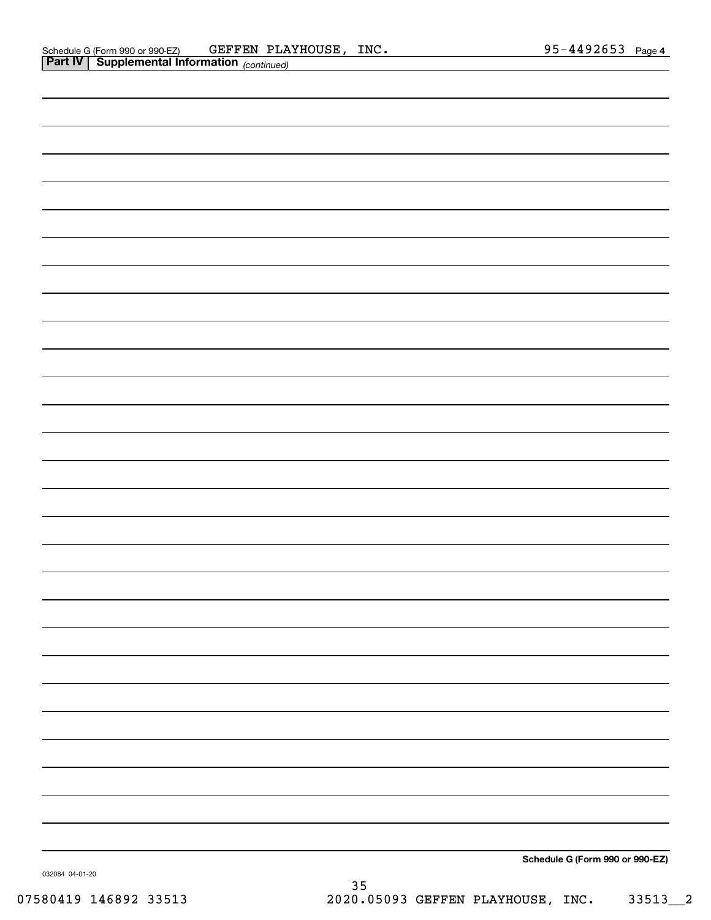Schedule G (Form 990 or 990-EZ) GEFFEN PLAYHOUSE, INC. 95-4492653 Page 4

**Part IV | Supplemental Information** *(continued)*

**Schedule G (Form 990 or 990-EZ)**

032084 04-01-20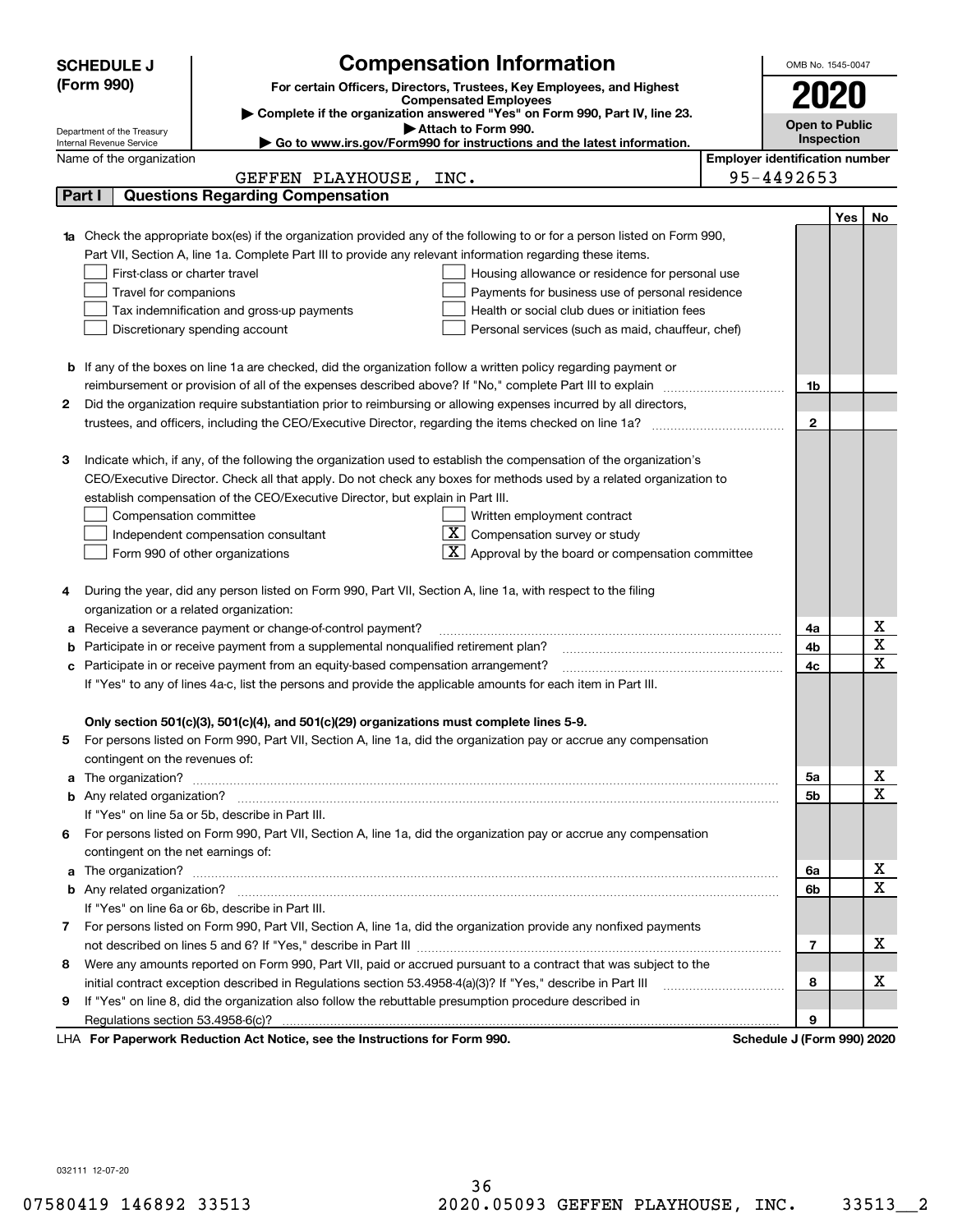**SCHEDULE J (Form 990)**

Department of the Treasury
Internal Revenue Service

# Compensation Information

**For certain Officers, Directors, Trustees, Key Employees, and Highest Compensated Employees**

▶ Complete if the organization answered "Yes" on Form 990, Part IV, line 23.

▶ Attach to Form 990.

▶ Go to www.irs.gov/Form990 for instructions and the latest information.

OMB No. 1545-0047

**2020**

**Open to Public Inspection**

Name of the organization: GEFFEN PLAYHOUSE, INC.

Employer identification number: 95-4492653

## Part I Questions Regarding Compensation

| | | | Yes | No |
|---|---|---|---|---|
| **1a** | Check the appropriate box(es) if the organization provided any of the following to or for a person listed on Form 990, Part VII, Section A, line 1a. Complete Part III to provide any relevant information regarding these items.<br>☐ First-class or charter travel ☐ Housing allowance or residence for personal use<br>☐ Travel for companions ☐ Payments for business use of personal residence<br>☐ Tax indemnification and gross-up payments ☐ Health or social club dues or initiation fees<br>☐ Discretionary spending account ☐ Personal services (such as maid, chauffeur, chef) | | | |
| **b** | If any of the boxes on line 1a are checked, did the organization follow a written policy regarding payment or reimbursement or provision of all of the expenses described above? If "No," complete Part III to explain | 1b | | |
| **2** | Did the organization require substantiation prior to reimbursing or allowing expenses incurred by all directors, trustees, and officers, including the CEO/Executive Director, regarding the items checked on line 1a? | 2 | | |
| **3** | Indicate which, if any, of the following the organization used to establish the compensation of the organization's CEO/Executive Director. Check all that apply. Do not check any boxes for methods used by a related organization to establish compensation of the CEO/Executive Director, but explain in Part III.<br>☐ Compensation committee ☐ Written employment contract<br>☐ Independent compensation consultant ☒ Compensation survey or study<br>☐ Form 990 of other organizations ☒ Approval by the board or compensation committee | | | |
| **4** | During the year, did any person listed on Form 990, Part VII, Section A, line 1a, with respect to the filing organization or a related organization: | | | |
| **a** | Receive a severance payment or change-of-control payment? | 4a | | X |
| **b** | Participate in or receive payment from a supplemental nonqualified retirement plan? | 4b | | X |
| **c** | Participate in or receive payment from an equity-based compensation arrangement? | 4c | | X |
| | If "Yes" to any of lines 4a-c, list the persons and provide the applicable amounts for each item in Part III. | | | |
| | **Only section 501(c)(3), 501(c)(4), and 501(c)(29) organizations must complete lines 5-9.** | | | |
| **5** | For persons listed on Form 990, Part VII, Section A, line 1a, did the organization pay or accrue any compensation contingent on the revenues of: | | | |
| **a** | The organization? | 5a | | X |
| **b** | Any related organization? | 5b | | X |
| | If "Yes" on line 5a or 5b, describe in Part III. | | | |
| **6** | For persons listed on Form 990, Part VII, Section A, line 1a, did the organization pay or accrue any compensation contingent on the net earnings of: | | | |
| **a** | The organization? | 6a | | X |
| **b** | Any related organization? | 6b | | X |
| | If "Yes" on line 6a or 6b, describe in Part III. | | | |
| **7** | For persons listed on Form 990, Part VII, Section A, line 1a, did the organization provide any nonfixed payments not described on lines 5 and 6? If "Yes," describe in Part III | 7 | | X |
| **8** | Were any amounts reported on Form 990, Part VII, paid or accrued pursuant to a contract that was subject to the initial contract exception described in Regulations section 53.4958-4(a)(3)? If "Yes," describe in Part III | 8 | | X |
| **9** | If "Yes" on line 8, did the organization also follow the rebuttable presumption procedure described in Regulations section 53.4958-6(c)? | 9 | | |

LHA **For Paperwork Reduction Act Notice, see the Instructions for Form 990.** **Schedule J (Form 990) 2020**

032111 12-07-20

07580419 146892 33513 2020.05093 GEFFEN PLAYHOUSE, INC. 33513__2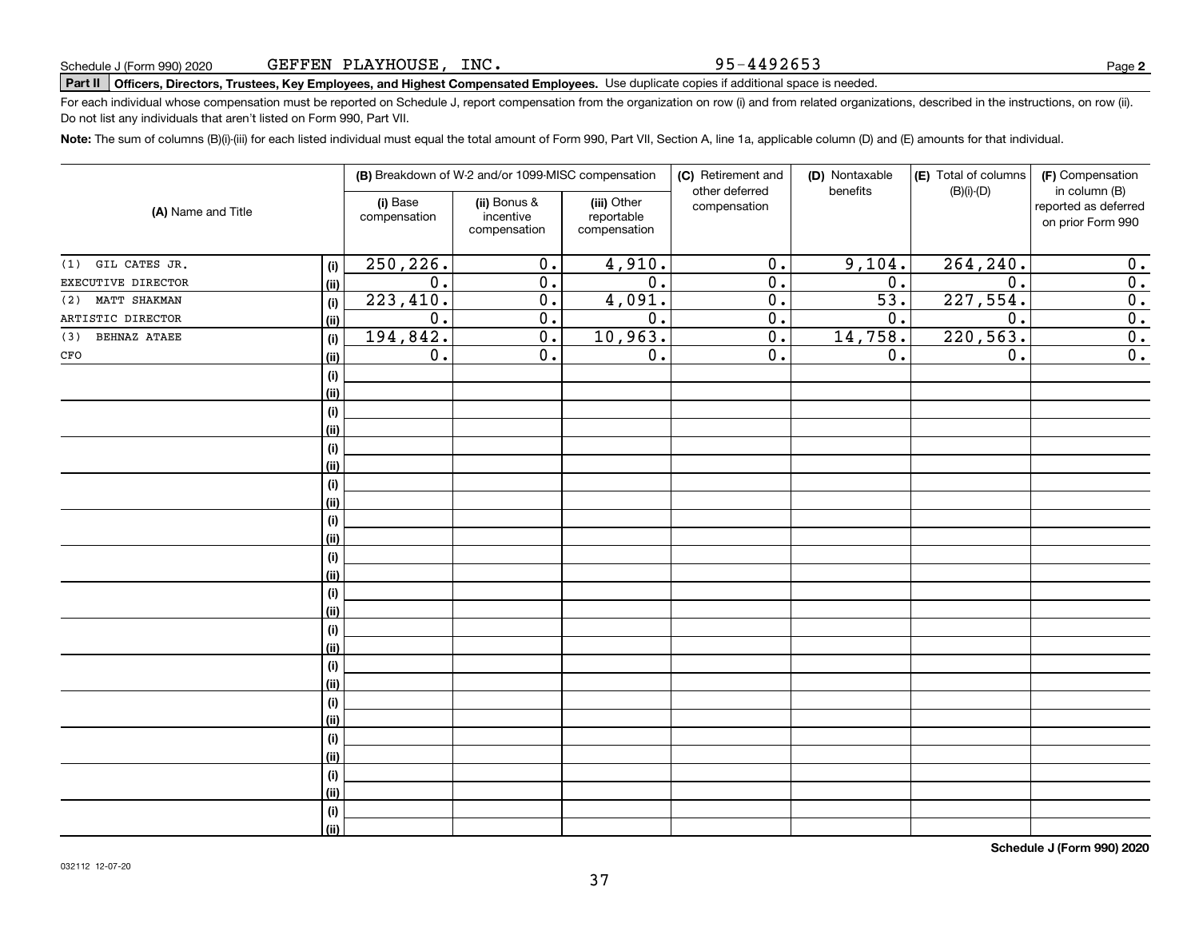Schedule J (Form 990) 2020 GEFFEN PLAYHOUSE, INC. 95-4492653 Page **2**

**Part II** **Officers, Directors, Trustees, Key Employees, and Highest Compensated Employees.** Use duplicate copies if additional space is needed.

For each individual whose compensation must be reported on Schedule J, report compensation from the organization on row (i) and from related organizations, described in the instructions, on row (ii). Do not list any individuals that aren't listed on Form 990, Part VII.

**Note:** The sum of columns (B)(i)-(iii) for each listed individual must equal the total amount of Form 990, Part VII, Section A, line 1a, applicable column (D) and (E) amounts for that individual.

| (A) Name and Title | | (B) Breakdown of W-2 and/or 1099-MISC compensation | | | (C) Retirement and other deferred compensation | (D) Nontaxable benefits | (E) Total of columns (B)(i)-(D) | (F) Compensation in column (B) reported as deferred on prior Form 990 |
|---|---|---|---|---|---|---|---|---|
| | | (i) Base compensation | (ii) Bonus & incentive compensation | (iii) Other reportable compensation | | | | |
| (1) GIL CATES JR. | (i) | 250,226. | 0. | 4,910. | 0. | 9,104. | 264,240. | 0. |
| EXECUTIVE DIRECTOR | (ii) | 0. | 0. | 0. | 0. | 0. | 0. | 0. |
| (2) MATT SHAKMAN | (i) | 223,410. | 0. | 4,091. | 0. | 53. | 227,554. | 0. |
| ARTISTIC DIRECTOR | (ii) | 0. | 0. | 0. | 0. | 0. | 0. | 0. |
| (3) BEHNAZ ATAEE | (i) | 194,842. | 0. | 10,963. | 0. | 14,758. | 220,563. | 0. |
| CFO | (ii) | 0. | 0. | 0. | 0. | 0. | 0. | 0. |

**Schedule J (Form 990) 2020**

032112 12-07-20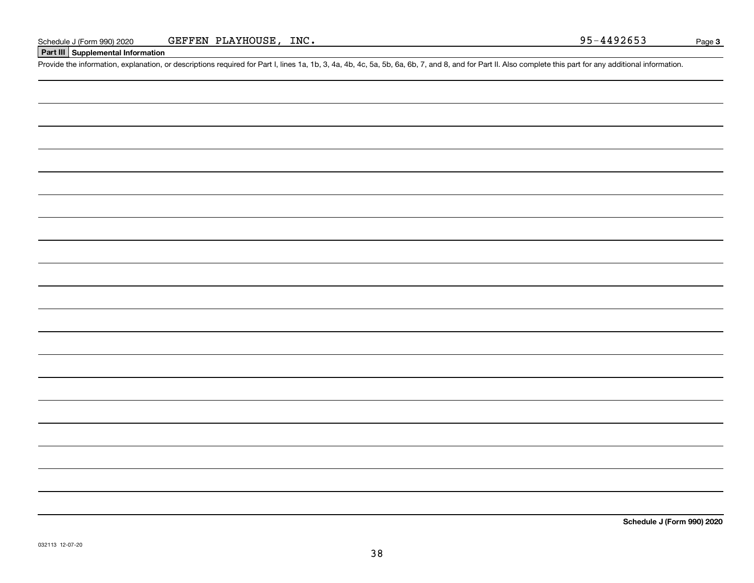Schedule J (Form 990) 2020 GEFFEN PLAYHOUSE, INC. 95-4492653 Page **3**

## Part III Supplemental Information

Provide the information, explanation, or descriptions required for Part I, lines 1a, 1b, 3, 4a, 4b, 4c, 5a, 5b, 6a, 6b, 7, and 8, and for Part II. Also complete this part for any additional information.

**Schedule J (Form 990) 2020**

032113 12-07-20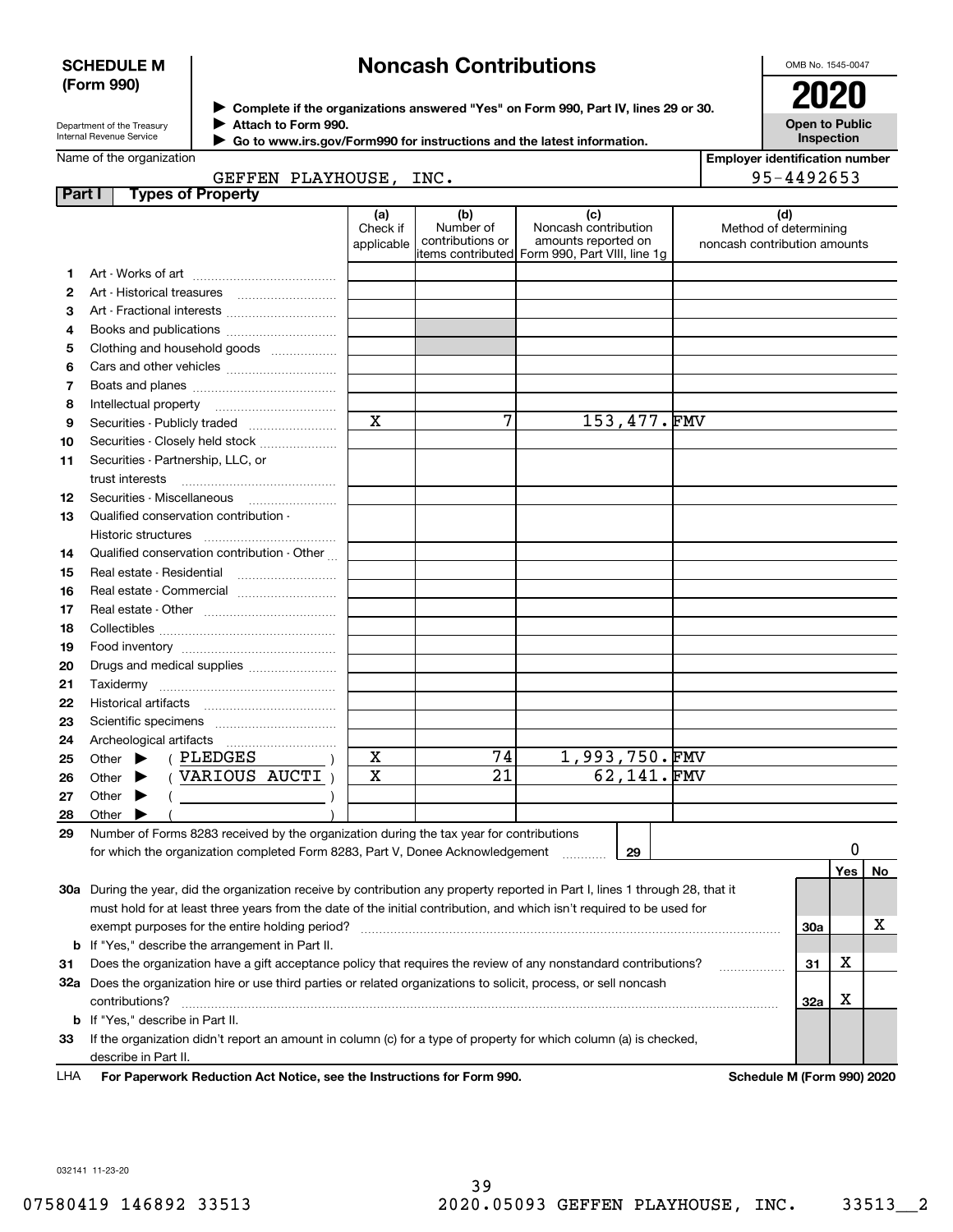**SCHEDULE M (Form 990)**

Department of the Treasury
Internal Revenue Service

# Noncash Contributions

▶ Complete if the organizations answered "Yes" on Form 990, Part IV, lines 29 or 30.
▶ Attach to Form 990.
▶ Go to www.irs.gov/Form990 for instructions and the latest information.

OMB No. 1545-0047

**2020**

**Open to Public Inspection**

Name of the organization: GEFFEN PLAYHOUSE, INC.

Employer identification number: 95-4492653

## Part I Types of Property

| | | (a) Check if applicable | (b) Number of contributions or items contributed | (c) Noncash contribution amounts reported on Form 990, Part VIII, line 1g | (d) Method of determining noncash contribution amounts |
|---|---|---|---|---|---|
| 1 | Art - Works of art | | | | |
| 2 | Art - Historical treasures | | | | |
| 3 | Art - Fractional interests | | | | |
| 4 | Books and publications | | | | |
| 5 | Clothing and household goods | | | | |
| 6 | Cars and other vehicles | | | | |
| 7 | Boats and planes | | | | |
| 8 | Intellectual property | | | | |
| 9 | Securities - Publicly traded | X | 7 | 153,477. | FMV |
| 10 | Securities - Closely held stock | | | | |
| 11 | Securities - Partnership, LLC, or trust interests | | | | |
| 12 | Securities - Miscellaneous | | | | |
| 13 | Qualified conservation contribution - Historic structures | | | | |
| 14 | Qualified conservation contribution - Other | | | | |
| 15 | Real estate - Residential | | | | |
| 16 | Real estate - Commercial | | | | |
| 17 | Real estate - Other | | | | |
| 18 | Collectibles | | | | |
| 19 | Food inventory | | | | |
| 20 | Drugs and medical supplies | | | | |
| 21 | Taxidermy | | | | |
| 22 | Historical artifacts | | | | |
| 23 | Scientific specimens | | | | |
| 24 | Archeological artifacts | | | | |
| 25 | Other ▶ ( PLEDGES ) | X | 74 | 1,993,750. | FMV |
| 26 | Other ▶ ( VARIOUS AUCTI ) | X | 21 | 62,141. | FMV |
| 27 | Other ▶ ( ) | | | | |
| 28 | Other ▶ ( ) | | | | |

| | | | Yes | No |
|---|---|---|---|---|
| 29 | Number of Forms 8283 received by the organization during the tax year for contributions for which the organization completed Form 8283, Part V, Donee Acknowledgement | 29 | 0 | |
| 30a | During the year, did the organization receive by contribution any property reported in Part I, lines 1 through 28, that it must hold for at least three years from the date of the initial contribution, and which isn't required to be used for exempt purposes for the entire holding period? | 30a | | X |
| b | If "Yes," describe the arrangement in Part II. | | | |
| 31 | Does the organization have a gift acceptance policy that requires the review of any nonstandard contributions? | 31 | X | |
| 32a | Does the organization hire or use third parties or related organizations to solicit, process, or sell noncash contributions? | 32a | X | |
| b | If "Yes," describe in Part II. | | | |
| 33 | If the organization didn't report an amount in column (c) for a type of property for which column (a) is checked, describe in Part II. | | | |

LHA **For Paperwork Reduction Act Notice, see the Instructions for Form 990.** **Schedule M (Form 990) 2020**

032141 11-23-20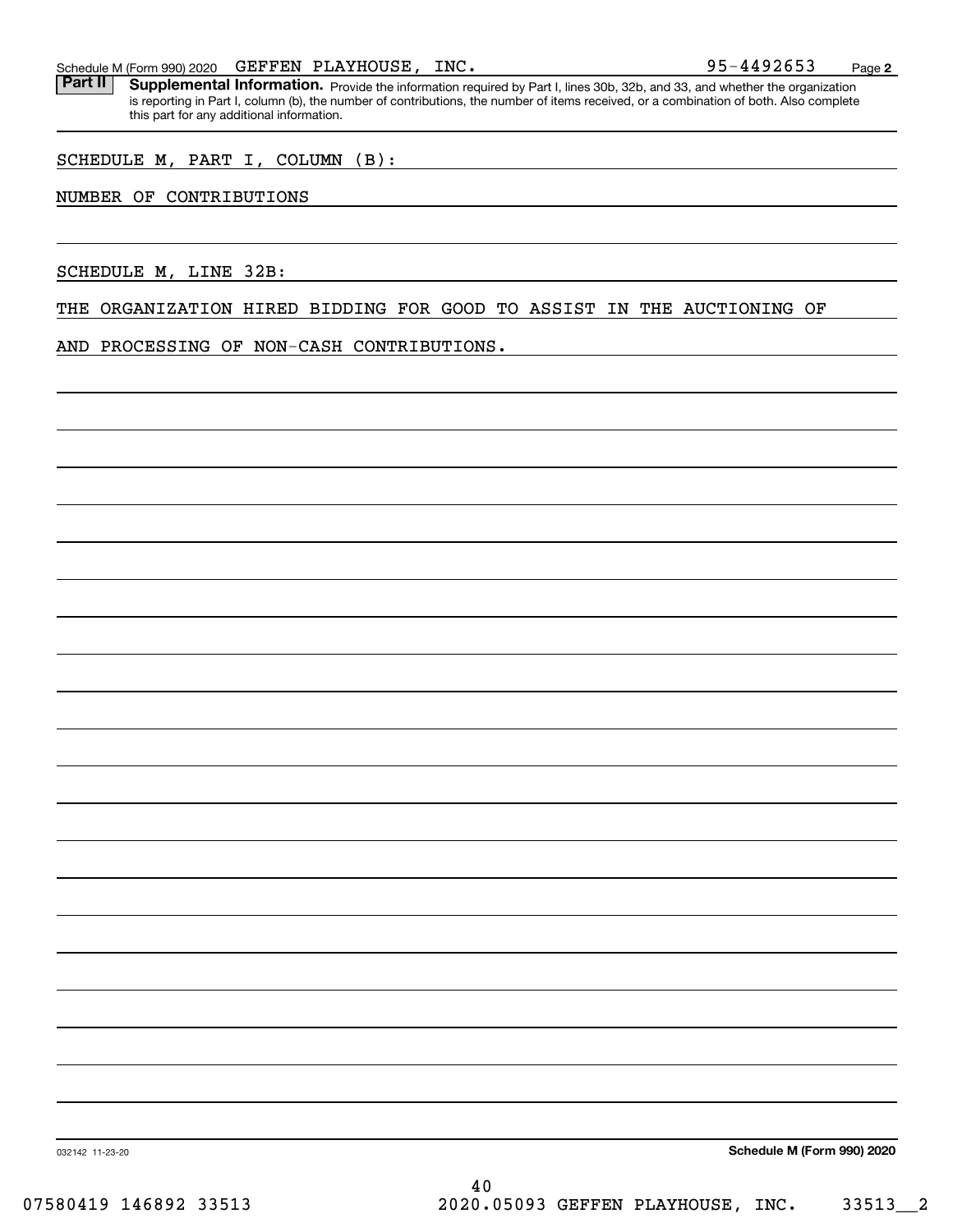Schedule M (Form 990) 2020 GEFFEN PLAYHOUSE, INC. 95-4492653 Page 2

**Part II** **Supplemental Information.** Provide the information required by Part I, lines 30b, 32b, and 33, and whether the organization is reporting in Part I, column (b), the number of contributions, the number of items received, or a combination of both. Also complete this part for any additional information.

SCHEDULE M, PART I, COLUMN (B):

NUMBER OF CONTRIBUTIONS

SCHEDULE M, LINE 32B:

THE ORGANIZATION HIRED BIDDING FOR GOOD TO ASSIST IN THE AUCTIONING OF AND PROCESSING OF NON-CASH CONTRIBUTIONS.

032142 11-23-20

**Schedule M (Form 990) 2020**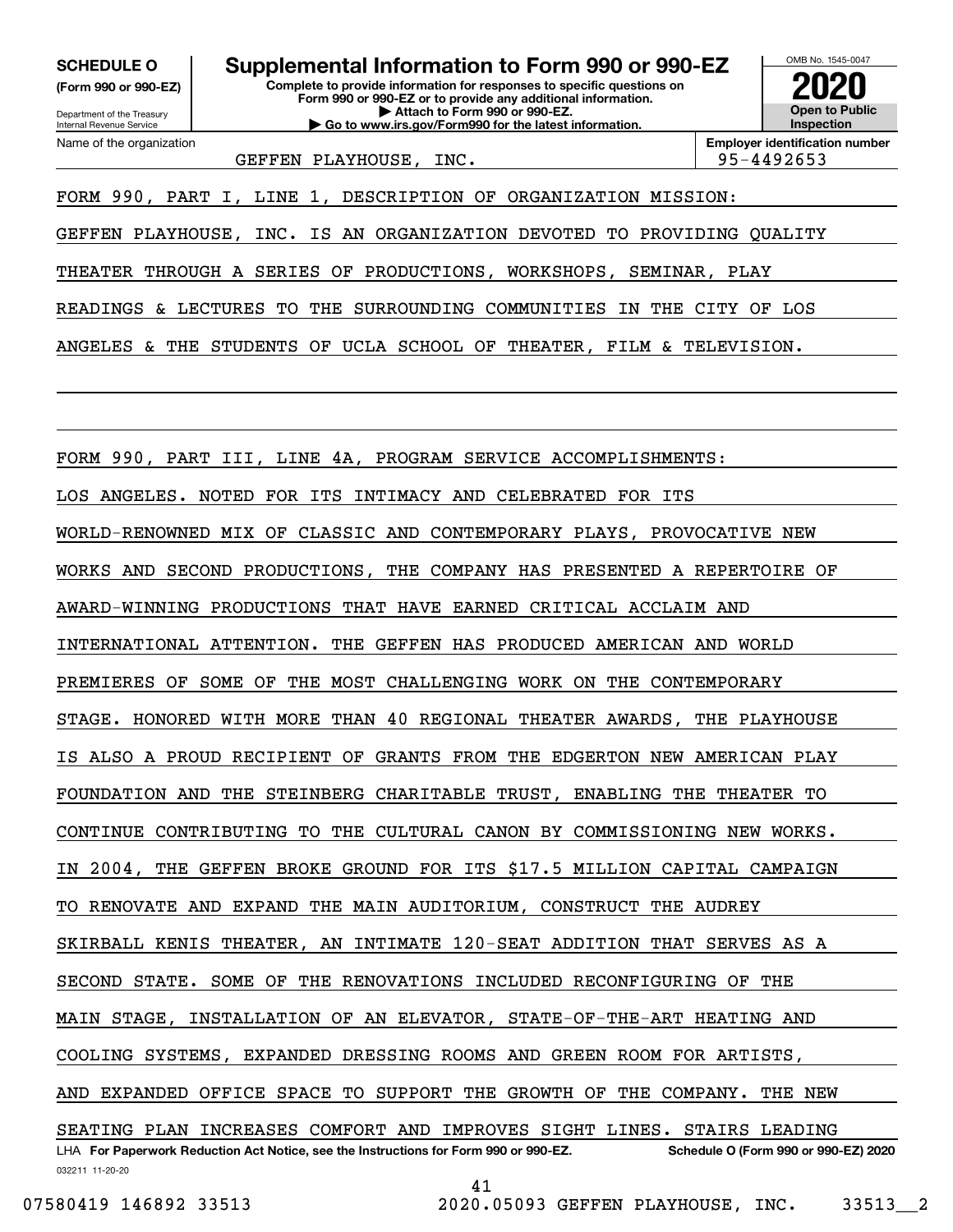**SCHEDULE O (Form 990 or 990-EZ)**

Department of the Treasury
Internal Revenue Service

# Supplemental Information to Form 990 or 990-EZ

**Complete to provide information for responses to specific questions on Form 990 or 990-EZ or to provide any additional information.**
**▶ Attach to Form 990 or 990-EZ.**
**▶ Go to www.irs.gov/Form990 for the latest information.**

OMB No. 1545-0047
**2020**
**Open to Public Inspection**

| Name of the organization | Employer identification number |
|---|---|
| GEFFEN PLAYHOUSE, INC. | 95-4492653 |

FORM 990, PART I, LINE 1, DESCRIPTION OF ORGANIZATION MISSION:

GEFFEN PLAYHOUSE, INC. IS AN ORGANIZATION DEVOTED TO PROVIDING QUALITY THEATER THROUGH A SERIES OF PRODUCTIONS, WORKSHOPS, SEMINAR, PLAY READINGS & LECTURES TO THE SURROUNDING COMMUNITIES IN THE CITY OF LOS ANGELES & THE STUDENTS OF UCLA SCHOOL OF THEATER, FILM & TELEVISION.

FORM 990, PART III, LINE 4A, PROGRAM SERVICE ACCOMPLISHMENTS:

LOS ANGELES. NOTED FOR ITS INTIMACY AND CELEBRATED FOR ITS WORLD-RENOWNED MIX OF CLASSIC AND CONTEMPORARY PLAYS, PROVOCATIVE NEW WORKS AND SECOND PRODUCTIONS, THE COMPANY HAS PRESENTED A REPERTOIRE OF AWARD-WINNING PRODUCTIONS THAT HAVE EARNED CRITICAL ACCLAIM AND INTERNATIONAL ATTENTION. THE GEFFEN HAS PRODUCED AMERICAN AND WORLD PREMIERES OF SOME OF THE MOST CHALLENGING WORK ON THE CONTEMPORARY STAGE. HONORED WITH MORE THAN 40 REGIONAL THEATER AWARDS, THE PLAYHOUSE IS ALSO A PROUD RECIPIENT OF GRANTS FROM THE EDGERTON NEW AMERICAN PLAY FOUNDATION AND THE STEINBERG CHARITABLE TRUST, ENABLING THE THEATER TO CONTINUE CONTRIBUTING TO THE CULTURAL CANON BY COMMISSIONING NEW WORKS. IN 2004, THE GEFFEN BROKE GROUND FOR ITS $17.5 MILLION CAPITAL CAMPAIGN TO RENOVATE AND EXPAND THE MAIN AUDITORIUM, CONSTRUCT THE AUDREY SKIRBALL KENIS THEATER, AN INTIMATE 120-SEAT ADDITION THAT SERVES AS A SECOND STATE. SOME OF THE RENOVATIONS INCLUDED RECONFIGURING OF THE MAIN STAGE, INSTALLATION OF AN ELEVATOR, STATE-OF-THE-ART HEATING AND COOLING SYSTEMS, EXPANDED DRESSING ROOMS AND GREEN ROOM FOR ARTISTS, AND EXPANDED OFFICE SPACE TO SUPPORT THE GROWTH OF THE COMPANY. THE NEW SEATING PLAN INCREASES COMFORT AND IMPROVES SIGHT LINES. STAIRS LEADING

LHA **For Paperwork Reduction Act Notice, see the Instructions for Form 990 or 990-EZ.** **Schedule O (Form 990 or 990-EZ) 2020**
032211 11-20-20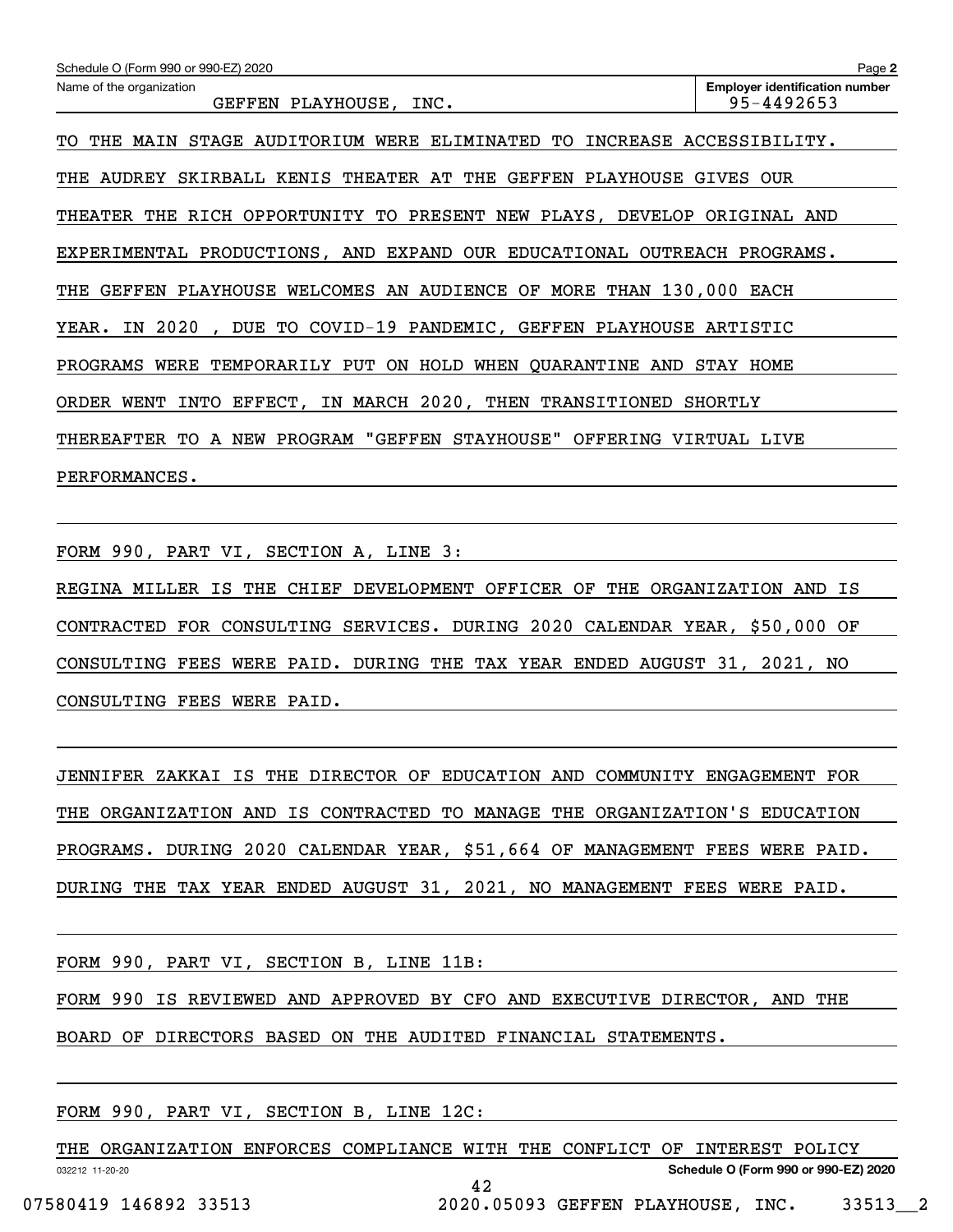Name of the organization: GEFFEN PLAYHOUSE, INC.

Employer identification number: 95-4492653

TO THE MAIN STAGE AUDITORIUM WERE ELIMINATED TO INCREASE ACCESSIBILITY. THE AUDREY SKIRBALL KENIS THEATER AT THE GEFFEN PLAYHOUSE GIVES OUR THEATER THE RICH OPPORTUNITY TO PRESENT NEW PLAYS, DEVELOP ORIGINAL AND EXPERIMENTAL PRODUCTIONS, AND EXPAND OUR EDUCATIONAL OUTREACH PROGRAMS. THE GEFFEN PLAYHOUSE WELCOMES AN AUDIENCE OF MORE THAN 130,000 EACH YEAR. IN 2020 , DUE TO COVID-19 PANDEMIC, GEFFEN PLAYHOUSE ARTISTIC PROGRAMS WERE TEMPORARILY PUT ON HOLD WHEN QUARANTINE AND STAY HOME ORDER WENT INTO EFFECT, IN MARCH 2020, THEN TRANSITIONED SHORTLY THEREAFTER TO A NEW PROGRAM "GEFFEN STAYHOUSE" OFFERING VIRTUAL LIVE PERFORMANCES.

FORM 990, PART VI, SECTION A, LINE 3:

REGINA MILLER IS THE CHIEF DEVELOPMENT OFFICER OF THE ORGANIZATION AND IS CONTRACTED FOR CONSULTING SERVICES. DURING 2020 CALENDAR YEAR, $50,000 OF CONSULTING FEES WERE PAID. DURING THE TAX YEAR ENDED AUGUST 31, 2021, NO CONSULTING FEES WERE PAID.

JENNIFER ZAKKAI IS THE DIRECTOR OF EDUCATION AND COMMUNITY ENGAGEMENT FOR THE ORGANIZATION AND IS CONTRACTED TO MANAGE THE ORGANIZATION'S EDUCATION PROGRAMS. DURING 2020 CALENDAR YEAR, $51,664 OF MANAGEMENT FEES WERE PAID. DURING THE TAX YEAR ENDED AUGUST 31, 2021, NO MANAGEMENT FEES WERE PAID.

FORM 990, PART VI, SECTION B, LINE 11B:

FORM 990 IS REVIEWED AND APPROVED BY CFO AND EXECUTIVE DIRECTOR, AND THE BOARD OF DIRECTORS BASED ON THE AUDITED FINANCIAL STATEMENTS.

FORM 990, PART VI, SECTION B, LINE 12C:

THE ORGANIZATION ENFORCES COMPLIANCE WITH THE CONFLICT OF INTEREST POLICY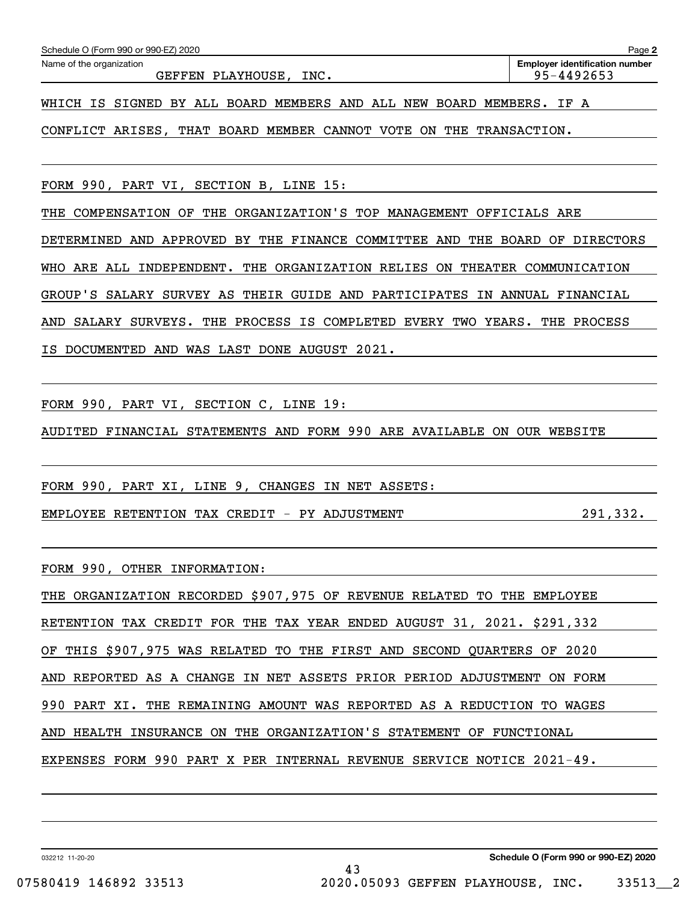Schedule O (Form 990 or 990-EZ) 2020 Page **2**

Name of the organization: GEFFEN PLAYHOUSE, INC.

**Employer identification number** 95-4492653

WHICH IS SIGNED BY ALL BOARD MEMBERS AND ALL NEW BOARD MEMBERS. IF A CONFLICT ARISES, THAT BOARD MEMBER CANNOT VOTE ON THE TRANSACTION.

FORM 990, PART VI, SECTION B, LINE 15:

THE COMPENSATION OF THE ORGANIZATION'S TOP MANAGEMENT OFFICIALS ARE DETERMINED AND APPROVED BY THE FINANCE COMMITTEE AND THE BOARD OF DIRECTORS WHO ARE ALL INDEPENDENT. THE ORGANIZATION RELIES ON THEATER COMMUNICATION GROUP'S SALARY SURVEY AS THEIR GUIDE AND PARTICIPATES IN ANNUAL FINANCIAL AND SALARY SURVEYS. THE PROCESS IS COMPLETED EVERY TWO YEARS. THE PROCESS IS DOCUMENTED AND WAS LAST DONE AUGUST 2021.

FORM 990, PART VI, SECTION C, LINE 19:

AUDITED FINANCIAL STATEMENTS AND FORM 990 ARE AVAILABLE ON OUR WEBSITE

FORM 990, PART XI, LINE 9, CHANGES IN NET ASSETS:

| | |
|---|---|
| EMPLOYEE RETENTION TAX CREDIT - PY ADJUSTMENT | 291,332. |

FORM 990, OTHER INFORMATION:

THE ORGANIZATION RECORDED $907,975 OF REVENUE RELATED TO THE EMPLOYEE RETENTION TAX CREDIT FOR THE TAX YEAR ENDED AUGUST 31, 2021. $291,332 OF THIS $907,975 WAS RELATED TO THE FIRST AND SECOND QUARTERS OF 2020 AND REPORTED AS A CHANGE IN NET ASSETS PRIOR PERIOD ADJUSTMENT ON FORM 990 PART XI. THE REMAINING AMOUNT WAS REPORTED AS A REDUCTION TO WAGES AND HEALTH INSURANCE ON THE ORGANIZATION'S STATEMENT OF FUNCTIONAL EXPENSES FORM 990 PART X PER INTERNAL REVENUE SERVICE NOTICE 2021-49.

032212 11-20-20 **Schedule O (Form 990 or 990-EZ) 2020**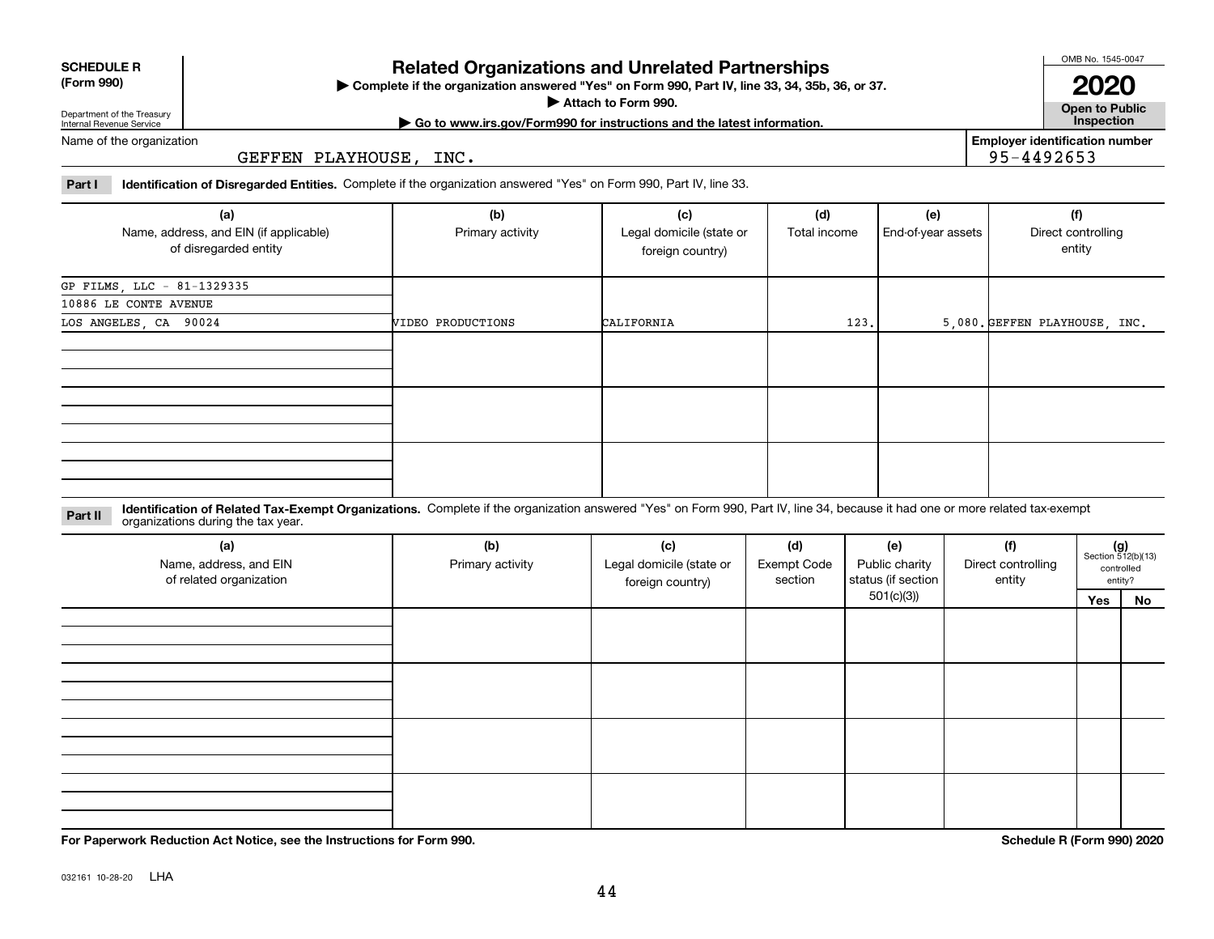**SCHEDULE R (Form 990)**

Department of the Treasury
Internal Revenue Service

# Related Organizations and Unrelated Partnerships

▶ Complete if the organization answered "Yes" on Form 990, Part IV, line 33, 34, 35b, 36, or 37.

▶ Attach to Form 990.

▶ Go to www.irs.gov/Form990 for instructions and the latest information.

OMB No. 1545-0047

**2020**

**Open to Public Inspection**

Name of the organization: GEFFEN PLAYHOUSE, INC.

Employer identification number: 95-4492653

**Part I** **Identification of Disregarded Entities.** Complete if the organization answered "Yes" on Form 990, Part IV, line 33.

| (a) Name, address, and EIN (if applicable) of disregarded entity | (b) Primary activity | (c) Legal domicile (state or foreign country) | (d) Total income | (e) End-of-year assets | (f) Direct controlling entity |
|---|---|---|---|---|---|
| GP FILMS, LLC - 81-1329335<br>10886 LE CONTE AVENUE<br>LOS ANGELES, CA 90024 | VIDEO PRODUCTIONS | CALIFORNIA | 123. | 5,080. | GEFFEN PLAYHOUSE, INC. |
| | | | | | |
| | | | | | |
| | | | | | |

**Part II** **Identification of Related Tax-Exempt Organizations.** Complete if the organization answered "Yes" on Form 990, Part IV, line 34, because it had one or more related tax-exempt organizations during the tax year.

| (a) Name, address, and EIN of related organization | (b) Primary activity | (c) Legal domicile (state or foreign country) | (d) Exempt Code section | (e) Public charity status (if section 501(c)(3)) | (f) Direct controlling entity | (g) Section 512(b)(13) controlled entity? Yes | No |
|---|---|---|---|---|---|---|---|
| | | | | | | | |
| | | | | | | | |
| | | | | | | | |
| | | | | | | | |

**For Paperwork Reduction Act Notice, see the Instructions for Form 990.**

**Schedule R (Form 990) 2020**

032161 10-28-20 LHA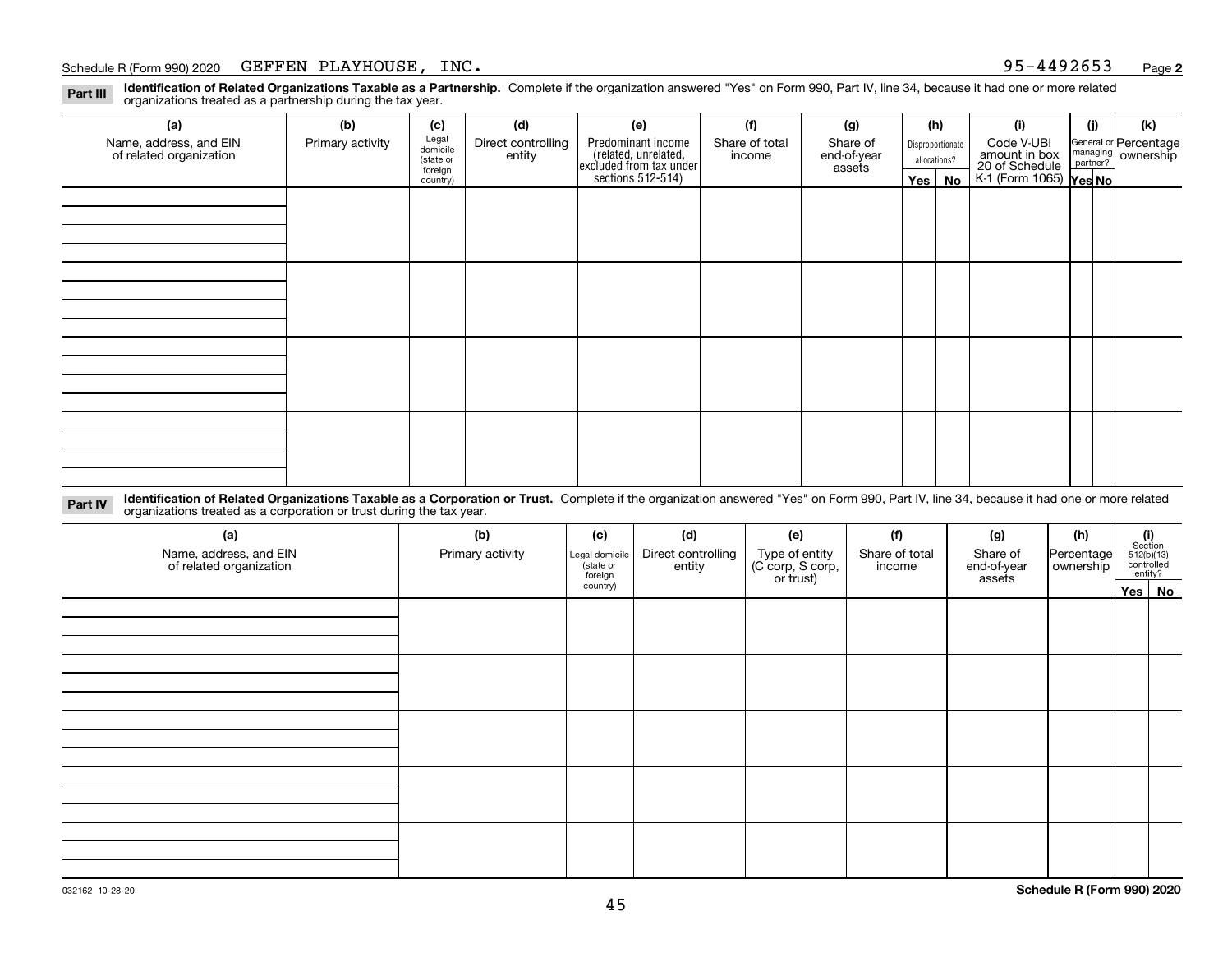Schedule R (Form 990) 2020 GEFFEN PLAYHOUSE, INC. 95-4492653 Page **2**

**Part III** **Identification of Related Organizations Taxable as a Partnership.** Complete if the organization answered "Yes" on Form 990, Part IV, line 34, because it had one or more related organizations treated as a partnership during the tax year.

| (a) Name, address, and EIN of related organization | (b) Primary activity | (c) Legal domicile (state or foreign country) | (d) Direct controlling entity | (e) Predominant income (related, unrelated, excluded from tax under sections 512-514) | (f) Share of total income | (g) Share of end-of-year assets | (h) Disproportionate allocations? Yes | (h) No | (i) Code V-UBI amount in box 20 of Schedule K-1 (Form 1065) | (j) General or managing partner? Yes | (j) No | (k) Percentage ownership |
|---|---|---|---|---|---|---|---|---|---|---|---|---|
| | | | | | | | | | | | | |
| | | | | | | | | | | | | |
| | | | | | | | | | | | | |
| | | | | | | | | | | | | |

**Part IV** **Identification of Related Organizations Taxable as a Corporation or Trust.** Complete if the organization answered "Yes" on Form 990, Part IV, line 34, because it had one or more related organizations treated as a corporation or trust during the tax year.

| (a) Name, address, and EIN of related organization | (b) Primary activity | (c) Legal domicile (state or foreign country) | (d) Direct controlling entity | (e) Type of entity (C corp, S corp, or trust) | (f) Share of total income | (g) Share of end-of-year assets | (h) Percentage ownership | (i) Section 512(b)(13) controlled entity? Yes | (i) No |
|---|---|---|---|---|---|---|---|---|---|
| | | | | | | | | | |
| | | | | | | | | | |
| | | | | | | | | | |
| | | | | | | | | | |
| | | | | | | | | | |

032162 10-28-20 **Schedule R (Form 990) 2020**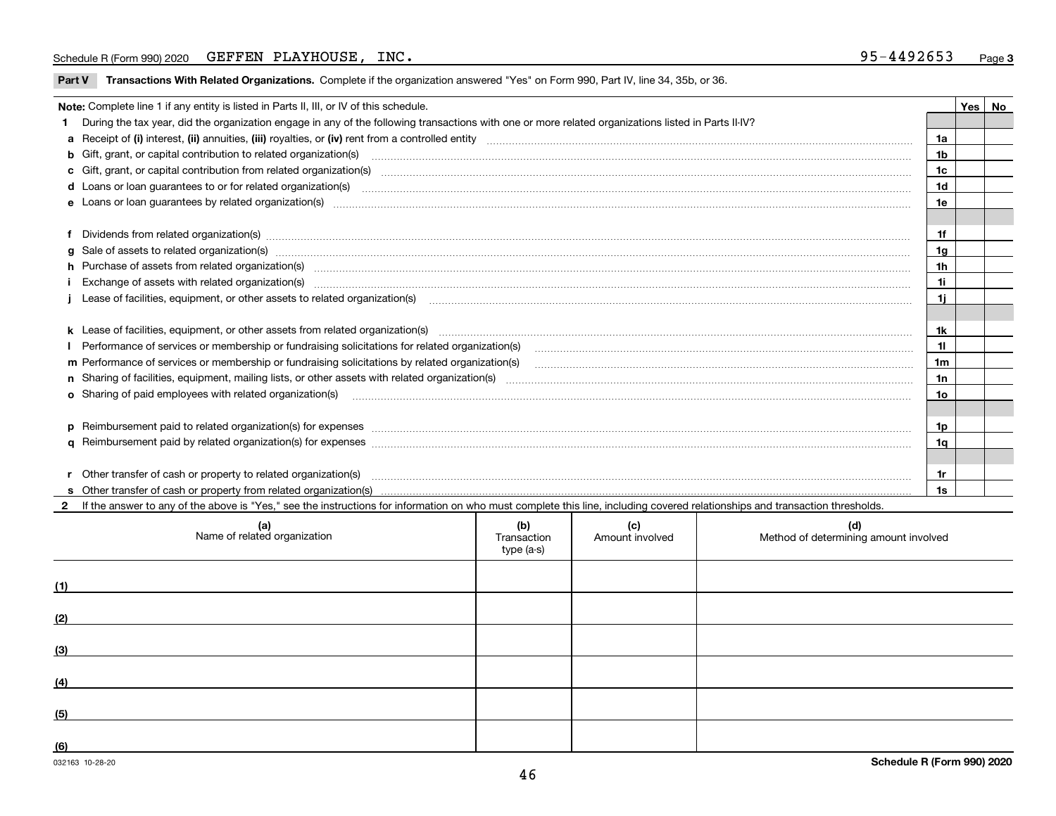Schedule R (Form 990) 2020 GEFFEN PLAYHOUSE, INC. 95-4492653 Page 3

**Part V Transactions With Related Organizations.** Complete if the organization answered "Yes" on Form 990, Part IV, line 34, 35b, or 36.

| Note: Complete line 1 if any entity is listed in Parts II, III, or IV of this schedule. | | Yes | No |
|---|---|---|---|
| **1** During the tax year, did the organization engage in any of the following transactions with one or more related organizations listed in Parts II-IV? | | | |
| **a** Receipt of **(i)** interest, **(ii)** annuities, **(iii)** royalties, or **(iv)** rent from a controlled entity | 1a | | |
| **b** Gift, grant, or capital contribution to related organization(s) | 1b | | |
| **c** Gift, grant, or capital contribution from related organization(s) | 1c | | |
| **d** Loans or loan guarantees to or for related organization(s) | 1d | | |
| **e** Loans or loan guarantees by related organization(s) | 1e | | |
| **f** Dividends from related organization(s) | 1f | | |
| **g** Sale of assets to related organization(s) | 1g | | |
| **h** Purchase of assets from related organization(s) | 1h | | |
| **i** Exchange of assets with related organization(s) | 1i | | |
| **j** Lease of facilities, equipment, or other assets to related organization(s) | 1j | | |
| **k** Lease of facilities, equipment, or other assets from related organization(s) | 1k | | |
| **l** Performance of services or membership or fundraising solicitations for related organization(s) | 1l | | |
| **m** Performance of services or membership or fundraising solicitations by related organization(s) | 1m | | |
| **n** Sharing of facilities, equipment, mailing lists, or other assets with related organization(s) | 1n | | |
| **o** Sharing of paid employees with related organization(s) | 1o | | |
| **p** Reimbursement paid to related organization(s) for expenses | 1p | | |
| **q** Reimbursement paid by related organization(s) for expenses | 1q | | |
| **r** Other transfer of cash or property to related organization(s) | 1r | | |
| **s** Other transfer of cash or property from related organization(s) | 1s | | |

**2** If the answer to any of the above is "Yes," see the instructions for information on who must complete this line, including covered relationships and transaction thresholds.

| | (a) Name of related organization | (b) Transaction type (a-s) | (c) Amount involved | (d) Method of determining amount involved |
|---|---|---|---|---|
| (1) | | | | |
| (2) | | | | |
| (3) | | | | |
| (4) | | | | |
| (5) | | | | |
| (6) | | | | |

032163 10-28-20

Schedule R (Form 990) 2020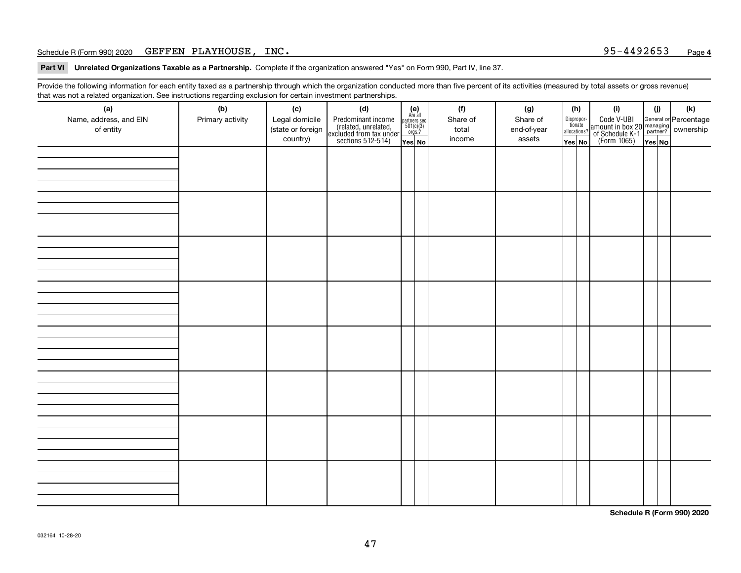Schedule R (Form 990) 2020 GEFFEN PLAYHOUSE, INC. 95-4492653 Page 4

**Part VI** **Unrelated Organizations Taxable as a Partnership.** Complete if the organization answered "Yes" on Form 990, Part IV, line 37.

Provide the following information for each entity taxed as a partnership through which the organization conducted more than five percent of its activities (measured by total assets or gross revenue) that was not a related organization. See instructions regarding exclusion for certain investment partnerships.

| (a) Name, address, and EIN of entity | (b) Primary activity | (c) Legal domicile (state or foreign country) | (d) Predominant income (related, unrelated, excluded from tax under sections 512-514) | (e) Are all partners sec. 501(c)(3) orgs.? | | (f) Share of total income | (g) Share of end-of-year assets | (h) Disproportionate allocations? | | (i) Code V-UBI amount in box 20 of Schedule K-1 (Form 1065) | (j) General or managing partner? | | (k) Percentage ownership |
|---|---|---|---|---|---|---|---|---|---|---|---|---|---|
| | | | | Yes | No | | | Yes | No | | Yes | No | |
| | | | | | | | | | | | | | |
| | | | | | | | | | | | | | |
| | | | | | | | | | | | | | |
| | | | | | | | | | | | | | |
| | | | | | | | | | | | | | |
| | | | | | | | | | | | | | |
| | | | | | | | | | | | | | |
| | | | | | | | | | | | | | |

**Schedule R (Form 990) 2020**

032164 10-28-20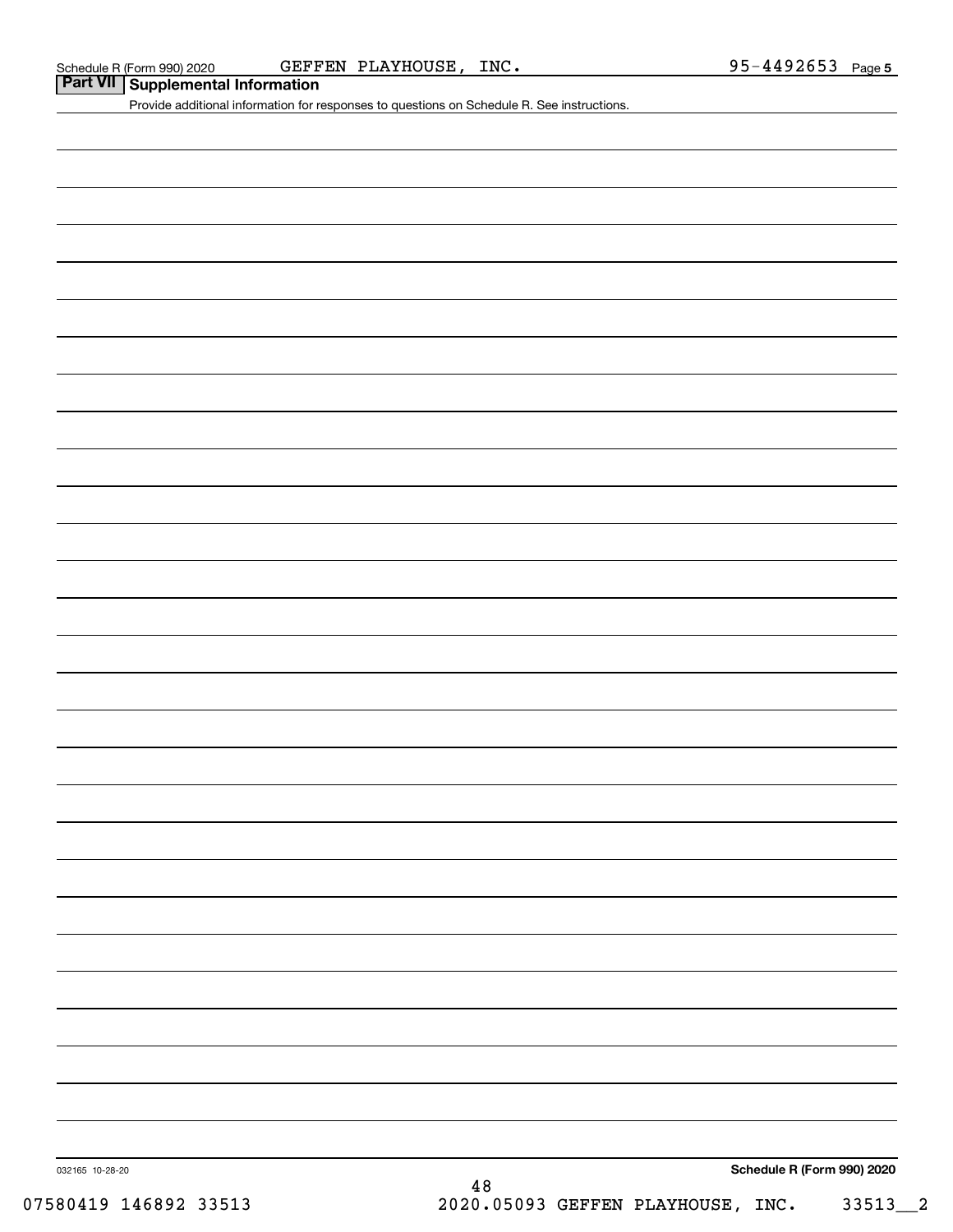Schedule R (Form 990) 2020 GEFFEN PLAYHOUSE, INC. 95-4492653 Page **5**

## Part VII Supplemental Information

Provide additional information for responses to questions on Schedule R. See instructions.

032165 10-28-20

**Schedule R (Form 990) 2020**

48

07580419 146892 33513 2020.05093 GEFFEN PLAYHOUSE, INC. 33513__2